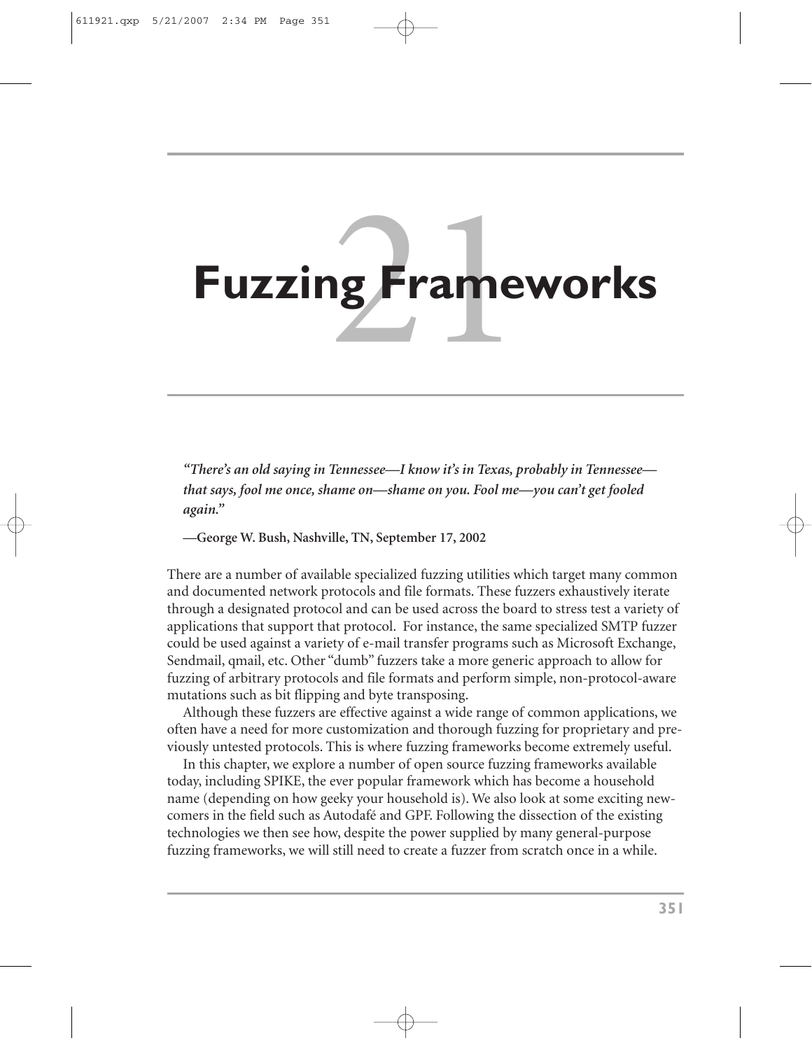# 21 Fuzzing Frameworks

> ***"There's an old saying in Tennessee—I know it's in Texas, probably in Tennessee—that says, fool me once, shame on—shame on you. Fool me—you can't get fooled again."***
>
> **—George W. Bush, Nashville, TN, September 17, 2002**

There are a number of available specialized fuzzing utilities which target many common and documented network protocols and file formats. These fuzzers exhaustively iterate through a designated protocol and can be used across the board to stress test a variety of applications that support that protocol. For instance, the same specialized SMTP fuzzer could be used against a variety of e-mail transfer programs such as Microsoft Exchange, Sendmail, qmail, etc. Other "dumb" fuzzers take a more generic approach to allow for fuzzing of arbitrary protocols and file formats and perform simple, non-protocol-aware mutations such as bit flipping and byte transposing.

Although these fuzzers are effective against a wide range of common applications, we often have a need for more customization and thorough fuzzing for proprietary and previously untested protocols. This is where fuzzing frameworks become extremely useful.

In this chapter, we explore a number of open source fuzzing frameworks available today, including SPIKE, the ever popular framework which has become a household name (depending on how geeky your household is). We also look at some exciting newcomers in the field such as Autodafé and GPF. Following the dissection of the existing technologies we then see how, despite the power supplied by many general-purpose fuzzing frameworks, we will still need to create a fuzzer from scratch once in a while.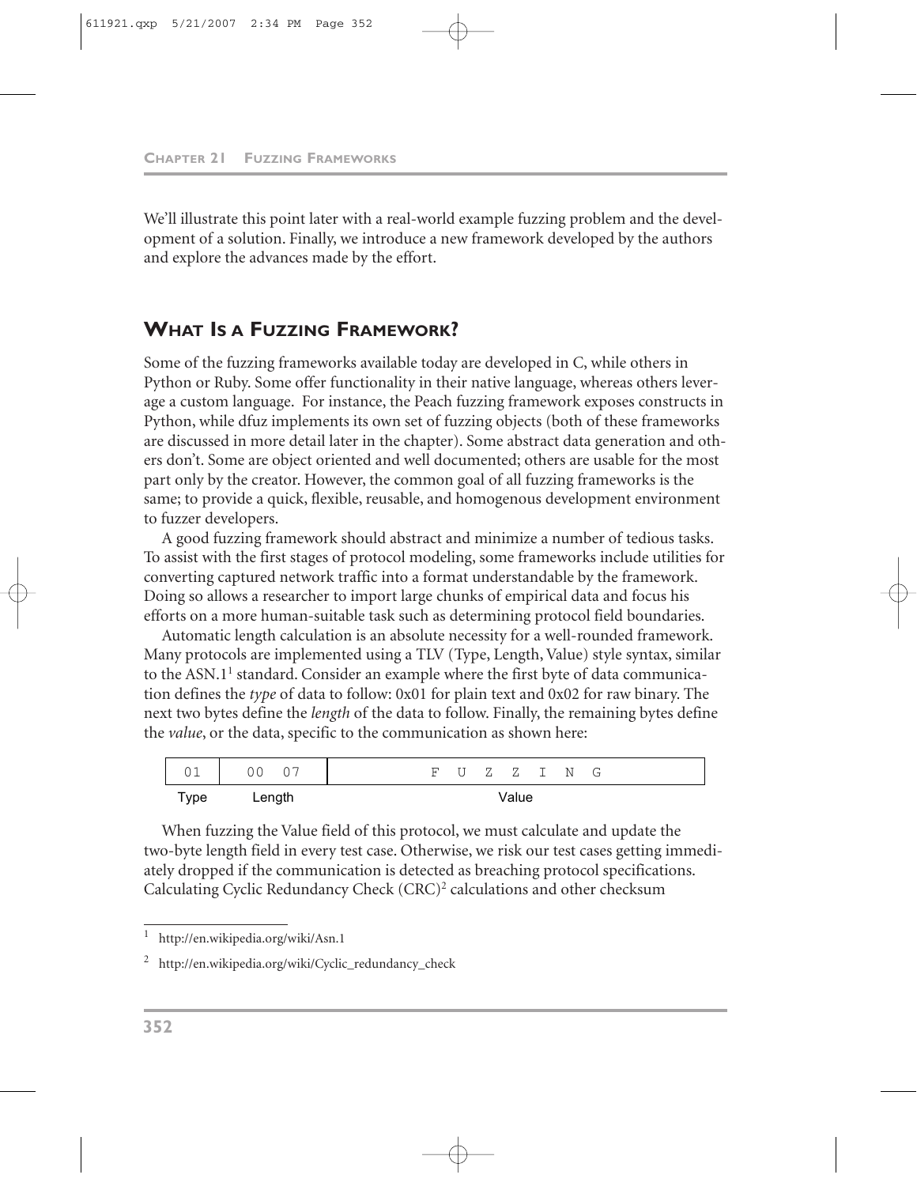We'll illustrate this point later with a real-world example fuzzing problem and the development of a solution. Finally, we introduce a new framework developed by the authors and explore the advances made by the effort.

## WHAT IS A FUZZING FRAMEWORK?

Some of the fuzzing frameworks available today are developed in C, while others in Python or Ruby. Some offer functionality in their native language, whereas others leverage a custom language. For instance, the Peach fuzzing framework exposes constructs in Python, while dfuz implements its own set of fuzzing objects (both of these frameworks are discussed in more detail later in the chapter). Some abstract data generation and others don't. Some are object oriented and well documented; others are usable for the most part only by the creator. However, the common goal of all fuzzing frameworks is the same; to provide a quick, flexible, reusable, and homogenous development environment to fuzzer developers.

A good fuzzing framework should abstract and minimize a number of tedious tasks. To assist with the first stages of protocol modeling, some frameworks include utilities for converting captured network traffic into a format understandable by the framework. Doing so allows a researcher to import large chunks of empirical data and focus his efforts on a more human-suitable task such as determining protocol field boundaries.

Automatic length calculation is an absolute necessity for a well-rounded framework. Many protocols are implemented using a TLV (Type, Length, Value) style syntax, similar to the ASN.1[1] standard. Consider an example where the first byte of data communication defines the *type* of data to follow: 0x01 for plain text and 0x02 for raw binary. The next two bytes define the *length* of the data to follow. Finally, the remaining bytes define the *value*, or the data, specific to the communication as shown here:

| 01 | 00 07 | F U Z Z I N G |
|---|---|---|
| Type | Length | Value |

When fuzzing the Value field of this protocol, we must calculate and update the two-byte length field in every test case. Otherwise, we risk our test cases getting immediately dropped if the communication is detected as breaching protocol specifications. Calculating Cyclic Redundancy Check (CRC)[2] calculations and other checksum

---

[1] http://en.wikipedia.org/wiki/Asn.1

[2] http://en.wikipedia.org/wiki/Cyclic_redundancy_check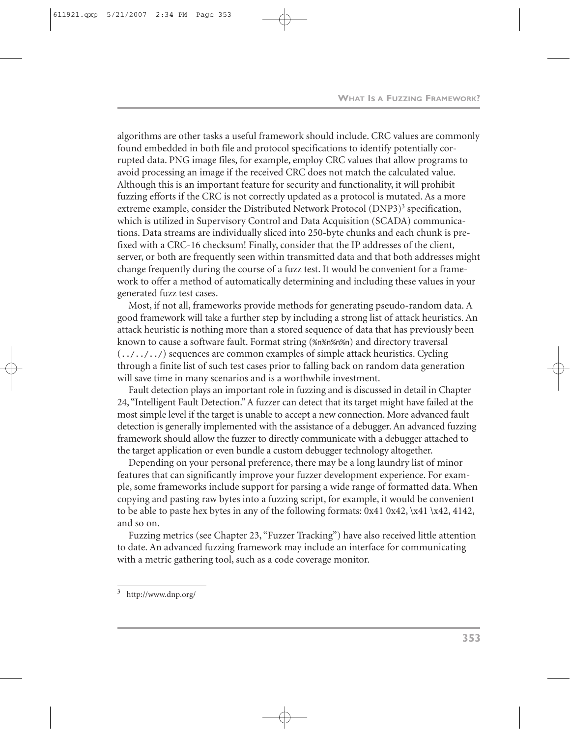algorithms are other tasks a useful framework should include. CRC values are commonly found embedded in both file and protocol specifications to identify potentially corrupted data. PNG image files, for example, employ CRC values that allow programs to avoid processing an image if the received CRC does not match the calculated value. Although this is an important feature for security and functionality, it will prohibit fuzzing efforts if the CRC is not correctly updated as a protocol is mutated. As a more extreme example, consider the Distributed Network Protocol (DNP3)[3] specification, which is utilized in Supervisory Control and Data Acquisition (SCADA) communications. Data streams are individually sliced into 250-byte chunks and each chunk is prefixed with a CRC-16 checksum! Finally, consider that the IP addresses of the client, server, or both are frequently seen within transmitted data and that both addresses might change frequently during the course of a fuzz test. It would be convenient for a framework to offer a method of automatically determining and including these values in your generated fuzz test cases.

Most, if not all, frameworks provide methods for generating pseudo-random data. A good framework will take a further step by including a strong list of attack heuristics. An attack heuristic is nothing more than a stored sequence of data that has previously been known to cause a software fault. Format string (`%n%n%n%n`) and directory traversal (`../../../`) sequences are common examples of simple attack heuristics. Cycling through a finite list of such test cases prior to falling back on random data generation will save time in many scenarios and is a worthwhile investment.

Fault detection plays an important role in fuzzing and is discussed in detail in Chapter 24, "Intelligent Fault Detection." A fuzzer can detect that its target might have failed at the most simple level if the target is unable to accept a new connection. More advanced fault detection is generally implemented with the assistance of a debugger. An advanced fuzzing framework should allow the fuzzer to directly communicate with a debugger attached to the target application or even bundle a custom debugger technology altogether.

Depending on your personal preference, there may be a long laundry list of minor features that can significantly improve your fuzzer development experience. For example, some frameworks include support for parsing a wide range of formatted data. When copying and pasting raw bytes into a fuzzing script, for example, it would be convenient to be able to paste hex bytes in any of the following formats: 0x41 0x42, \x41 \x42, 4142, and so on.

Fuzzing metrics (see Chapter 23, "Fuzzer Tracking") have also received little attention to date. An advanced fuzzing framework may include an interface for communicating with a metric gathering tool, such as a code coverage monitor.

---

[3] http://www.dnp.org/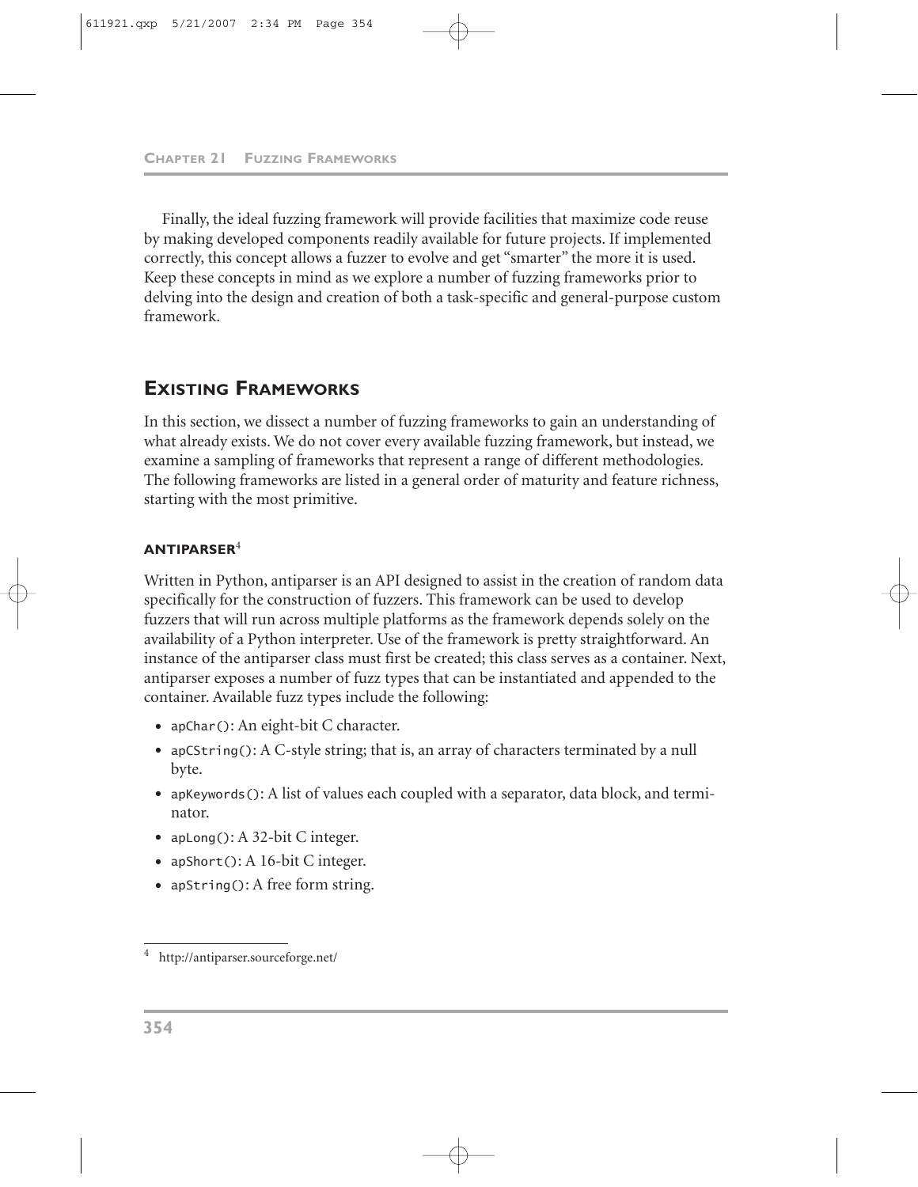Finally, the ideal fuzzing framework will provide facilities that maximize code reuse by making developed components readily available for future projects. If implemented correctly, this concept allows a fuzzer to evolve and get "smarter" the more it is used. Keep these concepts in mind as we explore a number of fuzzing frameworks prior to delving into the design and creation of both a task-specific and general-purpose custom framework.

## EXISTING FRAMEWORKS

In this section, we dissect a number of fuzzing frameworks to gain an understanding of what already exists. We do not cover every available fuzzing framework, but instead, we examine a sampling of frameworks that represent a range of different methodologies. The following frameworks are listed in a general order of maturity and feature richness, starting with the most primitive.

### ANTIPARSER[4]

Written in Python, antiparser is an API designed to assist in the creation of random data specifically for the construction of fuzzers. This framework can be used to develop fuzzers that will run across multiple platforms as the framework depends solely on the availability of a Python interpreter. Use of the framework is pretty straightforward. An instance of the antiparser class must first be created; this class serves as a container. Next, antiparser exposes a number of fuzz types that can be instantiated and appended to the container. Available fuzz types include the following:

- `apChar()`: An eight-bit C character.
- `apCString()`: A C-style string; that is, an array of characters terminated by a null byte.
- `apKeywords()`: A list of values each coupled with a separator, data block, and terminator.
- `apLong()`: A 32-bit C integer.
- `apShort()`: A 16-bit C integer.
- `apString()`: A free form string.

[4] http://antiparser.sourceforge.net/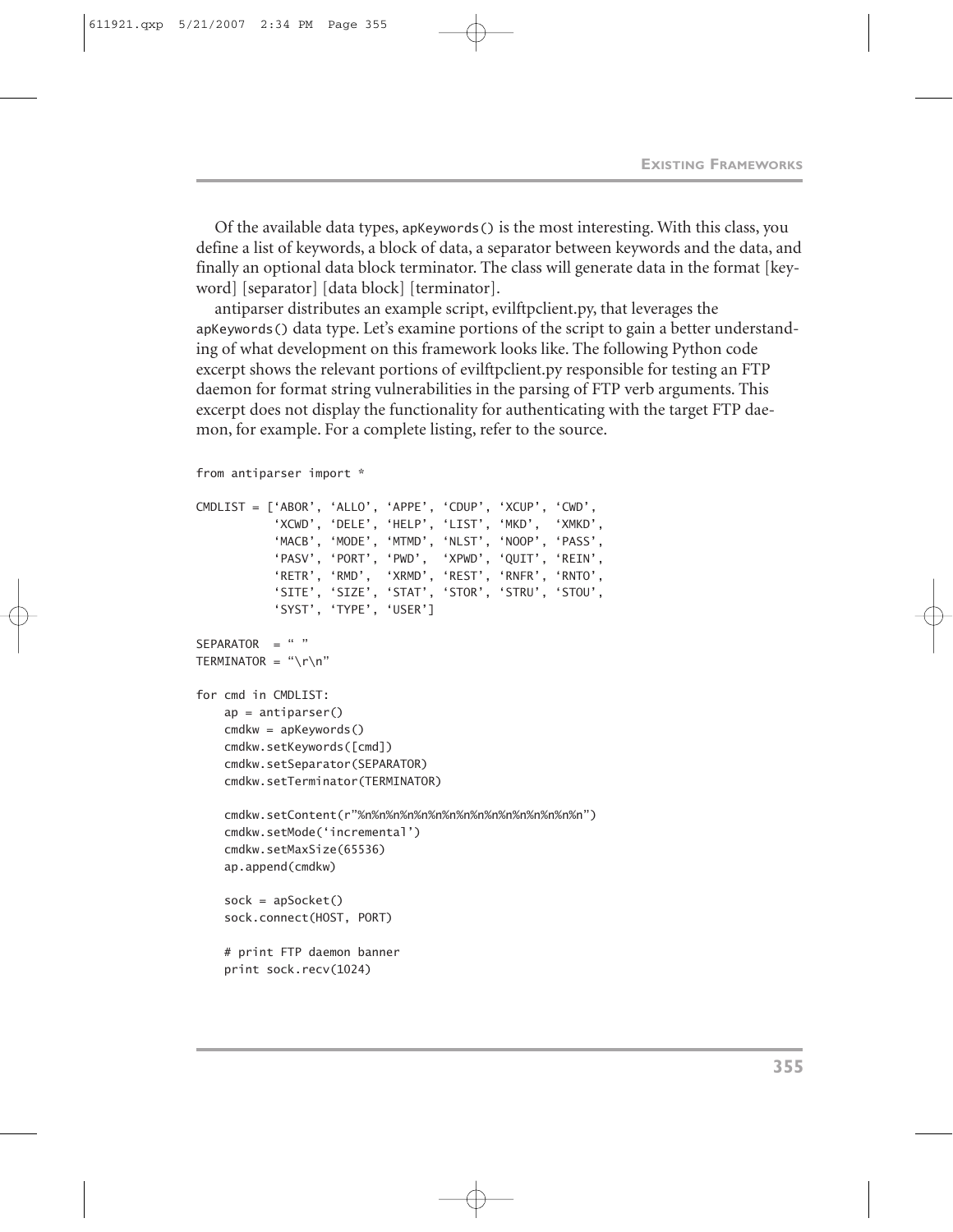Of the available data types, apKeywords() is the most interesting. With this class, you define a list of keywords, a block of data, a separator between keywords and the data, and finally an optional data block terminator. The class will generate data in the format [keyword] [separator] [data block] [terminator].

antiparser distributes an example script, evilftpclient.py, that leverages the apKeywords() data type. Let's examine portions of the script to gain a better understanding of what development on this framework looks like. The following Python code excerpt shows the relevant portions of evilftpclient.py responsible for testing an FTP daemon for format string vulnerabilities in the parsing of FTP verb arguments. This excerpt does not display the functionality for authenticating with the target FTP daemon, for example. For a complete listing, refer to the source.

```
from antiparser import *

CMDLIST = ['ABOR', 'ALLO', 'APPE', 'CDUP', 'XCUP', 'CWD',
           'XCWD', 'DELE', 'HELP', 'LIST', 'MKD',  'XMKD',
           'MACB', 'MODE', 'MTMD', 'NLST', 'NOOP', 'PASS',
           'PASV', 'PORT', 'PWD',  'XPWD', 'QUIT', 'REIN',
           'RETR', 'RMD',  'XRMD', 'REST', 'RNFR', 'RNTO',
           'SITE', 'SIZE', 'STAT', 'STOR', 'STRU', 'STOU',
           'SYST', 'TYPE', 'USER']

SEPARATOR  = " "
TERMINATOR = "\r\n"

for cmd in CMDLIST:
    ap = antiparser()
    cmdkw = apKeywords()
    cmdkw.setKeywords([cmd])
    cmdkw.setSeparator(SEPARATOR)
    cmdkw.setTerminator(TERMINATOR)

    cmdkw.setContent(r"%n%n%n%n%n%n%n%n%n%n%n%n%n%n%n%n")
    cmdkw.setMode('incremental')
    cmdkw.setMaxSize(65536)
    ap.append(cmdkw)

    sock = apSocket()
    sock.connect(HOST, PORT)

    # print FTP daemon banner
    print sock.recv(1024)
```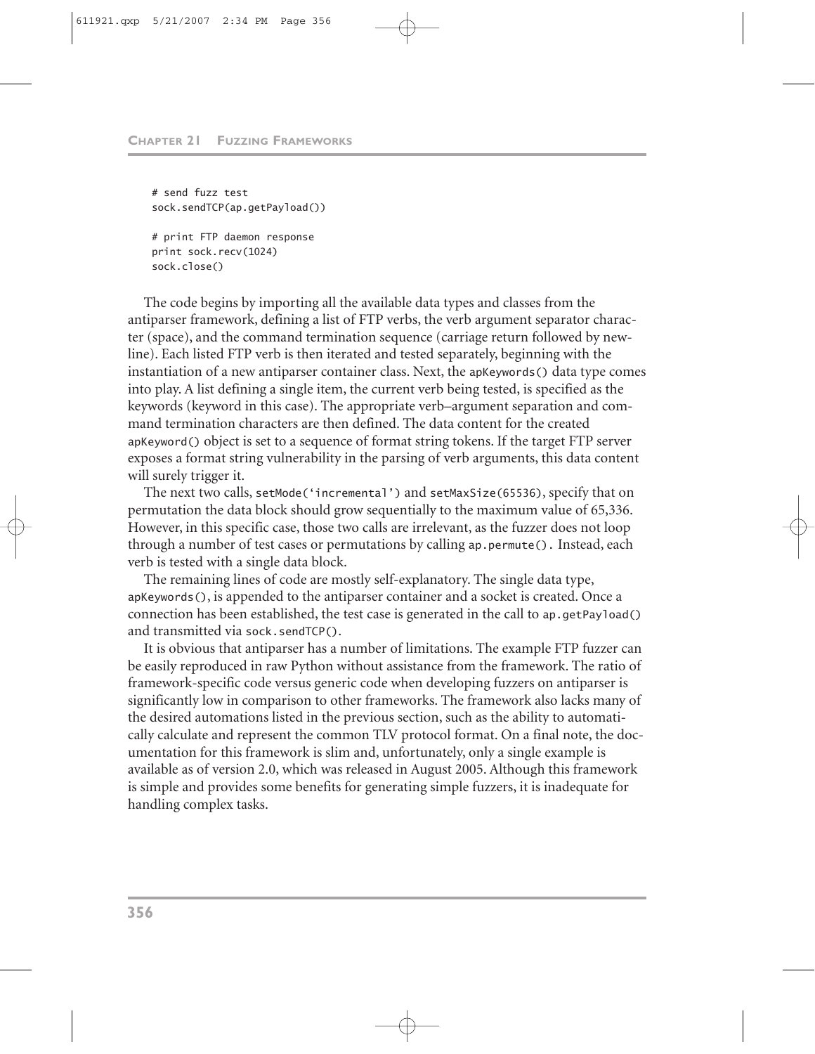```
# send fuzz test
sock.sendTCP(ap.getPayload())

# print FTP daemon response
print sock.recv(1024)
sock.close()
```

The code begins by importing all the available data types and classes from the antiparser framework, defining a list of FTP verbs, the verb argument separator character (space), and the command termination sequence (carriage return followed by newline). Each listed FTP verb is then iterated and tested separately, beginning with the instantiation of a new antiparser container class. Next, the `apKeywords()` data type comes into play. A list defining a single item, the current verb being tested, is specified as the keywords (keyword in this case). The appropriate verb–argument separation and command termination characters are then defined. The data content for the created `apKeyword()` object is set to a sequence of format string tokens. If the target FTP server exposes a format string vulnerability in the parsing of verb arguments, this data content will surely trigger it.

The next two calls, `setMode('incremental')` and `setMaxSize(65536)`, specify that on permutation the data block should grow sequentially to the maximum value of 65,336. However, in this specific case, those two calls are irrelevant, as the fuzzer does not loop through a number of test cases or permutations by calling `ap.permute()`. Instead, each verb is tested with a single data block.

The remaining lines of code are mostly self-explanatory. The single data type, `apKeywords()`, is appended to the antiparser container and a socket is created. Once a connection has been established, the test case is generated in the call to `ap.getPayload()` and transmitted via `sock.sendTCP()`.

It is obvious that antiparser has a number of limitations. The example FTP fuzzer can be easily reproduced in raw Python without assistance from the framework. The ratio of framework-specific code versus generic code when developing fuzzers on antiparser is significantly low in comparison to other frameworks. The framework also lacks many of the desired automations listed in the previous section, such as the ability to automatically calculate and represent the common TLV protocol format. On a final note, the documentation for this framework is slim and, unfortunately, only a single example is available as of version 2.0, which was released in August 2005. Although this framework is simple and provides some benefits for generating simple fuzzers, it is inadequate for handling complex tasks.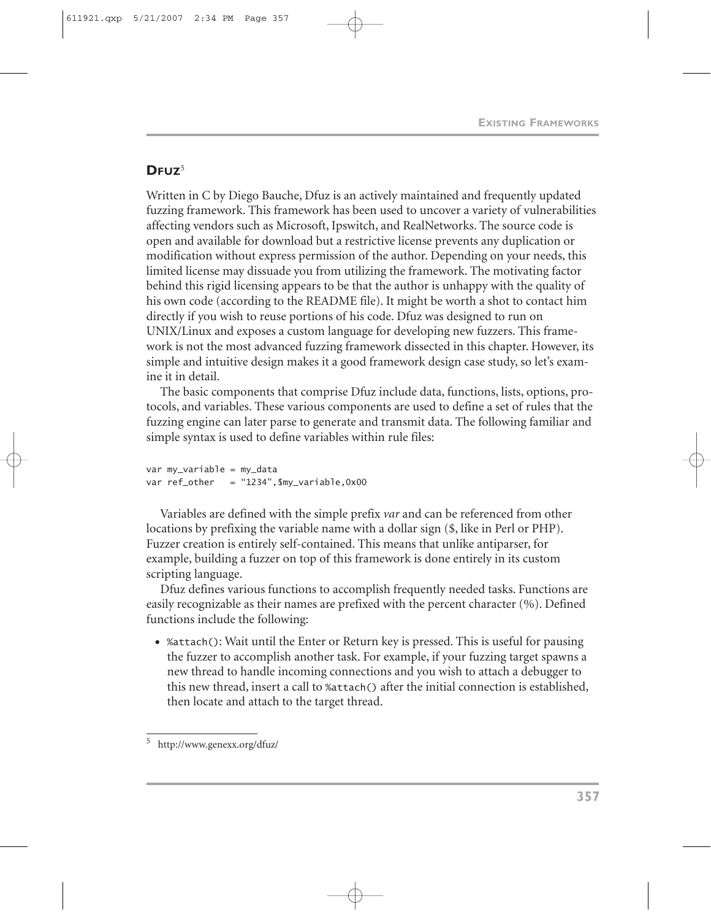## DFUZ[5]

Written in C by Diego Bauche, Dfuz is an actively maintained and frequently updated fuzzing framework. This framework has been used to uncover a variety of vulnerabilities affecting vendors such as Microsoft, Ipswitch, and RealNetworks. The source code is open and available for download but a restrictive license prevents any duplication or modification without express permission of the author. Depending on your needs, this limited license may dissuade you from utilizing the framework. The motivating factor behind this rigid licensing appears to be that the author is unhappy with the quality of his own code (according to the README file). It might be worth a shot to contact him directly if you wish to reuse portions of his code. Dfuz was designed to run on UNIX/Linux and exposes a custom language for developing new fuzzers. This framework is not the most advanced fuzzing framework dissected in this chapter. However, its simple and intuitive design makes it a good framework design case study, so let's examine it in detail.

The basic components that comprise Dfuz include data, functions, lists, options, protocols, and variables. These various components are used to define a set of rules that the fuzzing engine can later parse to generate and transmit data. The following familiar and simple syntax is used to define variables within rule files:

```
var my_variable = my_data
var ref_other   = "1234",$my_variable,0x00
```

Variables are defined with the simple prefix *var* and can be referenced from other locations by prefixing the variable name with a dollar sign ($, like in Perl or PHP). Fuzzer creation is entirely self-contained. This means that unlike antiparser, for example, building a fuzzer on top of this framework is done entirely in its custom scripting language.

Dfuz defines various functions to accomplish frequently needed tasks. Functions are easily recognizable as their names are prefixed with the percent character (%). Defined functions include the following:

- `%attach()`: Wait until the Enter or Return key is pressed. This is useful for pausing the fuzzer to accomplish another task. For example, if your fuzzing target spawns a new thread to handle incoming connections and you wish to attach a debugger to this new thread, insert a call to `%attach()` after the initial connection is established, then locate and attach to the target thread.

---

[5] http://www.genexx.org/dfuz/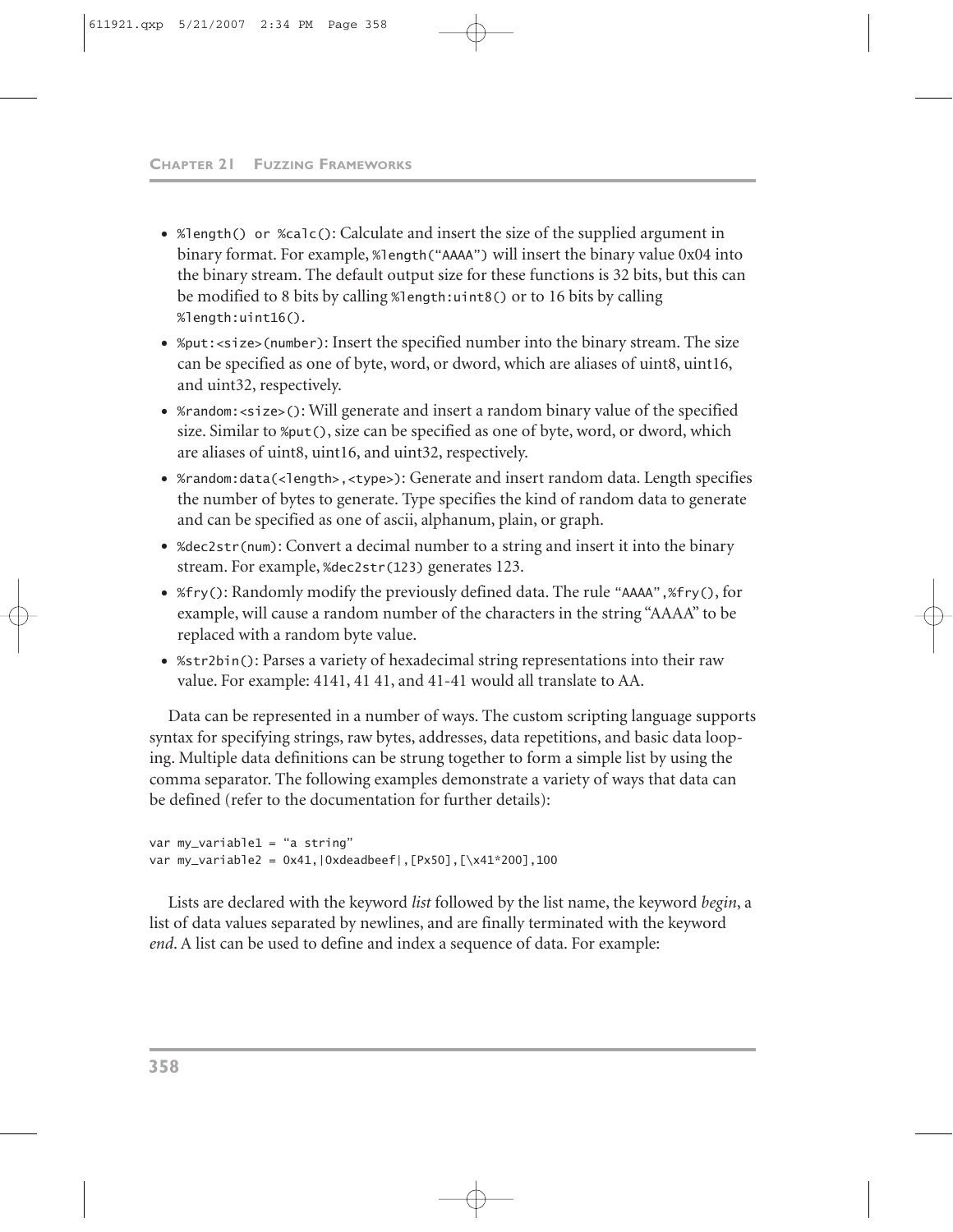- `%length() or %calc()`: Calculate and insert the size of the supplied argument in binary format. For example, `%length("AAAA")` will insert the binary value 0x04 into the binary stream. The default output size for these functions is 32 bits, but this can be modified to 8 bits by calling `%length:uint8()` or to 16 bits by calling `%length:uint16()`.
- `%put:<size>(number)`: Insert the specified number into the binary stream. The size can be specified as one of byte, word, or dword, which are aliases of uint8, uint16, and uint32, respectively.
- `%random:<size>()`: Will generate and insert a random binary value of the specified size. Similar to `%put()`, size can be specified as one of byte, word, or dword, which are aliases of uint8, uint16, and uint32, respectively.
- `%random:data(<length>,<type>)`: Generate and insert random data. Length specifies the number of bytes to generate. Type specifies the kind of random data to generate and can be specified as one of ascii, alphanum, plain, or graph.
- `%dec2str(num)`: Convert a decimal number to a string and insert it into the binary stream. For example, `%dec2str(123)` generates 123.
- `%fry()`: Randomly modify the previously defined data. The rule `"AAAA",%fry()`, for example, will cause a random number of the characters in the string "AAAA" to be replaced with a random byte value.
- `%str2bin()`: Parses a variety of hexadecimal string representations into their raw value. For example: 4141, 41 41, and 41-41 would all translate to AA.

Data can be represented in a number of ways. The custom scripting language supports syntax for specifying strings, raw bytes, addresses, data repetitions, and basic data looping. Multiple data definitions can be strung together to form a simple list by using the comma separator. The following examples demonstrate a variety of ways that data can be defined (refer to the documentation for further details):

```
var my_variable1 = "a string"
var my_variable2 = 0x41,|0xdeadbeef|,[Px50],[\x41*200],100
```

Lists are declared with the keyword *list* followed by the list name, the keyword *begin*, a list of data values separated by newlines, and are finally terminated with the keyword *end*. A list can be used to define and index a sequence of data. For example: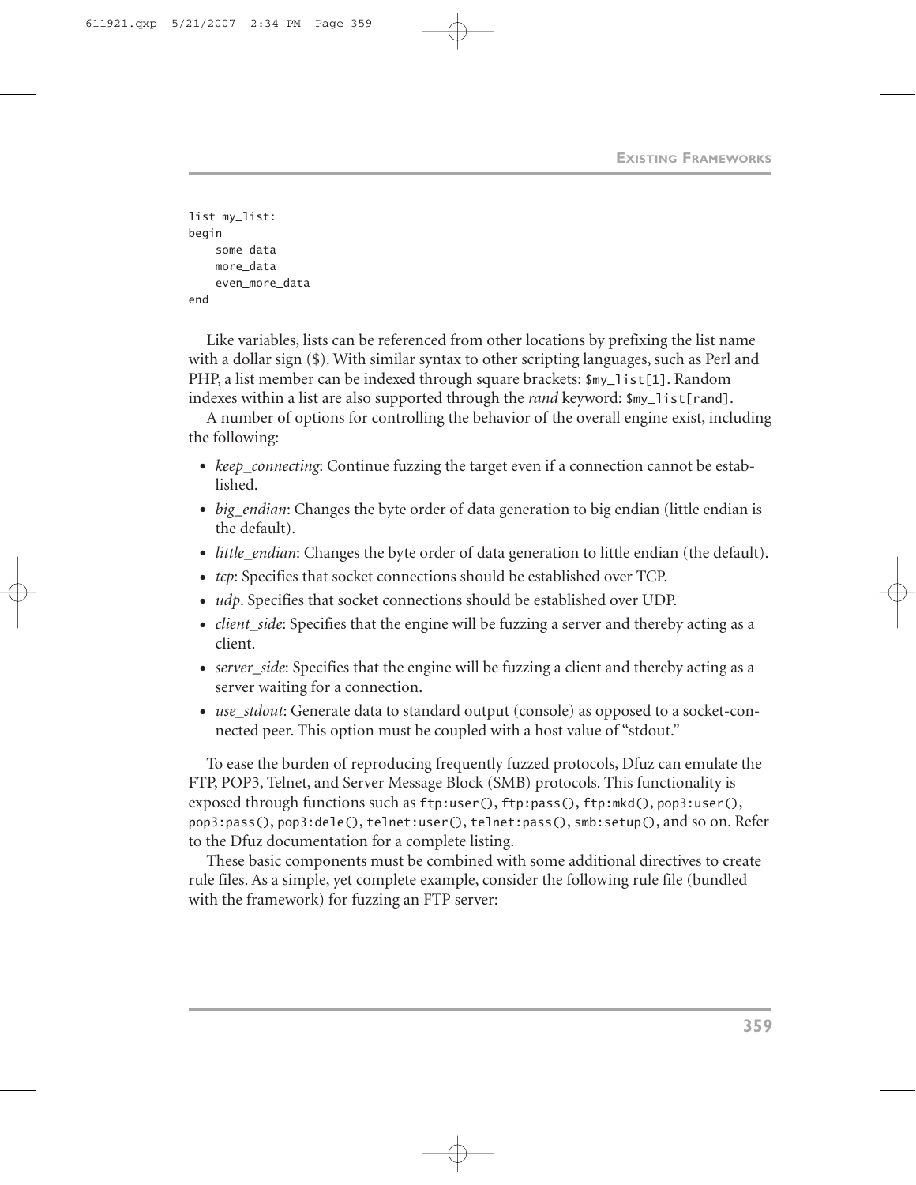```
list my_list:
begin
    some_data
    more_data
    even_more_data
end
```

Like variables, lists can be referenced from other locations by prefixing the list name with a dollar sign ($). With similar syntax to other scripting languages, such as Perl and PHP, a list member can be indexed through square brackets: `$my_list[1]`. Random indexes within a list are also supported through the *rand* keyword: `$my_list[rand]`.

A number of options for controlling the behavior of the overall engine exist, including the following:

- *keep_connecting*: Continue fuzzing the target even if a connection cannot be established.
- *big_endian*: Changes the byte order of data generation to big endian (little endian is the default).
- *little_endian*: Changes the byte order of data generation to little endian (the default).
- *tcp*: Specifies that socket connections should be established over TCP.
- *udp*. Specifies that socket connections should be established over UDP.
- *client_side*: Specifies that the engine will be fuzzing a server and thereby acting as a client.
- *server_side*: Specifies that the engine will be fuzzing a client and thereby acting as a server waiting for a connection.
- *use_stdout*: Generate data to standard output (console) as opposed to a socket-connected peer. This option must be coupled with a host value of "stdout."

To ease the burden of reproducing frequently fuzzed protocols, Dfuz can emulate the FTP, POP3, Telnet, and Server Message Block (SMB) protocols. This functionality is exposed through functions such as `ftp:user()`, `ftp:pass()`, `ftp:mkd()`, `pop3:user()`, `pop3:pass()`, `pop3:dele()`, `telnet:user()`, `telnet:pass()`, `smb:setup()`, and so on. Refer to the Dfuz documentation for a complete listing.

These basic components must be combined with some additional directives to create rule files. As a simple, yet complete example, consider the following rule file (bundled with the framework) for fuzzing an FTP server: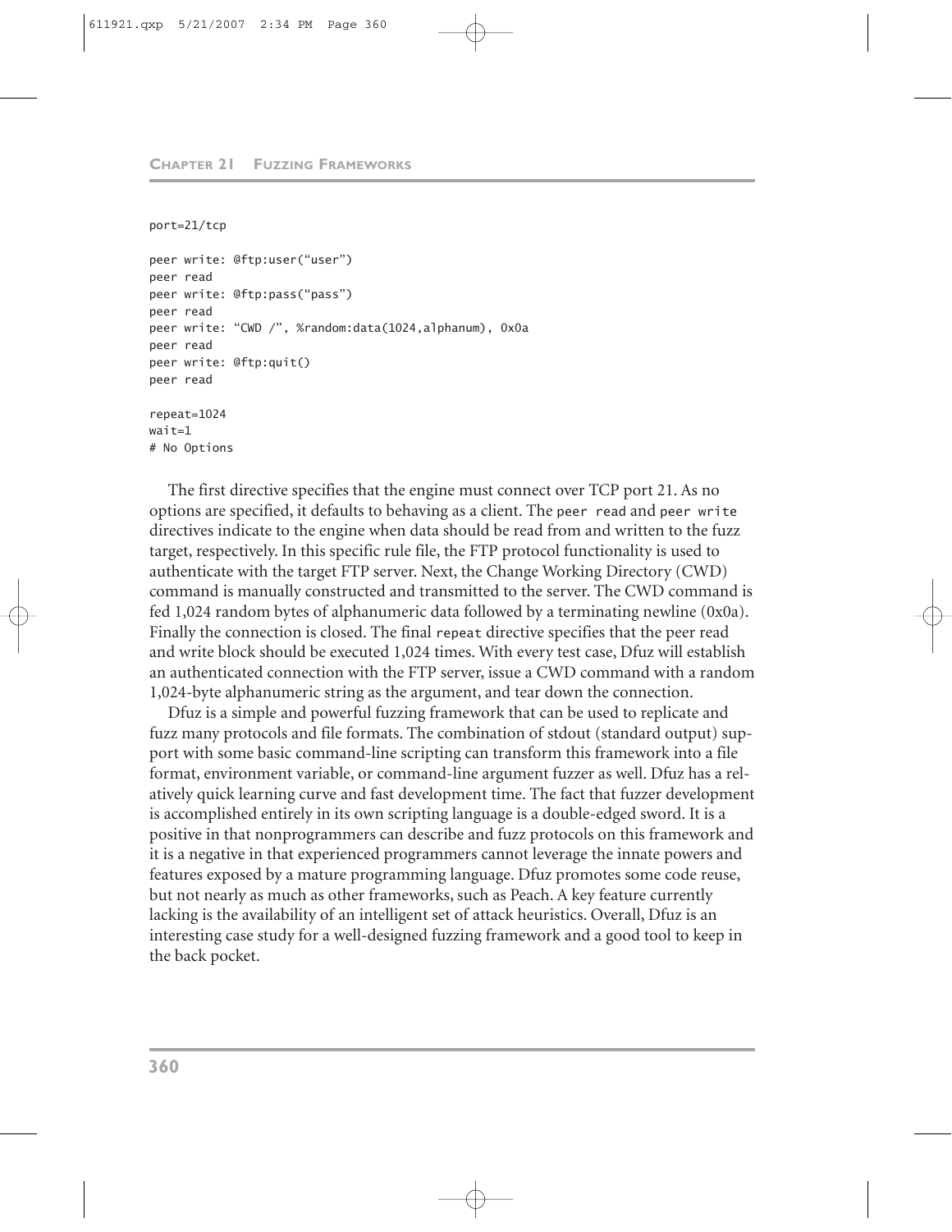```
port=21/tcp

peer write: @ftp:user("user")
peer read
peer write: @ftp:pass("pass")
peer read
peer write: "CWD /", %random:data(1024,alphanum), 0x0a
peer read
peer write: @ftp:quit()
peer read

repeat=1024
wait=1
# No Options
```

The first directive specifies that the engine must connect over TCP port 21. As no options are specified, it defaults to behaving as a client. The `peer read` and `peer write` directives indicate to the engine when data should be read from and written to the fuzz target, respectively. In this specific rule file, the FTP protocol functionality is used to authenticate with the target FTP server. Next, the Change Working Directory (CWD) command is manually constructed and transmitted to the server. The CWD command is fed 1,024 random bytes of alphanumeric data followed by a terminating newline (0x0a). Finally the connection is closed. The final `repeat` directive specifies that the peer read and write block should be executed 1,024 times. With every test case, Dfuz will establish an authenticated connection with the FTP server, issue a CWD command with a random 1,024-byte alphanumeric string as the argument, and tear down the connection.

Dfuz is a simple and powerful fuzzing framework that can be used to replicate and fuzz many protocols and file formats. The combination of stdout (standard output) support with some basic command-line scripting can transform this framework into a file format, environment variable, or command-line argument fuzzer as well. Dfuz has a relatively quick learning curve and fast development time. The fact that fuzzer development is accomplished entirely in its own scripting language is a double-edged sword. It is a positive in that nonprogrammers can describe and fuzz protocols on this framework and it is a negative in that experienced programmers cannot leverage the innate powers and features exposed by a mature programming language. Dfuz promotes some code reuse, but not nearly as much as other frameworks, such as Peach. A key feature currently lacking is the availability of an intelligent set of attack heuristics. Overall, Dfuz is an interesting case study for a well-designed fuzzing framework and a good tool to keep in the back pocket.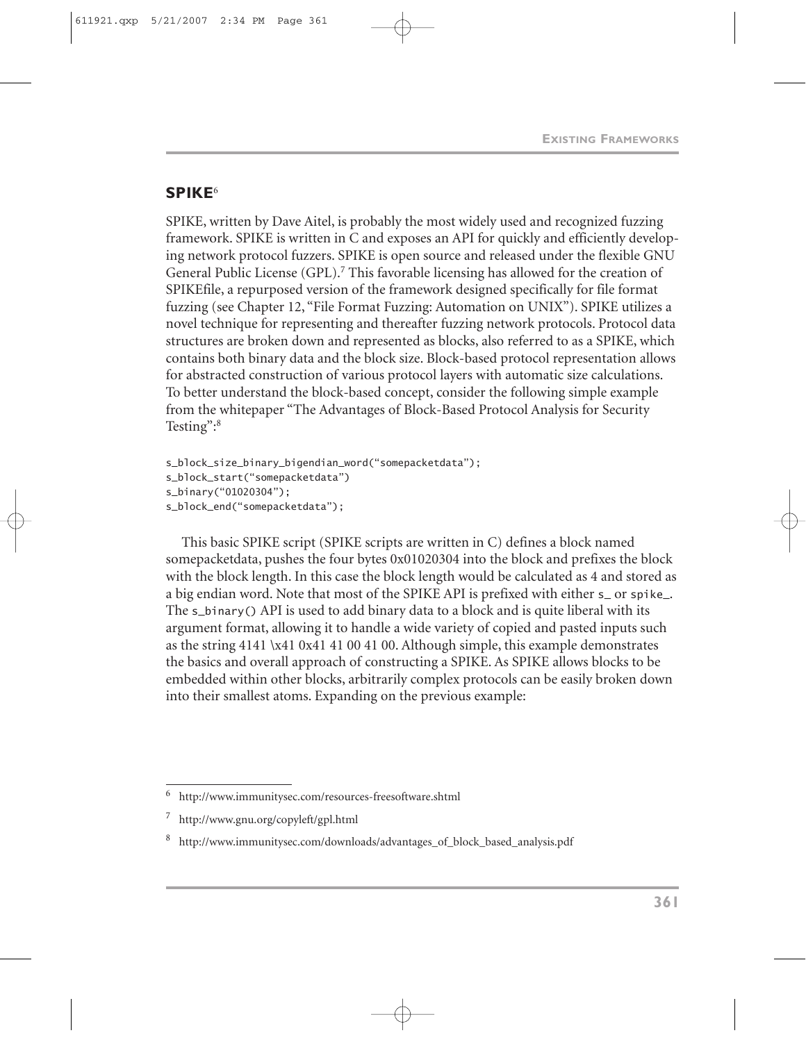## SPIKE[6]

SPIKE, written by Dave Aitel, is probably the most widely used and recognized fuzzing framework. SPIKE is written in C and exposes an API for quickly and efficiently developing network protocol fuzzers. SPIKE is open source and released under the flexible GNU General Public License (GPL).[7] This favorable licensing has allowed for the creation of SPIKEfile, a repurposed version of the framework designed specifically for file format fuzzing (see Chapter 12, "File Format Fuzzing: Automation on UNIX"). SPIKE utilizes a novel technique for representing and thereafter fuzzing network protocols. Protocol data structures are broken down and represented as blocks, also referred to as a SPIKE, which contains both binary data and the block size. Block-based protocol representation allows for abstracted construction of various protocol layers with automatic size calculations. To better understand the block-based concept, consider the following simple example from the whitepaper "The Advantages of Block-Based Protocol Analysis for Security Testing":[8]

```
s_block_size_binary_bigendian_word("somepacketdata");
s_block_start("somepacketdata")
s_binary("01020304");
s_block_end("somepacketdata");
```

This basic SPIKE script (SPIKE scripts are written in C) defines a block named somepacketdata, pushes the four bytes 0x01020304 into the block and prefixes the block with the block length. In this case the block length would be calculated as 4 and stored as a big endian word. Note that most of the SPIKE API is prefixed with either `s_` or `spike_`. The `s_binary()` API is used to add binary data to a block and is quite liberal with its argument format, allowing it to handle a wide variety of copied and pasted inputs such as the string 4141 \x41 0x41 41 00 41 00. Although simple, this example demonstrates the basics and overall approach of constructing a SPIKE. As SPIKE allows blocks to be embedded within other blocks, arbitrarily complex protocols can be easily broken down into their smallest atoms. Expanding on the previous example:

---

6 http://www.immunitysec.com/resources-freesoftware.shtml

7 http://www.gnu.org/copyleft/gpl.html

8 http://www.immunitysec.com/downloads/advantages_of_block_based_analysis.pdf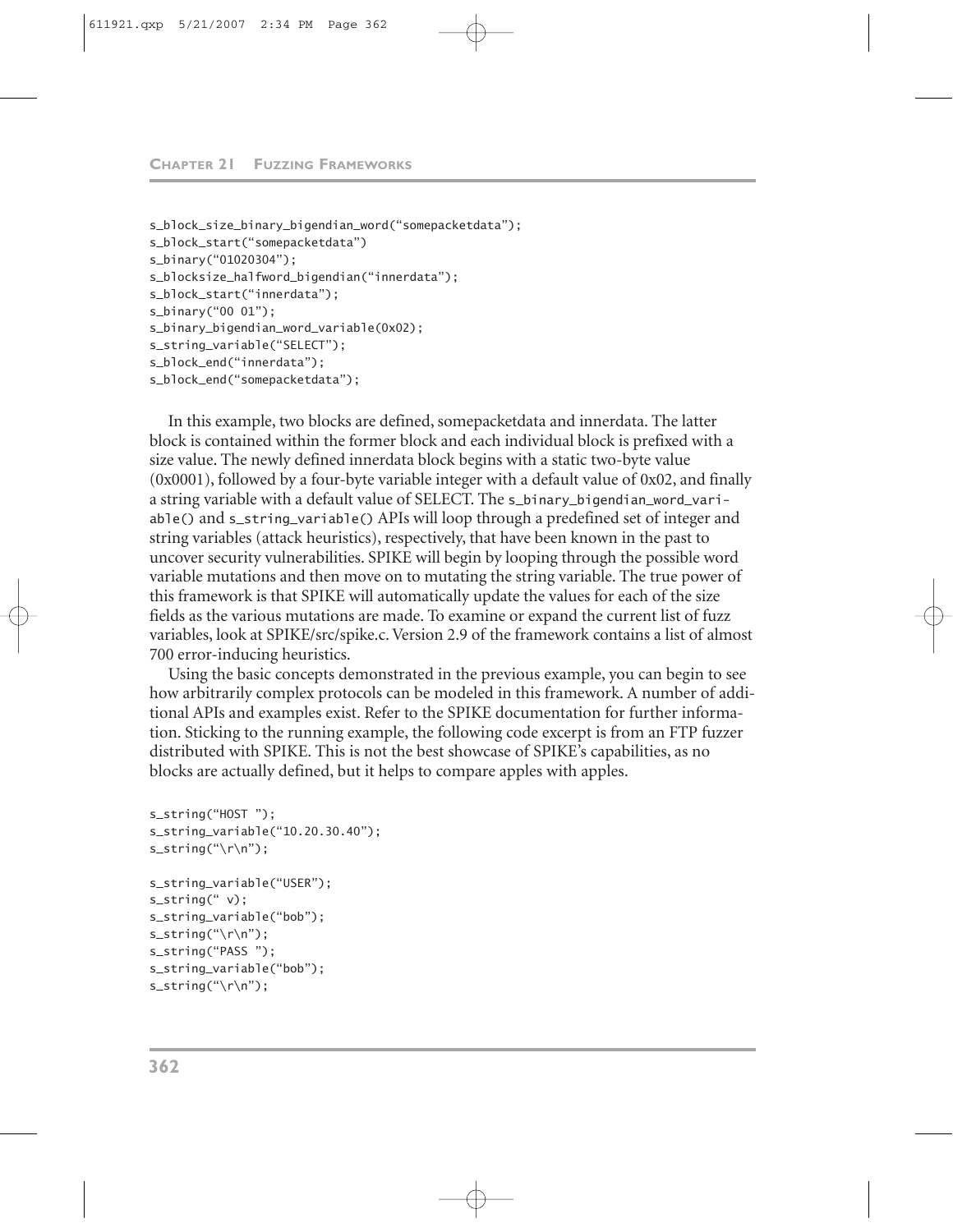```
s_block_size_binary_bigendian_word("somepacketdata");
s_block_start("somepacketdata")
s_binary("01020304");
s_blocksize_halfword_bigendian("innerdata");
s_block_start("innerdata");
s_binary("00 01");
s_binary_bigendian_word_variable(0x02);
s_string_variable("SELECT");
s_block_end("innerdata");
s_block_end("somepacketdata");
```

In this example, two blocks are defined, somepacketdata and innerdata. The latter block is contained within the former block and each individual block is prefixed with a size value. The newly defined innerdata block begins with a static two-byte value (0x0001), followed by a four-byte variable integer with a default value of 0x02, and finally a string variable with a default value of SELECT. The `s_binary_bigendian_word_variable()` and `s_string_variable()` APIs will loop through a predefined set of integer and string variables (attack heuristics), respectively, that have been known in the past to uncover security vulnerabilities. SPIKE will begin by looping through the possible word variable mutations and then move on to mutating the string variable. The true power of this framework is that SPIKE will automatically update the values for each of the size fields as the various mutations are made. To examine or expand the current list of fuzz variables, look at SPIKE/src/spike.c. Version 2.9 of the framework contains a list of almost 700 error-inducing heuristics.

Using the basic concepts demonstrated in the previous example, you can begin to see how arbitrarily complex protocols can be modeled in this framework. A number of additional APIs and examples exist. Refer to the SPIKE documentation for further information. Sticking to the running example, the following code excerpt is from an FTP fuzzer distributed with SPIKE. This is not the best showcase of SPIKE's capabilities, as no blocks are actually defined, but it helps to compare apples with apples.

```
s_string("HOST ");
s_string_variable("10.20.30.40");
s_string("\r\n");

s_string_variable("USER");
s_string(" v);
s_string_variable("bob");
s_string("\r\n");
s_string("PASS ");
s_string_variable("bob");
s_string("\r\n");
```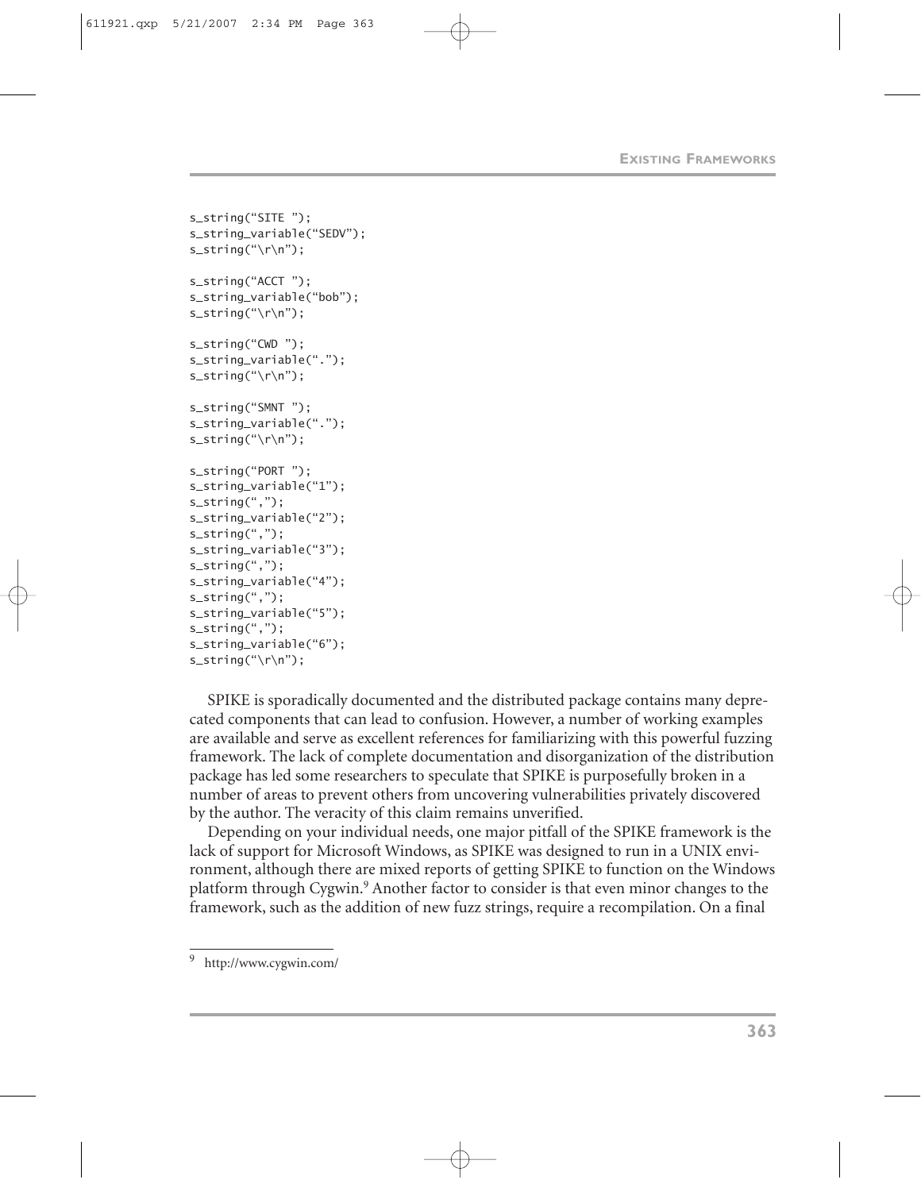```
s_string("SITE ");
s_string_variable("SEDV");
s_string("\r\n");

s_string("ACCT ");
s_string_variable("bob");
s_string("\r\n");

s_string("CWD ");
s_string_variable(".");
s_string("\r\n");

s_string("SMNT ");
s_string_variable(".");
s_string("\r\n");

s_string("PORT ");
s_string_variable("1");
s_string(",");
s_string_variable("2");
s_string(",");
s_string_variable("3");
s_string(",");
s_string_variable("4");
s_string(",");
s_string_variable("5");
s_string(",");
s_string_variable("6");
s_string("\r\n");
```

SPIKE is sporadically documented and the distributed package contains many deprecated components that can lead to confusion. However, a number of working examples are available and serve as excellent references for familiarizing with this powerful fuzzing framework. The lack of complete documentation and disorganization of the distribution package has led some researchers to speculate that SPIKE is purposefully broken in a number of areas to prevent others from uncovering vulnerabilities privately discovered by the author. The veracity of this claim remains unverified.

Depending on your individual needs, one major pitfall of the SPIKE framework is the lack of support for Microsoft Windows, as SPIKE was designed to run in a UNIX environment, although there are mixed reports of getting SPIKE to function on the Windows platform through Cygwin.[9] Another factor to consider is that even minor changes to the framework, such as the addition of new fuzz strings, require a recompilation. On a final

[9] http://www.cygwin.com/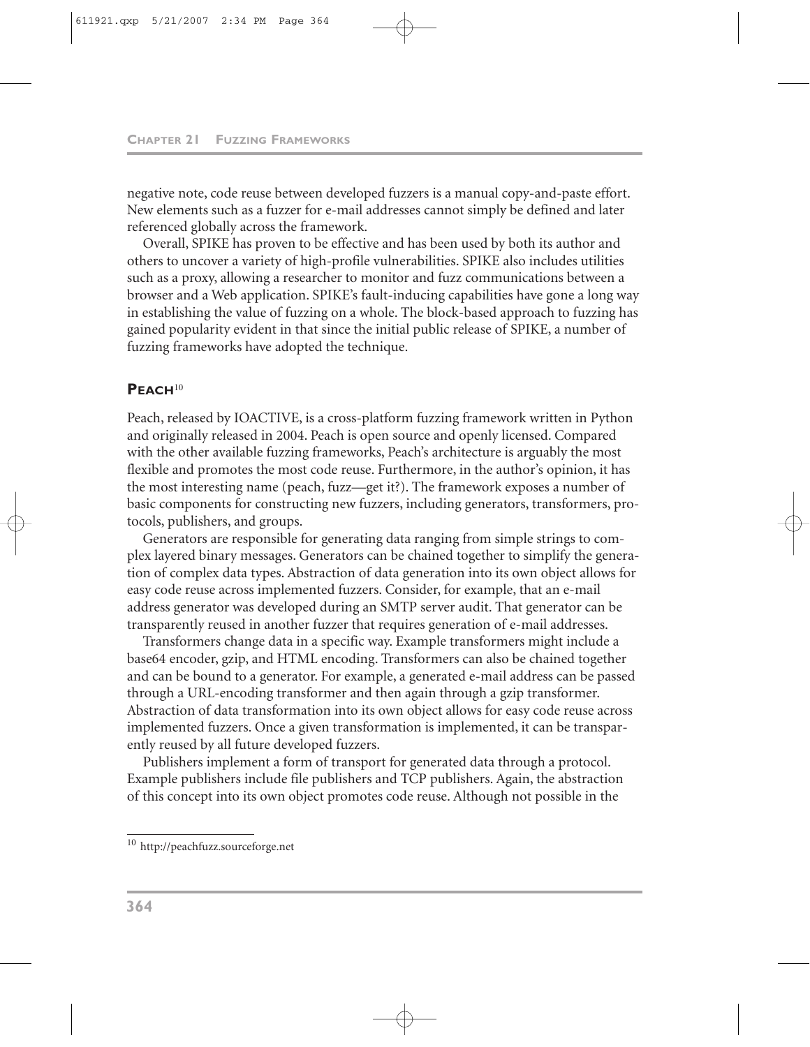negative note, code reuse between developed fuzzers is a manual copy-and-paste effort. New elements such as a fuzzer for e-mail addresses cannot simply be defined and later referenced globally across the framework.

Overall, SPIKE has proven to be effective and has been used by both its author and others to uncover a variety of high-profile vulnerabilities. SPIKE also includes utilities such as a proxy, allowing a researcher to monitor and fuzz communications between a browser and a Web application. SPIKE's fault-inducing capabilities have gone a long way in establishing the value of fuzzing on a whole. The block-based approach to fuzzing has gained popularity evident in that since the initial public release of SPIKE, a number of fuzzing frameworks have adopted the technique.

## PEACH[10]

Peach, released by IOACTIVE, is a cross-platform fuzzing framework written in Python and originally released in 2004. Peach is open source and openly licensed. Compared with the other available fuzzing frameworks, Peach's architecture is arguably the most flexible and promotes the most code reuse. Furthermore, in the author's opinion, it has the most interesting name (peach, fuzz—get it?). The framework exposes a number of basic components for constructing new fuzzers, including generators, transformers, protocols, publishers, and groups.

Generators are responsible for generating data ranging from simple strings to complex layered binary messages. Generators can be chained together to simplify the generation of complex data types. Abstraction of data generation into its own object allows for easy code reuse across implemented fuzzers. Consider, for example, that an e-mail address generator was developed during an SMTP server audit. That generator can be transparently reused in another fuzzer that requires generation of e-mail addresses.

Transformers change data in a specific way. Example transformers might include a base64 encoder, gzip, and HTML encoding. Transformers can also be chained together and can be bound to a generator. For example, a generated e-mail address can be passed through a URL-encoding transformer and then again through a gzip transformer. Abstraction of data transformation into its own object allows for easy code reuse across implemented fuzzers. Once a given transformation is implemented, it can be transparently reused by all future developed fuzzers.

Publishers implement a form of transport for generated data through a protocol. Example publishers include file publishers and TCP publishers. Again, the abstraction of this concept into its own object promotes code reuse. Although not possible in the

[10] http://peachfuzz.sourceforge.net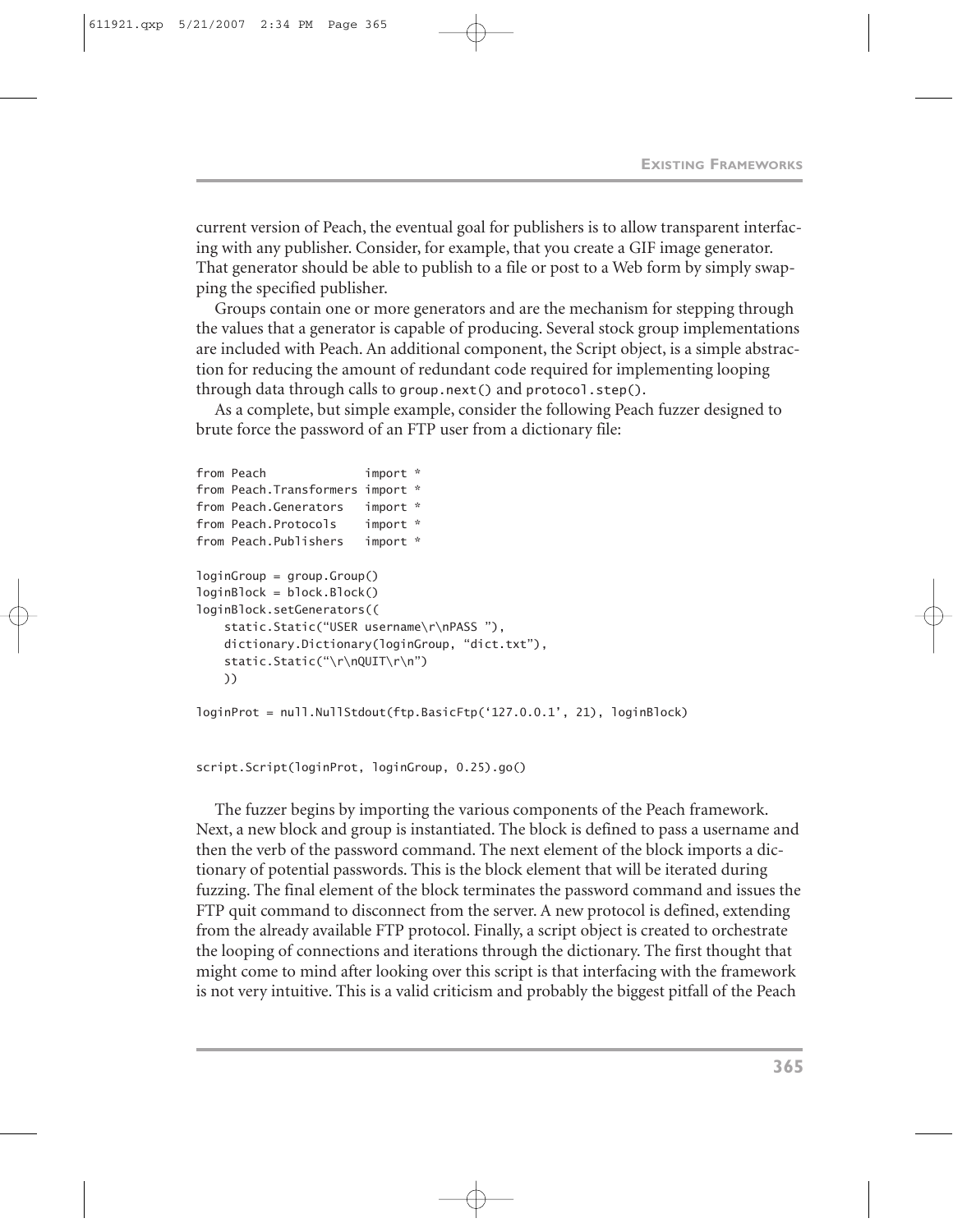current version of Peach, the eventual goal for publishers is to allow transparent interfacing with any publisher. Consider, for example, that you create a GIF image generator. That generator should be able to publish to a file or post to a Web form by simply swapping the specified publisher.

Groups contain one or more generators and are the mechanism for stepping through the values that a generator is capable of producing. Several stock group implementations are included with Peach. An additional component, the Script object, is a simple abstraction for reducing the amount of redundant code required for implementing looping through data through calls to `group.next()` and `protocol.step()`.

As a complete, but simple example, consider the following Peach fuzzer designed to brute force the password of an FTP user from a dictionary file:

```
from Peach              import *
from Peach.Transformers import *
from Peach.Generators   import *
from Peach.Protocols    import *
from Peach.Publishers   import *

loginGroup = group.Group()
loginBlock = block.Block()
loginBlock.setGenerators((
    static.Static("USER username\r\nPASS "),
    dictionary.Dictionary(loginGroup, "dict.txt"),
    static.Static("\r\nQUIT\r\n")
    ))

loginProt = null.NullStdout(ftp.BasicFtp('127.0.0.1', 21), loginBlock)


script.Script(loginProt, loginGroup, 0.25).go()
```

The fuzzer begins by importing the various components of the Peach framework. Next, a new block and group is instantiated. The block is defined to pass a username and then the verb of the password command. The next element of the block imports a dictionary of potential passwords. This is the block element that will be iterated during fuzzing. The final element of the block terminates the password command and issues the FTP quit command to disconnect from the server. A new protocol is defined, extending from the already available FTP protocol. Finally, a script object is created to orchestrate the looping of connections and iterations through the dictionary. The first thought that might come to mind after looking over this script is that interfacing with the framework is not very intuitive. This is a valid criticism and probably the biggest pitfall of the Peach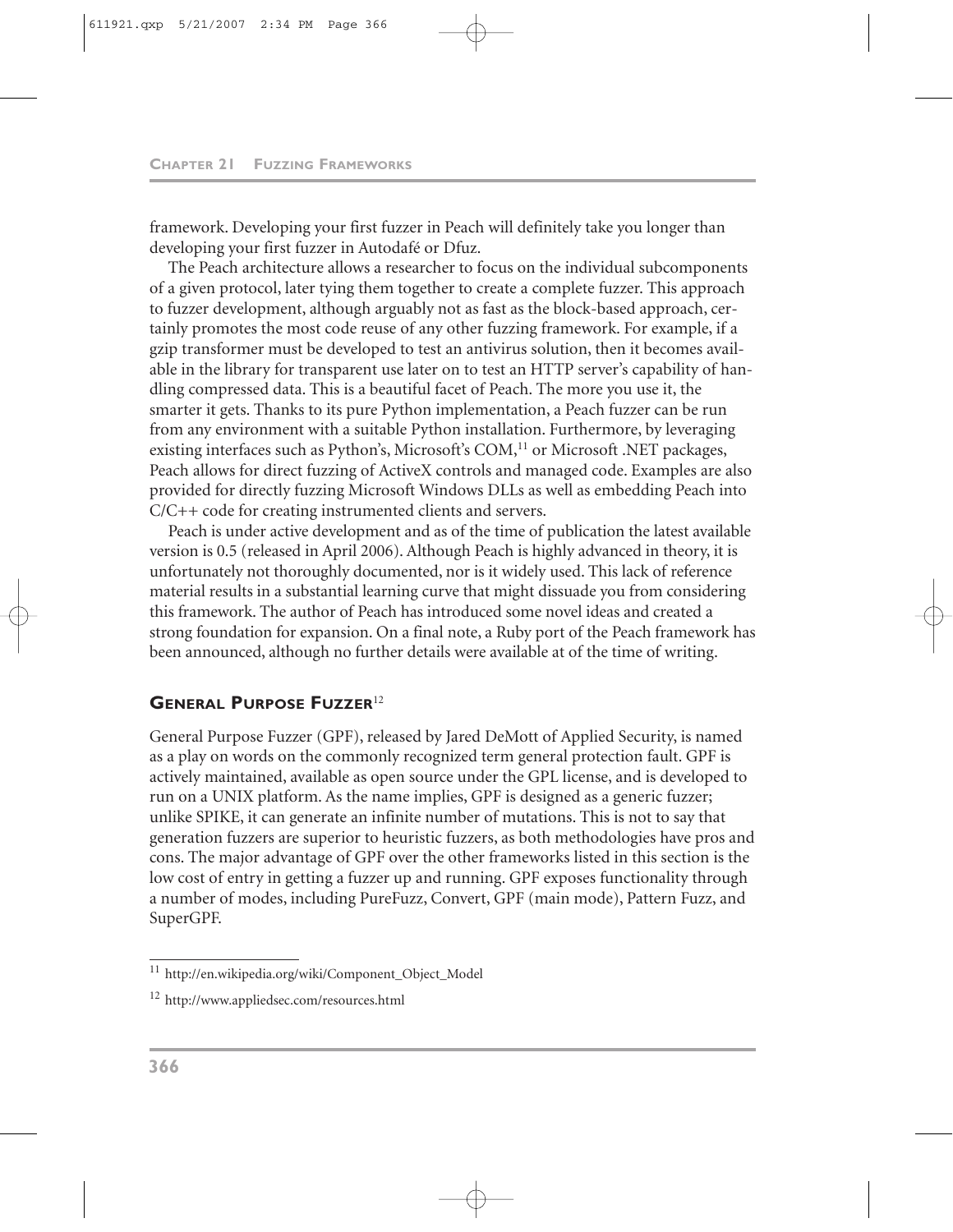framework. Developing your first fuzzer in Peach will definitely take you longer than developing your first fuzzer in Autodafé or Dfuz.

The Peach architecture allows a researcher to focus on the individual subcomponents of a given protocol, later tying them together to create a complete fuzzer. This approach to fuzzer development, although arguably not as fast as the block-based approach, certainly promotes the most code reuse of any other fuzzing framework. For example, if a gzip transformer must be developed to test an antivirus solution, then it becomes available in the library for transparent use later on to test an HTTP server's capability of handling compressed data. This is a beautiful facet of Peach. The more you use it, the smarter it gets. Thanks to its pure Python implementation, a Peach fuzzer can be run from any environment with a suitable Python installation. Furthermore, by leveraging existing interfaces such as Python's, Microsoft's COM,[11] or Microsoft .NET packages, Peach allows for direct fuzzing of ActiveX controls and managed code. Examples are also provided for directly fuzzing Microsoft Windows DLLs as well as embedding Peach into C/C++ code for creating instrumented clients and servers.

Peach is under active development and as of the time of publication the latest available version is 0.5 (released in April 2006). Although Peach is highly advanced in theory, it is unfortunately not thoroughly documented, nor is it widely used. This lack of reference material results in a substantial learning curve that might dissuade you from considering this framework. The author of Peach has introduced some novel ideas and created a strong foundation for expansion. On a final note, a Ruby port of the Peach framework has been announced, although no further details were available at of the time of writing.

## General Purpose Fuzzer[12]

General Purpose Fuzzer (GPF), released by Jared DeMott of Applied Security, is named as a play on words on the commonly recognized term general protection fault. GPF is actively maintained, available as open source under the GPL license, and is developed to run on a UNIX platform. As the name implies, GPF is designed as a generic fuzzer; unlike SPIKE, it can generate an infinite number of mutations. This is not to say that generation fuzzers are superior to heuristic fuzzers, as both methodologies have pros and cons. The major advantage of GPF over the other frameworks listed in this section is the low cost of entry in getting a fuzzer up and running. GPF exposes functionality through a number of modes, including PureFuzz, Convert, GPF (main mode), Pattern Fuzz, and SuperGPF.

---

[11] http://en.wikipedia.org/wiki/Component_Object_Model

[12] http://www.appliedsec.com/resources.html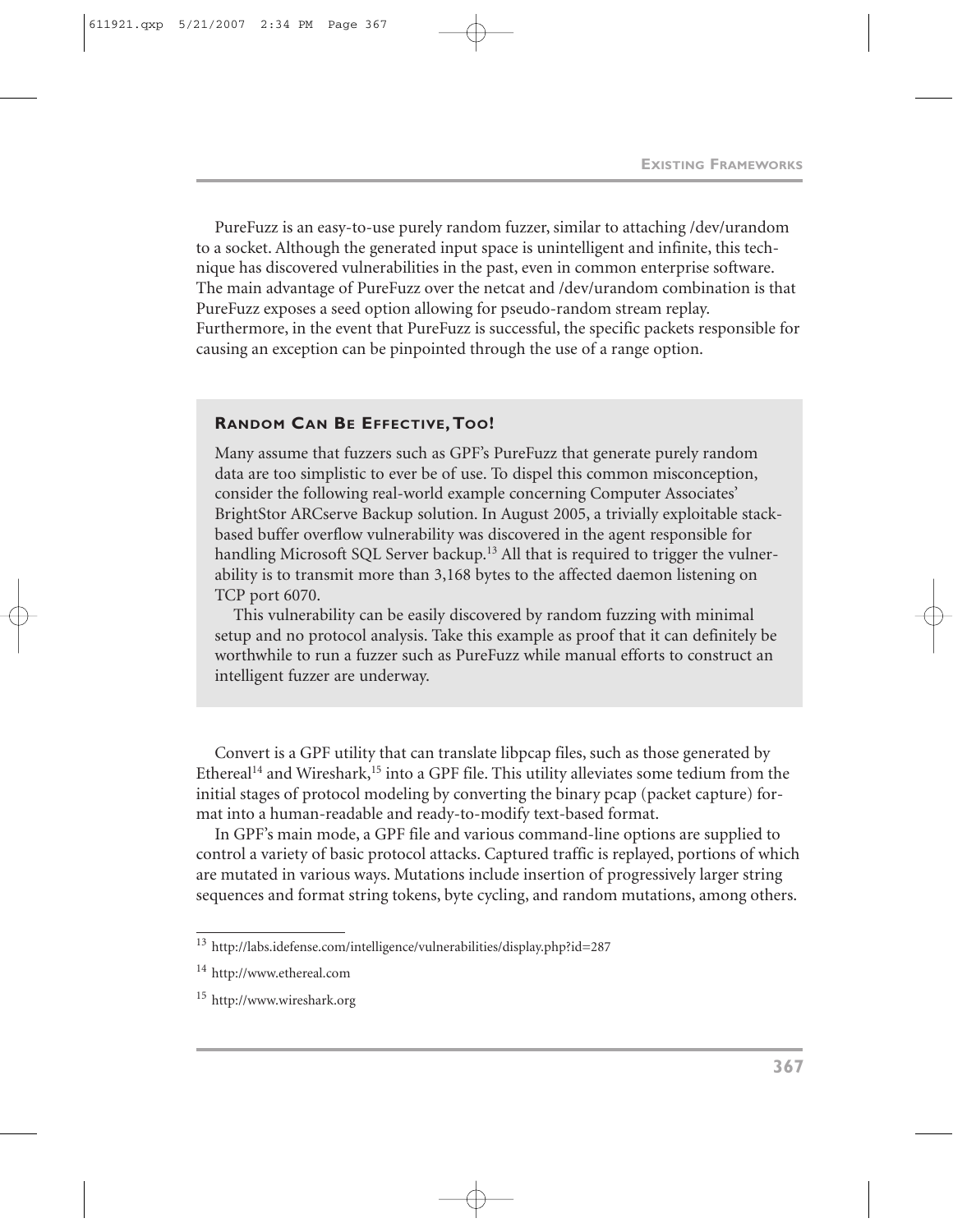PureFuzz is an easy-to-use purely random fuzzer, similar to attaching /dev/urandom to a socket. Although the generated input space is unintelligent and infinite, this technique has discovered vulnerabilities in the past, even in common enterprise software. The main advantage of PureFuzz over the netcat and /dev/urandom combination is that PureFuzz exposes a seed option allowing for pseudo-random stream replay. Furthermore, in the event that PureFuzz is successful, the specific packets responsible for causing an exception can be pinpointed through the use of a range option.

### Random Can Be Effective, Too!

Many assume that fuzzers such as GPF's PureFuzz that generate purely random data are too simplistic to ever be of use. To dispel this common misconception, consider the following real-world example concerning Computer Associates' BrightStor ARCserve Backup solution. In August 2005, a trivially exploitable stack-based buffer overflow vulnerability was discovered in the agent responsible for handling Microsoft SQL Server backup.[13] All that is required to trigger the vulnerability is to transmit more than 3,168 bytes to the affected daemon listening on TCP port 6070.

This vulnerability can be easily discovered by random fuzzing with minimal setup and no protocol analysis. Take this example as proof that it can definitely be worthwhile to run a fuzzer such as PureFuzz while manual efforts to construct an intelligent fuzzer are underway.

Convert is a GPF utility that can translate libpcap files, such as those generated by Ethereal[14] and Wireshark,[15] into a GPF file. This utility alleviates some tedium from the initial stages of protocol modeling by converting the binary pcap (packet capture) format into a human-readable and ready-to-modify text-based format.

In GPF's main mode, a GPF file and various command-line options are supplied to control a variety of basic protocol attacks. Captured traffic is replayed, portions of which are mutated in various ways. Mutations include insertion of progressively larger string sequences and format string tokens, byte cycling, and random mutations, among others.

---

[13] http://labs.idefense.com/intelligence/vulnerabilities/display.php?id=287

[14] http://www.ethereal.com

[15] http://www.wireshark.org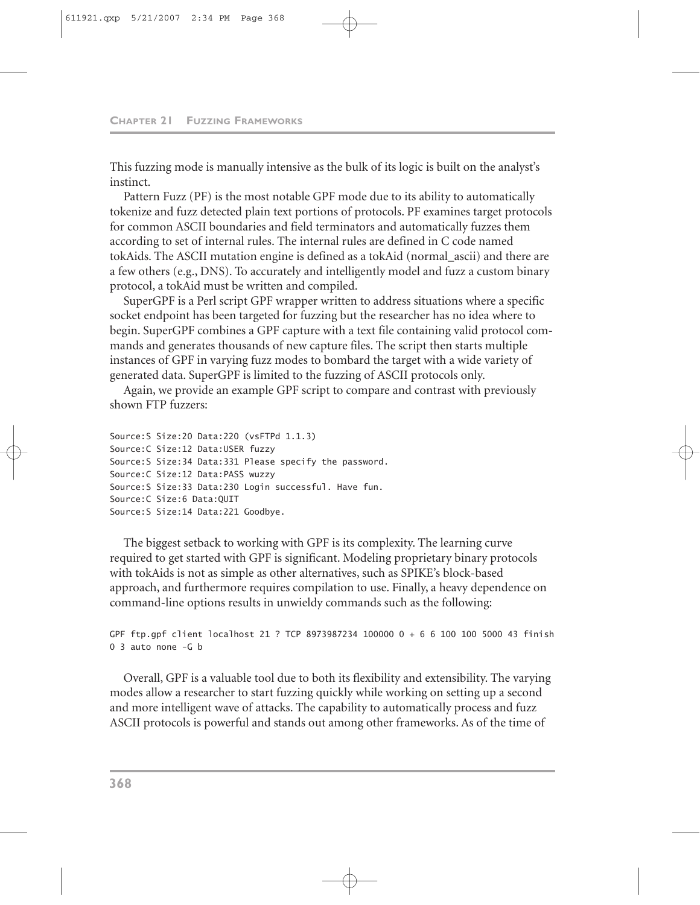This fuzzing mode is manually intensive as the bulk of its logic is built on the analyst's instinct.

Pattern Fuzz (PF) is the most notable GPF mode due to its ability to automatically tokenize and fuzz detected plain text portions of protocols. PF examines target protocols for common ASCII boundaries and field terminators and automatically fuzzes them according to set of internal rules. The internal rules are defined in C code named tokAids. The ASCII mutation engine is defined as a tokAid (normal_ascii) and there are a few others (e.g., DNS). To accurately and intelligently model and fuzz a custom binary protocol, a tokAid must be written and compiled.

SuperGPF is a Perl script GPF wrapper written to address situations where a specific socket endpoint has been targeted for fuzzing but the researcher has no idea where to begin. SuperGPF combines a GPF capture with a text file containing valid protocol commands and generates thousands of new capture files. The script then starts multiple instances of GPF in varying fuzz modes to bombard the target with a wide variety of generated data. SuperGPF is limited to the fuzzing of ASCII protocols only.

Again, we provide an example GPF script to compare and contrast with previously shown FTP fuzzers:

```
Source:S Size:20 Data:220 (vsFTPd 1.1.3)
Source:C Size:12 Data:USER fuzzy
Source:S Size:34 Data:331 Please specify the password.
Source:C Size:12 Data:PASS wuzzy
Source:S Size:33 Data:230 Login successful. Have fun.
Source:C Size:6 Data:QUIT
Source:S Size:14 Data:221 Goodbye.
```

The biggest setback to working with GPF is its complexity. The learning curve required to get started with GPF is significant. Modeling proprietary binary protocols with tokAids is not as simple as other alternatives, such as SPIKE's block-based approach, and furthermore requires compilation to use. Finally, a heavy dependence on command-line options results in unwieldy commands such as the following:

```
GPF ftp.gpf client localhost 21 ? TCP 8973987234 100000 0 + 6 6 100 100 5000 43 finish
0 3 auto none -G b
```

Overall, GPF is a valuable tool due to both its flexibility and extensibility. The varying modes allow a researcher to start fuzzing quickly while working on setting up a second and more intelligent wave of attacks. The capability to automatically process and fuzz ASCII protocols is powerful and stands out among other frameworks. As of the time of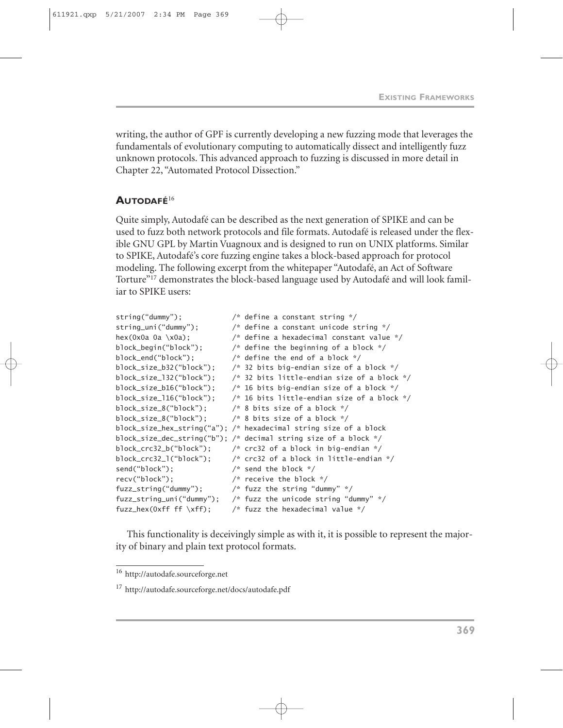writing, the author of GPF is currently developing a new fuzzing mode that leverages the fundamentals of evolutionary computing to automatically dissect and intelligently fuzz unknown protocols. This advanced approach to fuzzing is discussed in more detail in Chapter 22, "Automated Protocol Dissection."

## AUTODAFÉ[16]

Quite simply, Autodafé can be described as the next generation of SPIKE and can be used to fuzz both network protocols and file formats. Autodafé is released under the flexible GNU GPL by Martin Vuagnoux and is designed to run on UNIX platforms. Similar to SPIKE, Autodafé's core fuzzing engine takes a block-based approach for protocol modeling. The following excerpt from the whitepaper "Autodafé, an Act of Software Torture"[17] demonstrates the block-based language used by Autodafé and will look familiar to SPIKE users:

```
string("dummy");            /* define a constant string */
string_uni("dummy");        /* define a constant unicode string */
hex(0x0a 0a \x0a);          /* define a hexadecimal constant value */
block_begin("block");       /* define the beginning of a block */
block_end("block");         /* define the end of a block */
block_size_b32("block");    /* 32 bits big-endian size of a block */
block_size_l32("block");    /* 32 bits little-endian size of a block */
block_size_b16("block");    /* 16 bits big-endian size of a block */
block_size_l16("block");    /* 16 bits little-endian size of a block */
block_size_8("block");      /* 8 bits size of a block */
block_size_8("block");      /* 8 bits size of a block */
block_size_hex_string("a"); /* hexadecimal string size of a block
block_size_dec_string("b"); /* decimal string size of a block */
block_crc32_b("block");     /* crc32 of a block in big-endian */
block_crc32_l("block");     /* crc32 of a block in little-endian */
send("block");              /* send the block */
recv("block");              /* receive the block */
fuzz_string("dummy");       /* fuzz the string "dummy" */
fuzz_string_uni("dummy");   /* fuzz the unicode string "dummy" */
fuzz_hex(0xff ff \xff);     /* fuzz the hexadecimal value */
```

This functionality is deceivingly simple as with it, it is possible to represent the majority of binary and plain text protocol formats.

---

[16] http://autodafe.sourceforge.net

[17] http://autodafe.sourceforge.net/docs/autodafe.pdf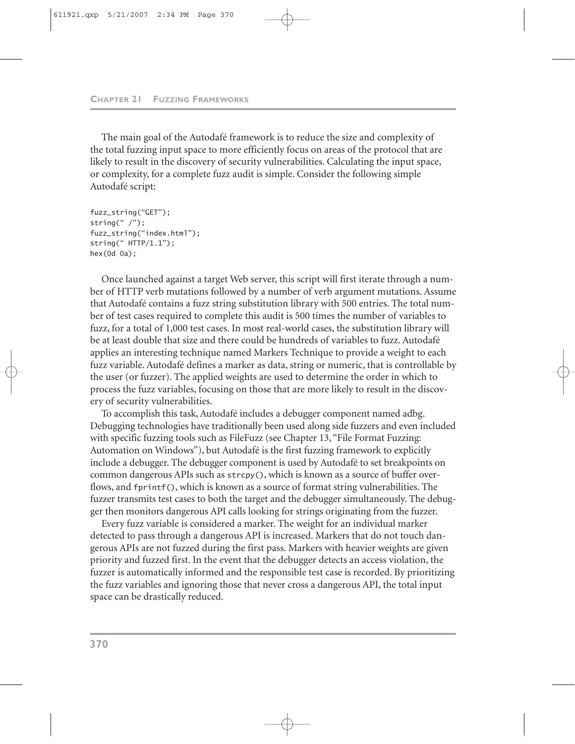The main goal of the Autodafé framework is to reduce the size and complexity of the total fuzzing input space to more efficiently focus on areas of the protocol that are likely to result in the discovery of security vulnerabilities. Calculating the input space, or complexity, for a complete fuzz audit is simple. Consider the following simple Autodafé script:

```
fuzz_string("GET");
string(" /");
fuzz_string("index.html");
string(" HTTP/1.1");
hex(0d 0a);
```

Once launched against a target Web server, this script will first iterate through a number of HTTP verb mutations followed by a number of verb argument mutations. Assume that Autodafé contains a fuzz string substitution library with 500 entries. The total number of test cases required to complete this audit is 500 times the number of variables to fuzz, for a total of 1,000 test cases. In most real-world cases, the substitution library will be at least double that size and there could be hundreds of variables to fuzz. Autodafé applies an interesting technique named Markers Technique to provide a weight to each fuzz variable. Autodafé defines a marker as data, string or numeric, that is controllable by the user (or fuzzer). The applied weights are used to determine the order in which to process the fuzz variables, focusing on those that are more likely to result in the discovery of security vulnerabilities.

To accomplish this task, Autodafé includes a debugger component named adbg. Debugging technologies have traditionally been used along side fuzzers and even included with specific fuzzing tools such as FileFuzz (see Chapter 13, "File Format Fuzzing: Automation on Windows"), but Autodafé is the first fuzzing framework to explicitly include a debugger. The debugger component is used by Autodafé to set breakpoints on common dangerous APIs such as `strcpy()`, which is known as a source of buffer overflows, and `fprintf()`, which is known as a source of format string vulnerabilities. The fuzzer transmits test cases to both the target and the debugger simultaneously. The debugger then monitors dangerous API calls looking for strings originating from the fuzzer.

Every fuzz variable is considered a marker. The weight for an individual marker detected to pass through a dangerous API is increased. Markers that do not touch dangerous APIs are not fuzzed during the first pass. Markers with heavier weights are given priority and fuzzed first. In the event that the debugger detects an access violation, the fuzzer is automatically informed and the responsible test case is recorded. By prioritizing the fuzz variables and ignoring those that never cross a dangerous API, the total input space can be drastically reduced.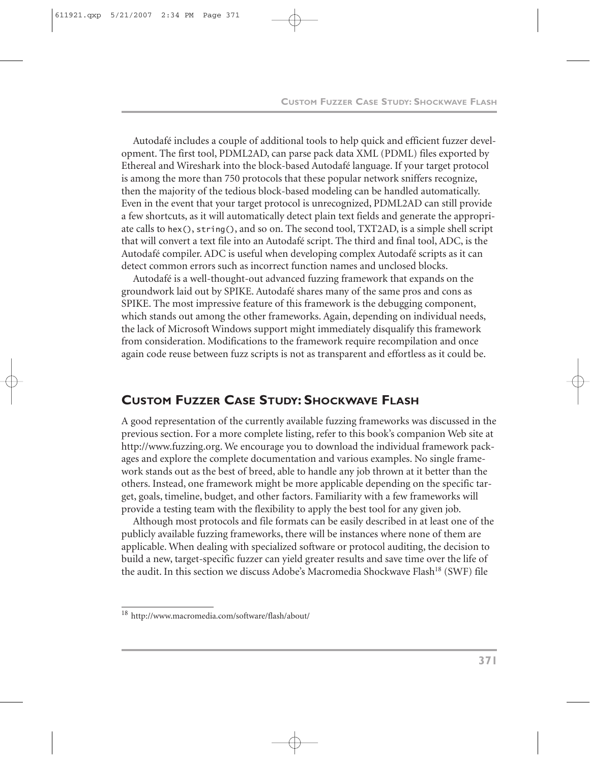Autodafé includes a couple of additional tools to help quick and efficient fuzzer development. The first tool, PDML2AD, can parse pack data XML (PDML) files exported by Ethereal and Wireshark into the block-based Autodafé language. If your target protocol is among the more than 750 protocols that these popular network sniffers recognize, then the majority of the tedious block-based modeling can be handled automatically. Even in the event that your target protocol is unrecognized, PDML2AD can still provide a few shortcuts, as it will automatically detect plain text fields and generate the appropriate calls to `hex()`, `string()`, and so on. The second tool, TXT2AD, is a simple shell script that will convert a text file into an Autodafé script. The third and final tool, ADC, is the Autodafé compiler. ADC is useful when developing complex Autodafé scripts as it can detect common errors such as incorrect function names and unclosed blocks.

Autodafé is a well-thought-out advanced fuzzing framework that expands on the groundwork laid out by SPIKE. Autodafé shares many of the same pros and cons as SPIKE. The most impressive feature of this framework is the debugging component, which stands out among the other frameworks. Again, depending on individual needs, the lack of Microsoft Windows support might immediately disqualify this framework from consideration. Modifications to the framework require recompilation and once again code reuse between fuzz scripts is not as transparent and effortless as it could be.

## CUSTOM FUZZER CASE STUDY: SHOCKWAVE FLASH

A good representation of the currently available fuzzing frameworks was discussed in the previous section. For a more complete listing, refer to this book's companion Web site at http://www.fuzzing.org. We encourage you to download the individual framework packages and explore the complete documentation and various examples. No single framework stands out as the best of breed, able to handle any job thrown at it better than the others. Instead, one framework might be more applicable depending on the specific target, goals, timeline, budget, and other factors. Familiarity with a few frameworks will provide a testing team with the flexibility to apply the best tool for any given job.

Although most protocols and file formats can be easily described in at least one of the publicly available fuzzing frameworks, there will be instances where none of them are applicable. When dealing with specialized software or protocol auditing, the decision to build a new, target-specific fuzzer can yield greater results and save time over the life of the audit. In this section we discuss Adobe's Macromedia Shockwave Flash[18] (SWF) file

[18] http://www.macromedia.com/software/flash/about/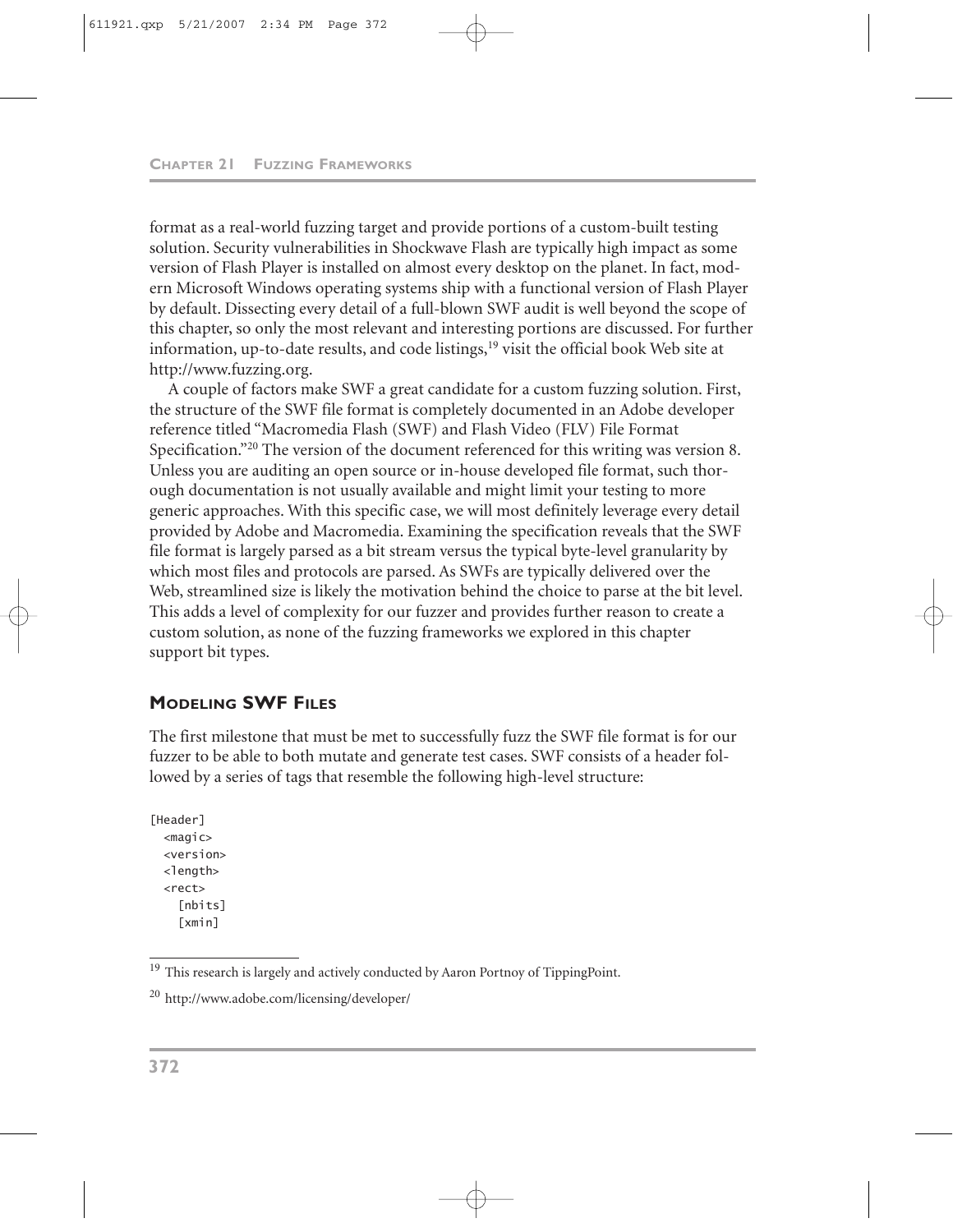format as a real-world fuzzing target and provide portions of a custom-built testing solution. Security vulnerabilities in Shockwave Flash are typically high impact as some version of Flash Player is installed on almost every desktop on the planet. In fact, modern Microsoft Windows operating systems ship with a functional version of Flash Player by default. Dissecting every detail of a full-blown SWF audit is well beyond the scope of this chapter, so only the most relevant and interesting portions are discussed. For further information, up-to-date results, and code listings,[19] visit the official book Web site at http://www.fuzzing.org.

A couple of factors make SWF a great candidate for a custom fuzzing solution. First, the structure of the SWF file format is completely documented in an Adobe developer reference titled "Macromedia Flash (SWF) and Flash Video (FLV) File Format Specification."[20] The version of the document referenced for this writing was version 8. Unless you are auditing an open source or in-house developed file format, such thorough documentation is not usually available and might limit your testing to more generic approaches. With this specific case, we will most definitely leverage every detail provided by Adobe and Macromedia. Examining the specification reveals that the SWF file format is largely parsed as a bit stream versus the typical byte-level granularity by which most files and protocols are parsed. As SWFs are typically delivered over the Web, streamlined size is likely the motivation behind the choice to parse at the bit level. This adds a level of complexity for our fuzzer and provides further reason to create a custom solution, as none of the fuzzing frameworks we explored in this chapter support bit types.

### MODELING SWF FILES

The first milestone that must be met to successfully fuzz the SWF file format is for our fuzzer to be able to both mutate and generate test cases. SWF consists of a header followed by a series of tags that resemble the following high-level structure:

```
[Header]
  <magic>
  <version>
  <length>
  <rect>
    [nbits]
    [xmin]
```

[19] This research is largely and actively conducted by Aaron Portnoy of TippingPoint.

[20] http://www.adobe.com/licensing/developer/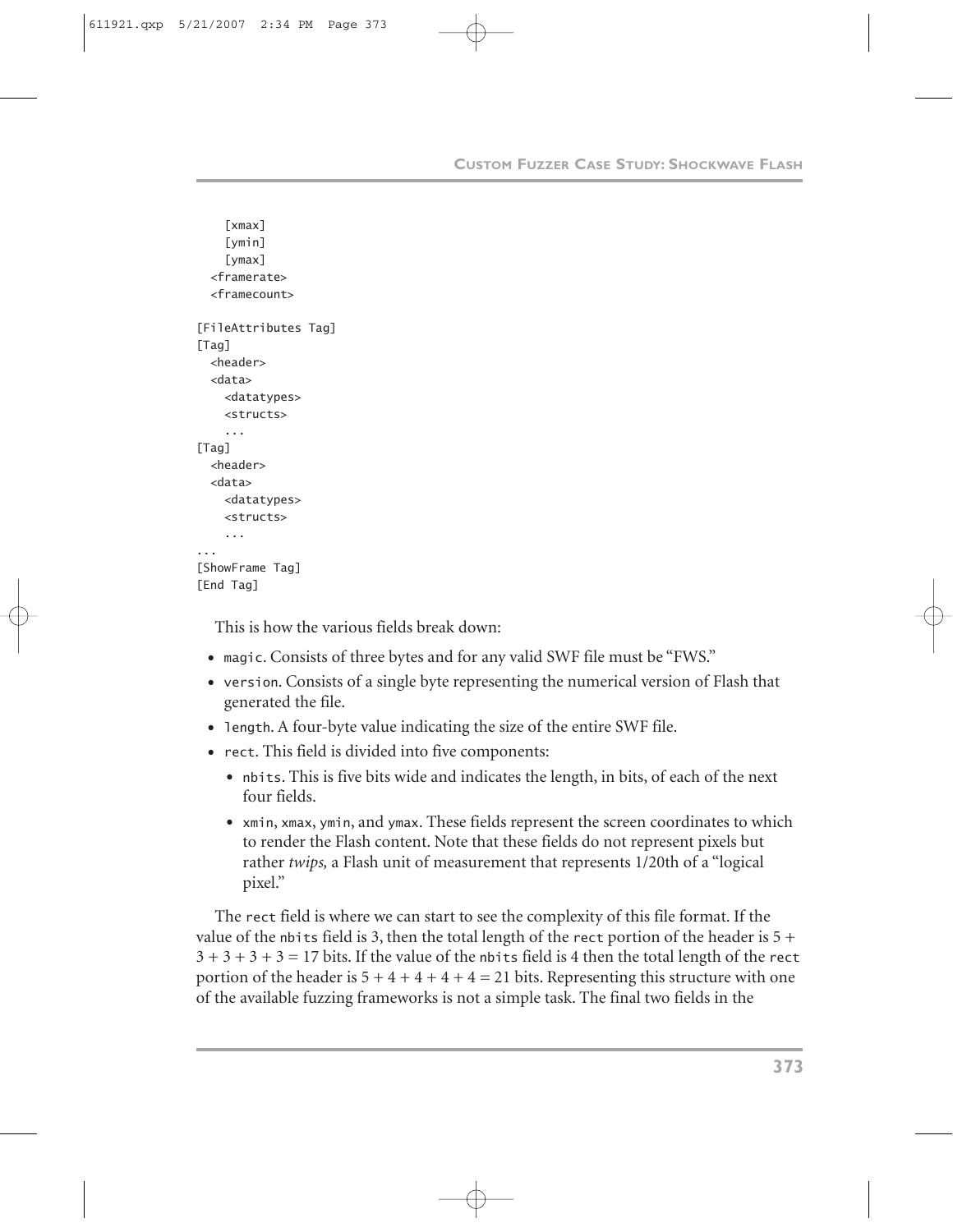```
    [xmax]
    [ymin]
    [ymax]
  <framerate>
  <framecount>

[FileAttributes Tag]
[Tag]
  <header>
  <data>
    <datatypes>
    <structs>
    ...
[Tag]
  <header>
  <data>
    <datatypes>
    <structs>
    ...
...
[ShowFrame Tag]
[End Tag]
```

This is how the various fields break down:

- `magic`. Consists of three bytes and for any valid SWF file must be "FWS."
- `version`. Consists of a single byte representing the numerical version of Flash that generated the file.
- `length`. A four-byte value indicating the size of the entire SWF file.
- `rect`. This field is divided into five components:
  - `nbits`. This is five bits wide and indicates the length, in bits, of each of the next four fields.
  - `xmin`, `xmax`, `ymin`, and `ymax`. These fields represent the screen coordinates to which to render the Flash content. Note that these fields do not represent pixels but rather *twips,* a Flash unit of measurement that represents 1/20th of a "logical pixel."

The `rect` field is where we can start to see the complexity of this file format. If the value of the `nbits` field is 3, then the total length of the `rect` portion of the header is $5 + 3 + 3 + 3 + 3 = 17$ bits. If the value of the `nbits` field is 4 then the total length of the `rect` portion of the header is $5 + 4 + 4 + 4 + 4 = 21$ bits. Representing this structure with one of the available fuzzing frameworks is not a simple task. The final two fields in the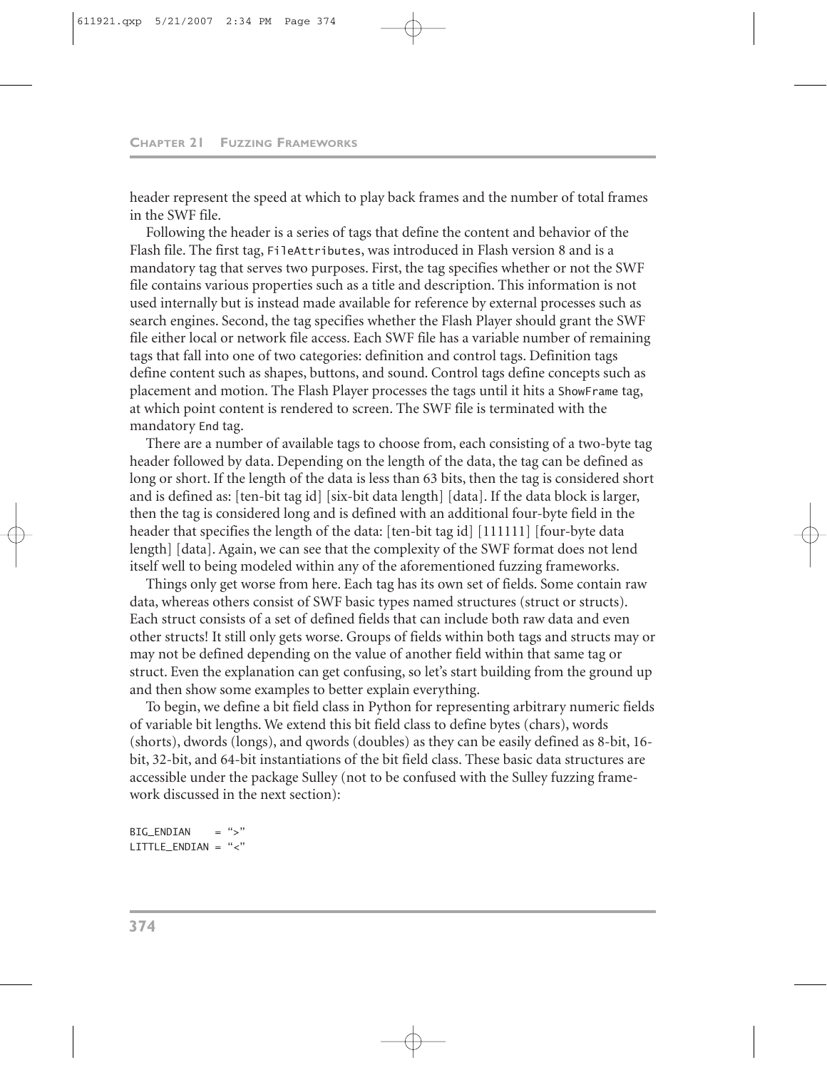header represent the speed at which to play back frames and the number of total frames in the SWF file.

Following the header is a series of tags that define the content and behavior of the Flash file. The first tag, `FileAttributes`, was introduced in Flash version 8 and is a mandatory tag that serves two purposes. First, the tag specifies whether or not the SWF file contains various properties such as a title and description. This information is not used internally but is instead made available for reference by external processes such as search engines. Second, the tag specifies whether the Flash Player should grant the SWF file either local or network file access. Each SWF file has a variable number of remaining tags that fall into one of two categories: definition and control tags. Definition tags define content such as shapes, buttons, and sound. Control tags define concepts such as placement and motion. The Flash Player processes the tags until it hits a `ShowFrame` tag, at which point content is rendered to screen. The SWF file is terminated with the mandatory `End` tag.

There are a number of available tags to choose from, each consisting of a two-byte tag header followed by data. Depending on the length of the data, the tag can be defined as long or short. If the length of the data is less than 63 bits, then the tag is considered short and is defined as: [ten-bit tag id] [six-bit data length] [data]. If the data block is larger, then the tag is considered long and is defined with an additional four-byte field in the header that specifies the length of the data: [ten-bit tag id] [111111] [four-byte data length] [data]. Again, we can see that the complexity of the SWF format does not lend itself well to being modeled within any of the aforementioned fuzzing frameworks.

Things only get worse from here. Each tag has its own set of fields. Some contain raw data, whereas others consist of SWF basic types named structures (struct or structs). Each struct consists of a set of defined fields that can include both raw data and even other structs! It still only gets worse. Groups of fields within both tags and structs may or may not be defined depending on the value of another field within that same tag or struct. Even the explanation can get confusing, so let's start building from the ground up and then show some examples to better explain everything.

To begin, we define a bit field class in Python for representing arbitrary numeric fields of variable bit lengths. We extend this bit field class to define bytes (chars), words (shorts), dwords (longs), and qwords (doubles) as they can be easily defined as 8-bit, 16-bit, 32-bit, and 64-bit instantiations of the bit field class. These basic data structures are accessible under the package Sulley (not to be confused with the Sulley fuzzing framework discussed in the next section):

```
BIG_ENDIAN    = ">"
LITTLE_ENDIAN = "<"
```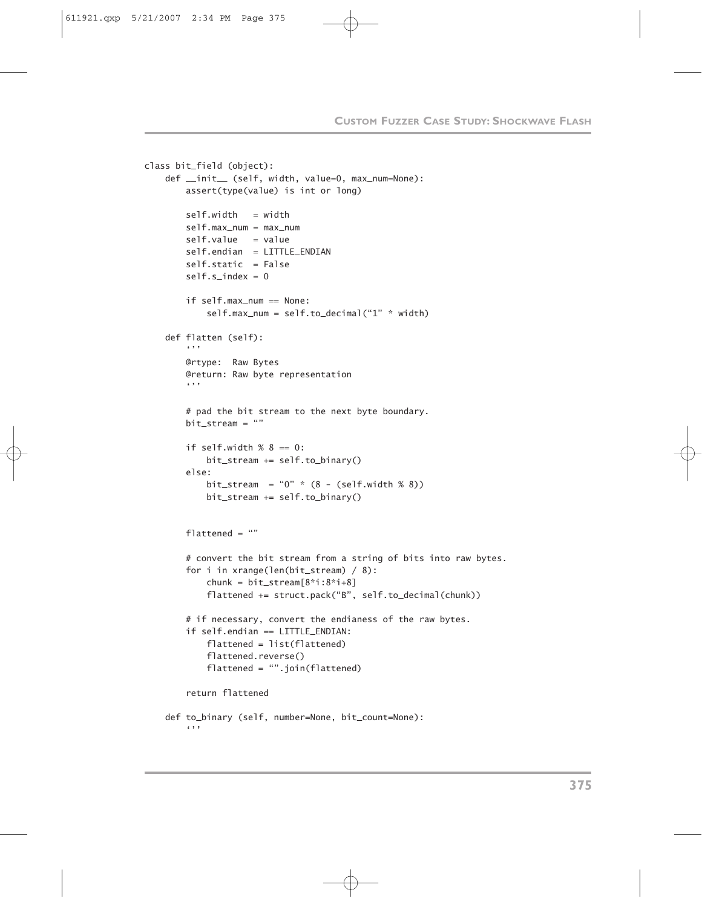```
class bit_field (object):
    def __init__ (self, width, value=0, max_num=None):
        assert(type(value) is int or long)

        self.width   = width
        self.max_num = max_num
        self.value   = value
        self.endian  = LITTLE_ENDIAN
        self.static  = False
        self.s_index = 0

        if self.max_num == None:
            self.max_num = self.to_decimal("1" * width)

    def flatten (self):
        '''
        @rtype:  Raw Bytes
        @return: Raw byte representation
        '''

        # pad the bit stream to the next byte boundary.
        bit_stream = ""

        if self.width % 8 == 0:
            bit_stream += self.to_binary()
        else:
            bit_stream  = "0" * (8 - (self.width % 8))
            bit_stream += self.to_binary()


        flattened = ""

        # convert the bit stream from a string of bits into raw bytes.
        for i in xrange(len(bit_stream) / 8):
            chunk = bit_stream[8*i:8*i+8]
            flattened += struct.pack("B", self.to_decimal(chunk))

        # if necessary, convert the endianess of the raw bytes.
        if self.endian == LITTLE_ENDIAN:
            flattened = list(flattened)
            flattened.reverse()
            flattened = "".join(flattened)

        return flattened

    def to_binary (self, number=None, bit_count=None):
        '''
```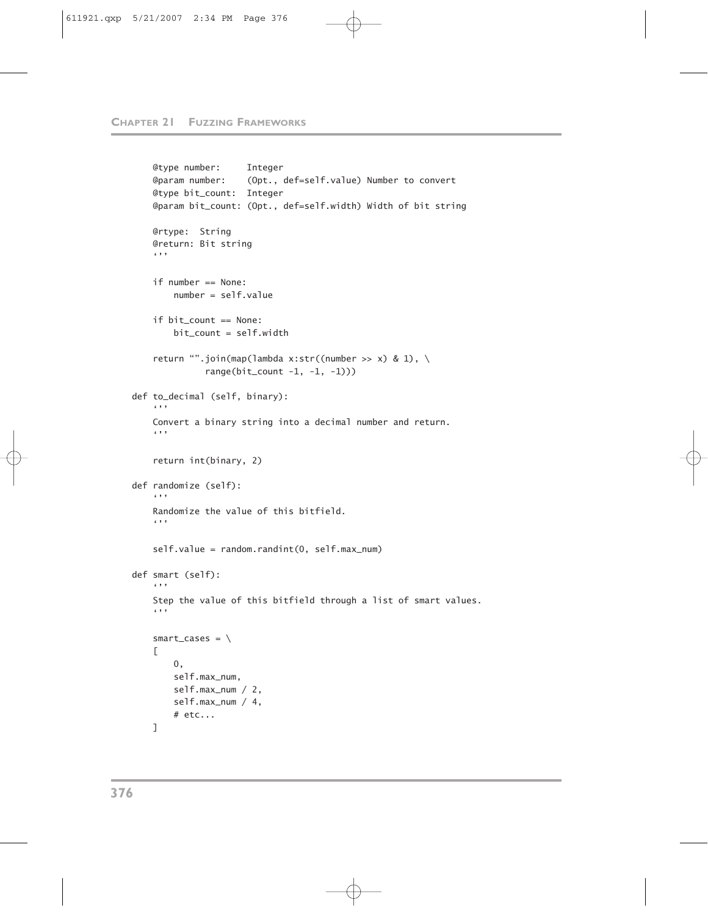```
        @type number:     Integer
        @param number:    (Opt., def=self.value) Number to convert
        @type bit_count:  Integer
        @param bit_count: (Opt., def=self.width) Width of bit string

        @rtype:  String
        @return: Bit string
        '''

        if number == None:
            number = self.value

        if bit_count == None:
            bit_count = self.width

        return "".join(map(lambda x:str((number >> x) & 1), \
                   range(bit_count -1, -1, -1)))

    def to_decimal (self, binary):
        '''
        Convert a binary string into a decimal number and return.
        '''

        return int(binary, 2)

    def randomize (self):
        '''
        Randomize the value of this bitfield.
        '''

        self.value = random.randint(0, self.max_num)

    def smart (self):
        '''
        Step the value of this bitfield through a list of smart values.
        '''

        smart_cases = \
        [
            0,
            self.max_num,
            self.max_num / 2,
            self.max_num / 4,
            # etc...
        ]
```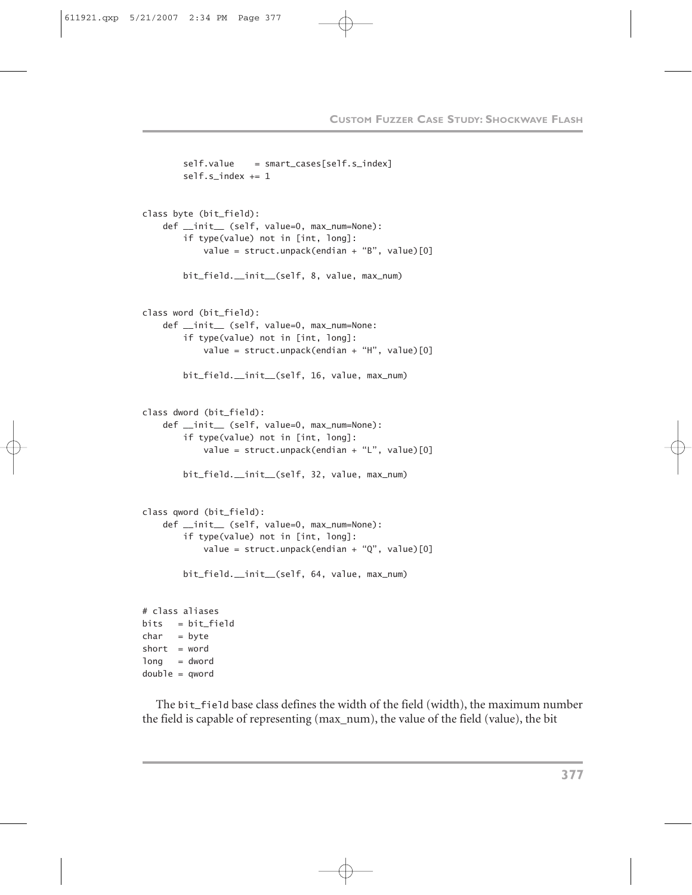```
        self.value    = smart_cases[self.s_index]
        self.s_index += 1


class byte (bit_field):
    def __init__ (self, value=0, max_num=None):
        if type(value) not in [int, long]:
            value = struct.unpack(endian + "B", value)[0]

        bit_field.__init__(self, 8, value, max_num)


class word (bit_field):
    def __init__ (self, value=0, max_num=None:
        if type(value) not in [int, long]:
            value = struct.unpack(endian + "H", value)[0]

        bit_field.__init__(self, 16, value, max_num)


class dword (bit_field):
    def __init__ (self, value=0, max_num=None):
        if type(value) not in [int, long]:
            value = struct.unpack(endian + "L", value)[0]

        bit_field.__init__(self, 32, value, max_num)


class qword (bit_field):
    def __init__ (self, value=0, max_num=None):
        if type(value) not in [int, long]:
            value = struct.unpack(endian + "Q", value)[0]

        bit_field.__init__(self, 64, value, max_num)


# class aliases
bits   = bit_field
char   = byte
short  = word
long   = dword
double = qword
```

The `bit_field` base class defines the width of the field (width), the maximum number the field is capable of representing (max_num), the value of the field (value), the bit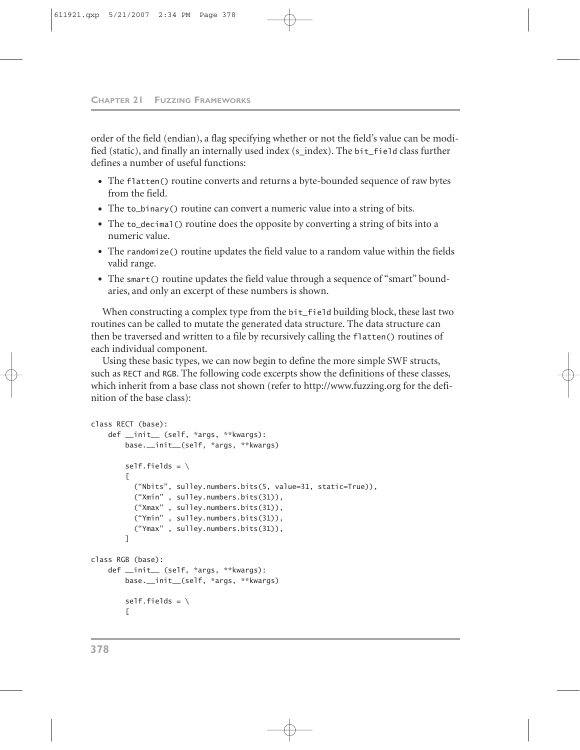order of the field (endian), a flag specifying whether or not the field's value can be modified (static), and finally an internally used index (s_index). The `bit_field` class further defines a number of useful functions:

- The `flatten()` routine converts and returns a byte-bounded sequence of raw bytes from the field.
- The `to_binary()` routine can convert a numeric value into a string of bits.
- The `to_decimal()` routine does the opposite by converting a string of bits into a numeric value.
- The `randomize()` routine updates the field value to a random value within the fields valid range.
- The `smart()` routine updates the field value through a sequence of "smart" boundaries, and only an excerpt of these numbers is shown.

When constructing a complex type from the `bit_field` building block, these last two routines can be called to mutate the generated data structure. The data structure can then be traversed and written to a file by recursively calling the `flatten()` routines of each individual component.

Using these basic types, we can now begin to define the more simple SWF structs, such as RECT and RGB. The following code excerpts show the definitions of these classes, which inherit from a base class not shown (refer to http://www.fuzzing.org for the definition of the base class):

```
class RECT (base):
    def __init__ (self, *args, **kwargs):
        base.__init__(self, *args, **kwargs)

        self.fields = \
        [
          ("Nbits", sulley.numbers.bits(5, value=31, static=True)),
          ("Xmin" , sulley.numbers.bits(31)),
          ("Xmax" , sulley.numbers.bits(31)),
          ("Ymin" , sulley.numbers.bits(31)),
          ("Ymax" , sulley.numbers.bits(31)),
        ]

class RGB (base):
    def __init__ (self, *args, **kwargs):
        base.__init__(self, *args, **kwargs)

        self.fields = \
        [
```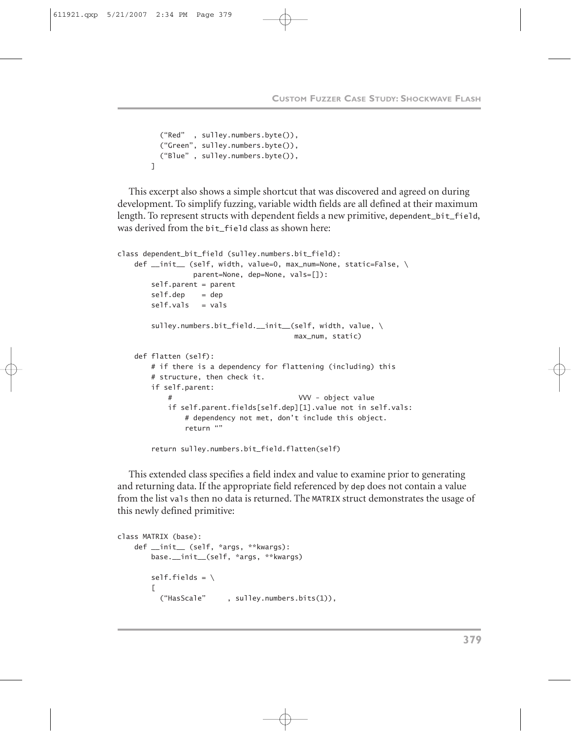```
        ("Red"  , sulley.numbers.byte()),
        ("Green", sulley.numbers.byte()),
        ("Blue" , sulley.numbers.byte()),
    ]
```

This excerpt also shows a simple shortcut that was discovered and agreed on during development. To simplify fuzzing, variable width fields are all defined at their maximum length. To represent structs with dependent fields a new primitive, `dependent_bit_field`, was derived from the `bit_field` class as shown here:

```
class dependent_bit_field (sulley.numbers.bit_field):
    def __init__ (self, width, value=0, max_num=None, static=False, \
                  parent=None, dep=None, vals=[]):
        self.parent = parent
        self.dep    = dep
        self.vals   = vals

        sulley.numbers.bit_field.__init__(self, width, value, \
                                          max_num, static)

    def flatten (self):
        # if there is a dependency for flattening (including) this
        # structure, then check it.
        if self.parent:
            #                            VVV - object value
            if self.parent.fields[self.dep][1].value not in self.vals:
                # dependency not met, don't include this object.
                return ""

        return sulley.numbers.bit_field.flatten(self)
```

This extended class specifies a field index and value to examine prior to generating and returning data. If the appropriate field referenced by `dep` does not contain a value from the list `vals` then no data is returned. The `MATRIX` struct demonstrates the usage of this newly defined primitive:

```
class MATRIX (base):
    def __init__ (self, *args, **kwargs):
        base.__init__(self, *args, **kwargs)

        self.fields = \
        [
          ("HasScale"     , sulley.numbers.bits(1)),
```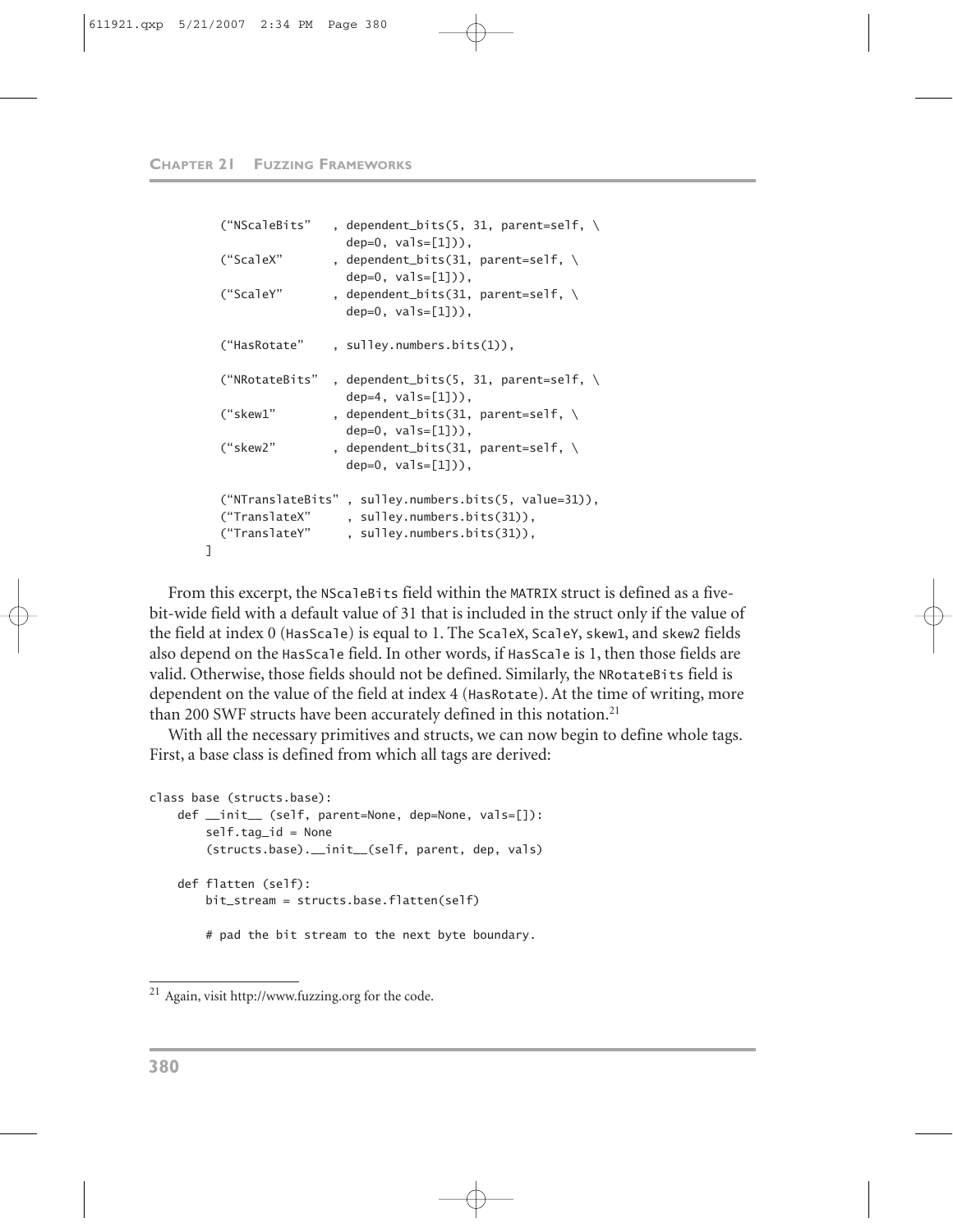```
    ("NScaleBits"   , dependent_bits(5, 31, parent=self, \
                      dep=0, vals=[1])),
    ("ScaleX"       , dependent_bits(31, parent=self, \
                      dep=0, vals=[1])),
    ("ScaleY"       , dependent_bits(31, parent=self, \
                      dep=0, vals=[1])),

    ("HasRotate"    , sulley.numbers.bits(1)),

    ("NRotateBits"  , dependent_bits(5, 31, parent=self, \
                      dep=4, vals=[1])),
    ("skew1"        , dependent_bits(31, parent=self, \
                      dep=0, vals=[1])),
    ("skew2"        , dependent_bits(31, parent=self, \
                      dep=0, vals=[1])),

    ("NTranslateBits" , sulley.numbers.bits(5, value=31)),
    ("TranslateX"     , sulley.numbers.bits(31)),
    ("TranslateY"     , sulley.numbers.bits(31)),
]
```

From this excerpt, the `NScaleBits` field within the `MATRIX` struct is defined as a five-bit-wide field with a default value of 31 that is included in the struct only if the value of the field at index 0 (`HasScale`) is equal to 1. The `ScaleX`, `ScaleY`, `skew1`, and `skew2` fields also depend on the `HasScale` field. In other words, if `HasScale` is 1, then those fields are valid. Otherwise, those fields should not be defined. Similarly, the `NRotateBits` field is dependent on the value of the field at index 4 (`HasRotate`). At the time of writing, more than 200 SWF structs have been accurately defined in this notation.[21]

With all the necessary primitives and structs, we can now begin to define whole tags. First, a base class is defined from which all tags are derived:

```
class base (structs.base):
    def __init__ (self, parent=None, dep=None, vals=[]):
        self.tag_id = None
        (structs.base).__init__(self, parent, dep, vals)

    def flatten (self):
        bit_stream = structs.base.flatten(self)

        # pad the bit stream to the next byte boundary.
```

[21] Again, visit http://www.fuzzing.org for the code.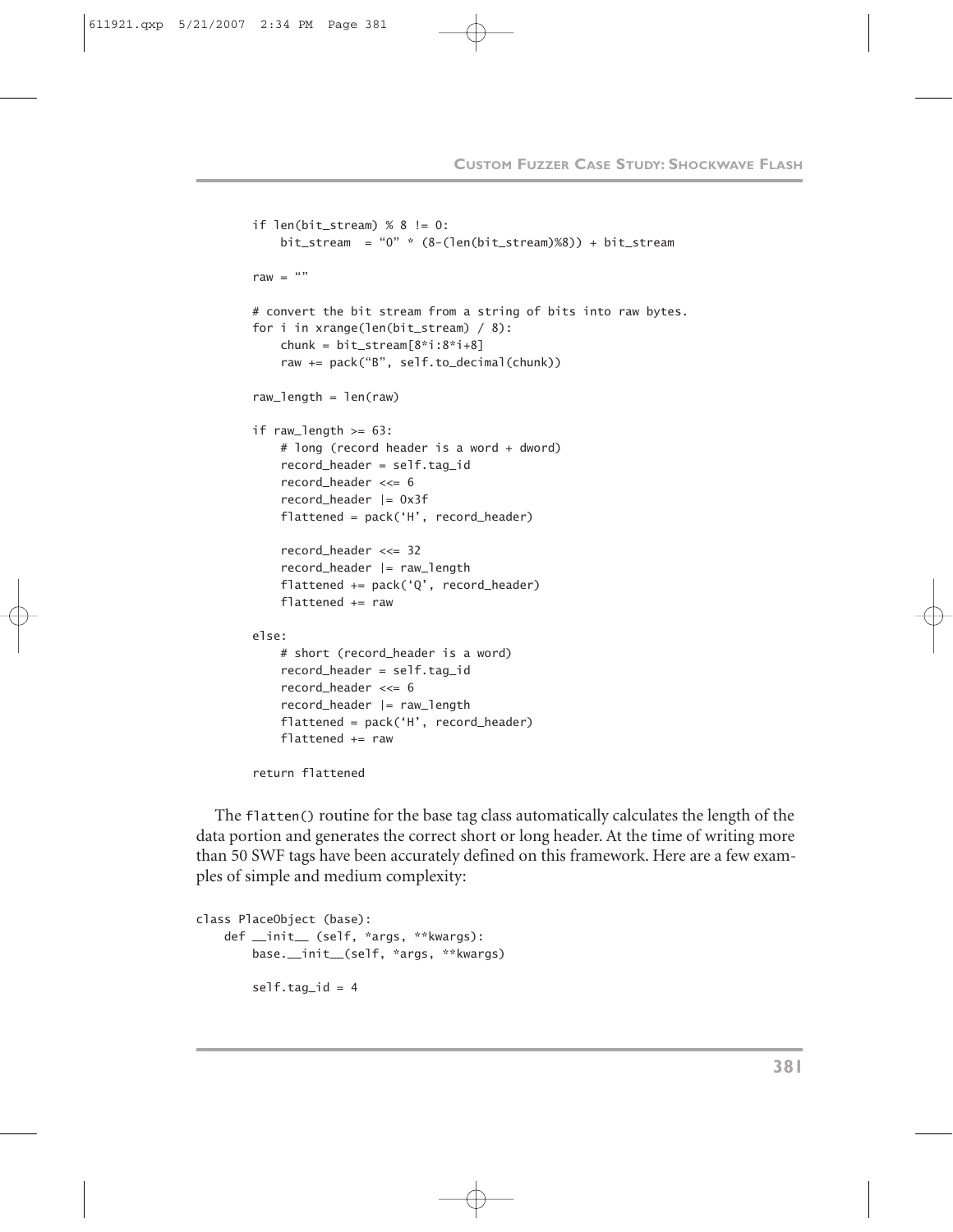```
        if len(bit_stream) % 8 != 0:
            bit_stream  = "0" * (8-(len(bit_stream)%8)) + bit_stream

        raw = ""

        # convert the bit stream from a string of bits into raw bytes.
        for i in xrange(len(bit_stream) / 8):
            chunk = bit_stream[8*i:8*i+8]
            raw += pack("B", self.to_decimal(chunk))

        raw_length = len(raw)

        if raw_length >= 63:
            # long (record header is a word + dword)
            record_header = self.tag_id
            record_header <<= 6
            record_header |= 0x3f
            flattened = pack('H', record_header)

            record_header <<= 32
            record_header |= raw_length
            flattened += pack('Q', record_header)
            flattened += raw

        else:
            # short (record_header is a word)
            record_header = self.tag_id
            record_header <<= 6
            record_header |= raw_length
            flattened = pack('H', record_header)
            flattened += raw

        return flattened
```

The `flatten()` routine for the base tag class automatically calculates the length of the data portion and generates the correct short or long header. At the time of writing more than 50 SWF tags have been accurately defined on this framework. Here are a few examples of simple and medium complexity:

```
class PlaceObject (base):
    def __init__ (self, *args, **kwargs):
        base.__init__(self, *args, **kwargs)

        self.tag_id = 4
```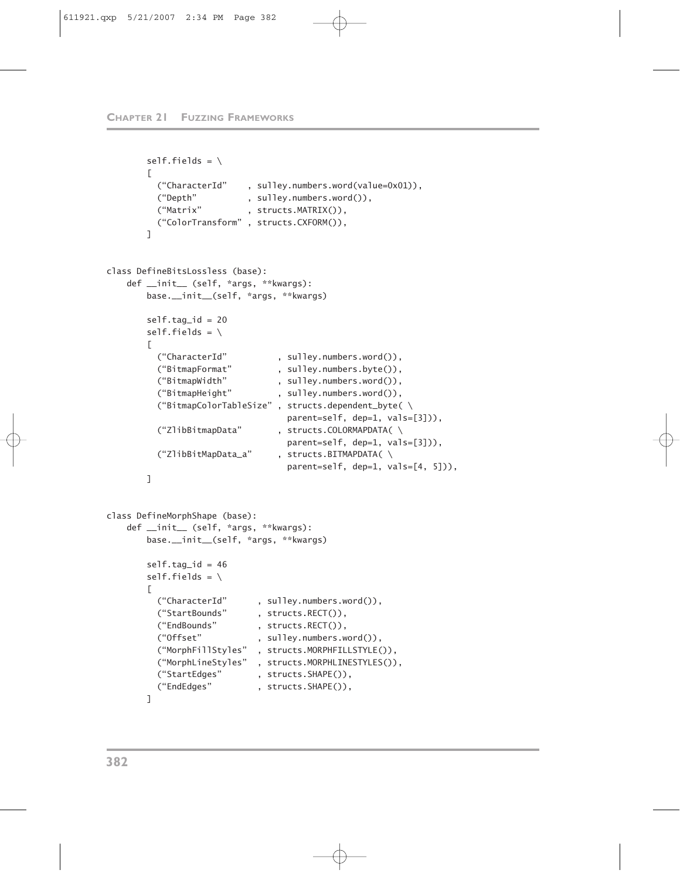```
        self.fields = \
        [
          ("CharacterId"    , sulley.numbers.word(value=0x01)),
          ("Depth"          , sulley.numbers.word()),
          ("Matrix"         , structs.MATRIX()),
          ("ColorTransform" , structs.CXFORM()),
        ]


class DefineBitsLossless (base):
    def __init__ (self, *args, **kwargs):
        base.__init__(self, *args, **kwargs)

        self.tag_id = 20
        self.fields = \
        [
          ("CharacterId"          , sulley.numbers.word()),
          ("BitmapFormat"         , sulley.numbers.byte()),
          ("BitmapWidth"          , sulley.numbers.word()),
          ("BitmapHeight"         , sulley.numbers.word()),
          ("BitmapColorTableSize" , structs.dependent_byte( \
                                    parent=self, dep=1, vals=[3])),
          ("ZlibBitmapData"       , structs.COLORMAPDATA( \
                                    parent=self, dep=1, vals=[3])),
          ("ZlibBitMapData_a"     , structs.BITMAPDATA( \
                                    parent=self, dep=1, vals=[4, 5])),
        ]


class DefineMorphShape (base):
    def __init__ (self, *args, **kwargs):
        base.__init__(self, *args, **kwargs)

        self.tag_id = 46
        self.fields = \
        [
          ("CharacterId"      , sulley.numbers.word()),
          ("StartBounds"      , structs.RECT()),
          ("EndBounds"        , structs.RECT()),
          ("Offset"           , sulley.numbers.word()),
          ("MorphFillStyles"  , structs.MORPHFILLSTYLE()),
          ("MorphLineStyles"  , structs.MORPHLINESTYLES()),
          ("StartEdges"       , structs.SHAPE()),
          ("EndEdges"         , structs.SHAPE()),
        ]
```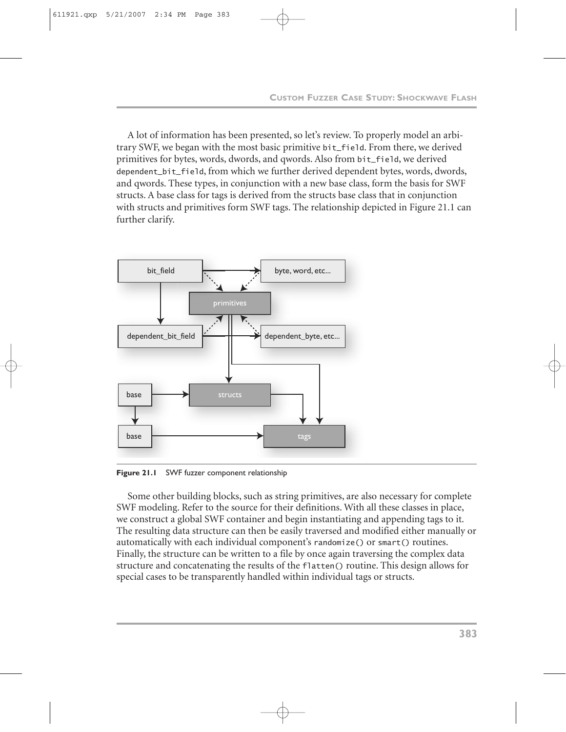A lot of information has been presented, so let's review. To properly model an arbitrary SWF, we began with the most basic primitive `bit_field`. From there, we derived primitives for bytes, words, dwords, and qwords. Also from `bit_field`, we derived `dependent_bit_field`, from which we further derived dependent bytes, words, dwords, and qwords. These types, in conjunction with a new base class, form the basis for SWF structs. A base class for tags is derived from the structs base class that in conjunction with structs and primitives form SWF tags. The relationship depicted in Figure 21.1 can further clarify.

**Figure 21.1** SWF fuzzer component relationship

Some other building blocks, such as string primitives, are also necessary for complete SWF modeling. Refer to the source for their definitions. With all these classes in place, we construct a global SWF container and begin instantiating and appending tags to it. The resulting data structure can then be easily traversed and modified either manually or automatically with each individual component's `randomize()` or `smart()` routines. Finally, the structure can be written to a file by once again traversing the complex data structure and concatenating the results of the `flatten()` routine. This design allows for special cases to be transparently handled within individual tags or structs.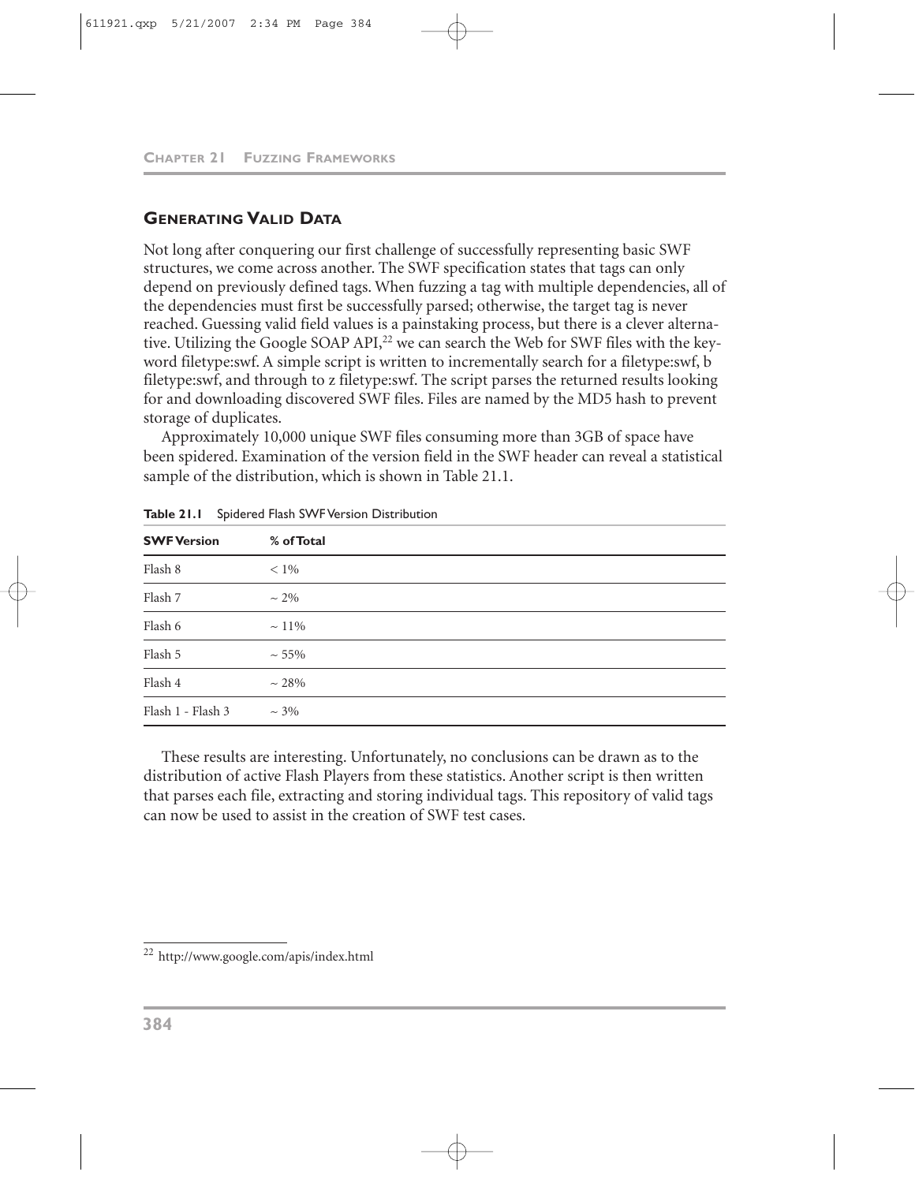## Generating Valid Data

Not long after conquering our first challenge of successfully representing basic SWF structures, we come across another. The SWF specification states that tags can only depend on previously defined tags. When fuzzing a tag with multiple dependencies, all of the dependencies must first be successfully parsed; otherwise, the target tag is never reached. Guessing valid field values is a painstaking process, but there is a clever alternative. Utilizing the Google SOAP API,[22] we can search the Web for SWF files with the keyword filetype:swf. A simple script is written to incrementally search for a filetype:swf, b filetype:swf, and through to z filetype:swf. The script parses the returned results looking for and downloading discovered SWF files. Files are named by the MD5 hash to prevent storage of duplicates.

Approximately 10,000 unique SWF files consuming more than 3GB of space have been spidered. Examination of the version field in the SWF header can reveal a statistical sample of the distribution, which is shown in Table 21.1.

**Table 21.1** Spidered Flash SWF Version Distribution

| SWF Version | % of Total |
|---|---|
| Flash 8 | < 1% |
| Flash 7 | ~ 2% |
| Flash 6 | ~ 11% |
| Flash 5 | ~ 55% |
| Flash 4 | ~ 28% |
| Flash 1 - Flash 3 | ~ 3% |

These results are interesting. Unfortunately, no conclusions can be drawn as to the distribution of active Flash Players from these statistics. Another script is then written that parses each file, extracting and storing individual tags. This repository of valid tags can now be used to assist in the creation of SWF test cases.

---

[22] http://www.google.com/apis/index.html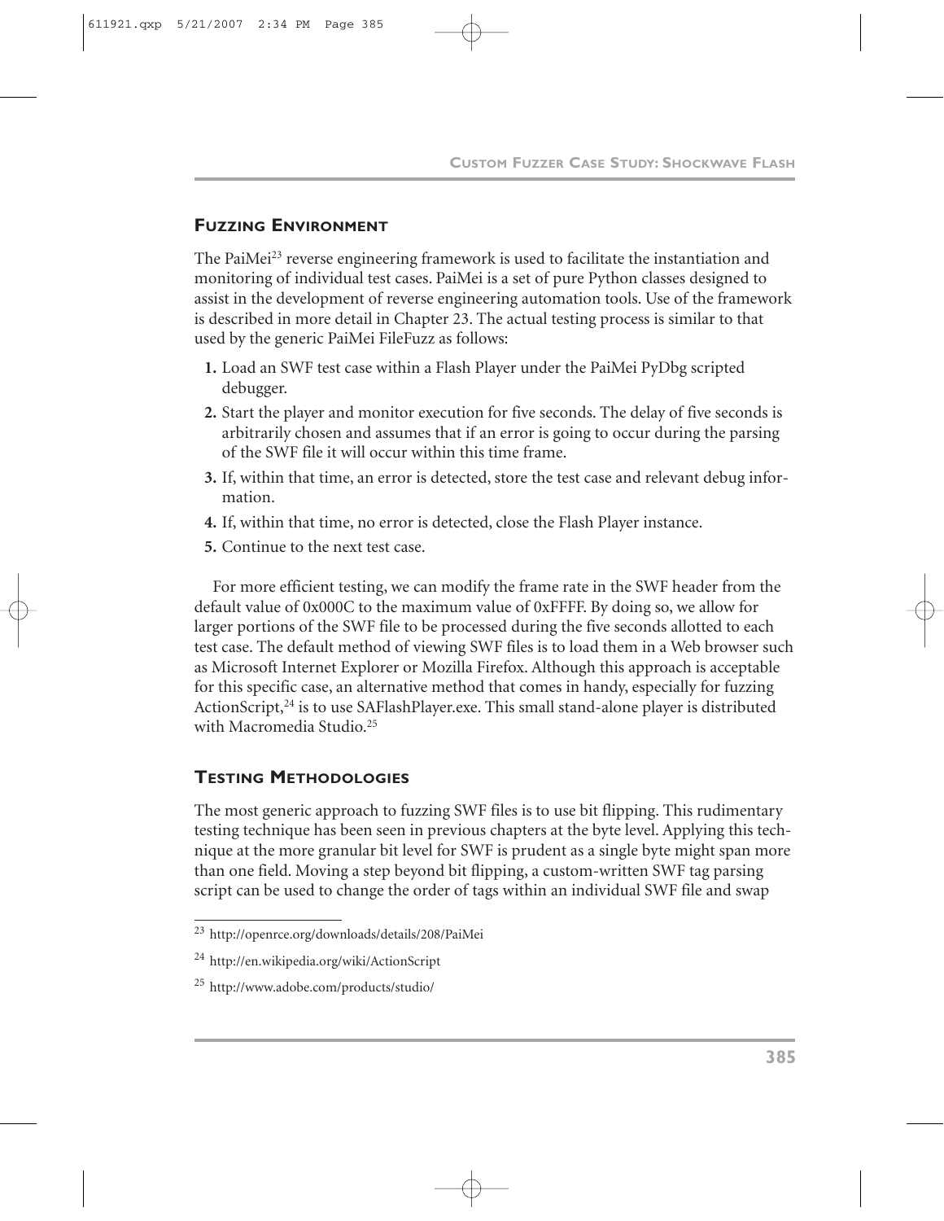## Fuzzing Environment

The PaiMei[23] reverse engineering framework is used to facilitate the instantiation and monitoring of individual test cases. PaiMei is a set of pure Python classes designed to assist in the development of reverse engineering automation tools. Use of the framework is described in more detail in Chapter 23. The actual testing process is similar to that used by the generic PaiMei FileFuzz as follows:

1. Load an SWF test case within a Flash Player under the PaiMei PyDbg scripted debugger.
2. Start the player and monitor execution for five seconds. The delay of five seconds is arbitrarily chosen and assumes that if an error is going to occur during the parsing of the SWF file it will occur within this time frame.
3. If, within that time, an error is detected, store the test case and relevant debug information.
4. If, within that time, no error is detected, close the Flash Player instance.
5. Continue to the next test case.

For more efficient testing, we can modify the frame rate in the SWF header from the default value of 0x000C to the maximum value of 0xFFFF. By doing so, we allow for larger portions of the SWF file to be processed during the five seconds allotted to each test case. The default method of viewing SWF files is to load them in a Web browser such as Microsoft Internet Explorer or Mozilla Firefox. Although this approach is acceptable for this specific case, an alternative method that comes in handy, especially for fuzzing ActionScript,[24] is to use SAFlashPlayer.exe. This small stand-alone player is distributed with Macromedia Studio.[25]

## Testing Methodologies

The most generic approach to fuzzing SWF files is to use bit flipping. This rudimentary testing technique has been seen in previous chapters at the byte level. Applying this technique at the more granular bit level for SWF is prudent as a single byte might span more than one field. Moving a step beyond bit flipping, a custom-written SWF tag parsing script can be used to change the order of tags within an individual SWF file and swap

---

[23] http://openrce.org/downloads/details/208/PaiMei

[24] http://en.wikipedia.org/wiki/ActionScript

[25] http://www.adobe.com/products/studio/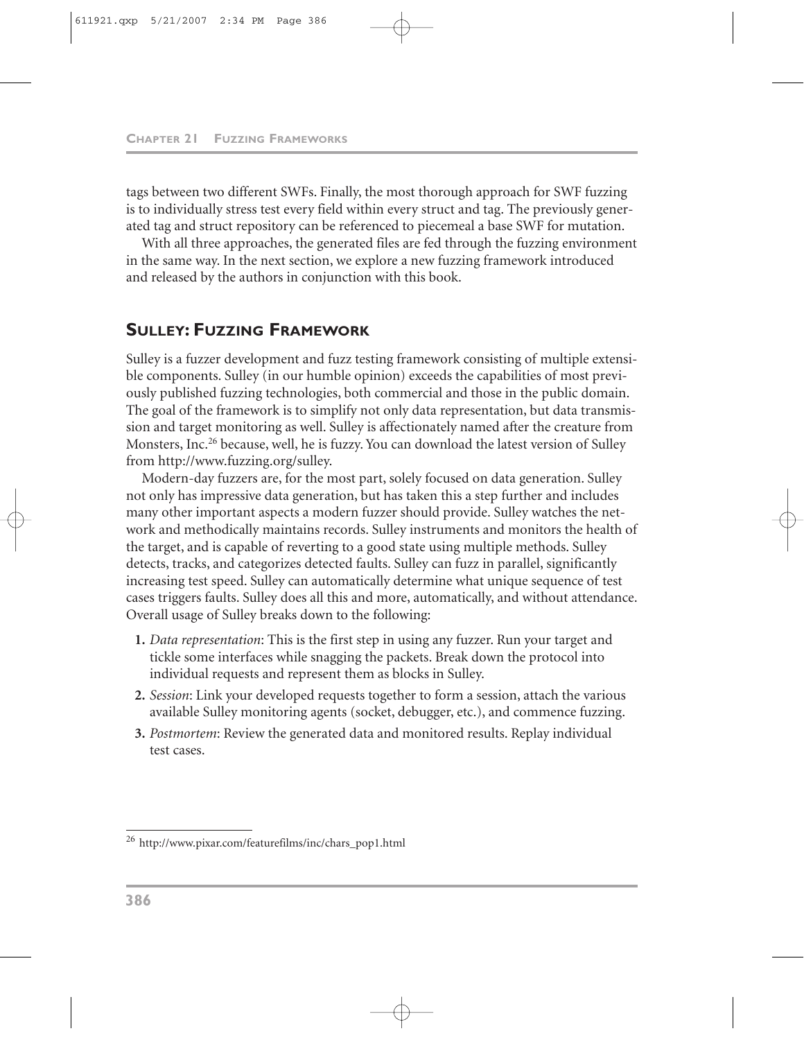tags between two different SWFs. Finally, the most thorough approach for SWF fuzzing is to individually stress test every field within every struct and tag. The previously generated tag and struct repository can be referenced to piecemeal a base SWF for mutation.

With all three approaches, the generated files are fed through the fuzzing environment in the same way. In the next section, we explore a new fuzzing framework introduced and released by the authors in conjunction with this book.

## SULLEY: FUZZING FRAMEWORK

Sulley is a fuzzer development and fuzz testing framework consisting of multiple extensible components. Sulley (in our humble opinion) exceeds the capabilities of most previously published fuzzing technologies, both commercial and those in the public domain. The goal of the framework is to simplify not only data representation, but data transmission and target monitoring as well. Sulley is affectionately named after the creature from Monsters, Inc.[26] because, well, he is fuzzy. You can download the latest version of Sulley from http://www.fuzzing.org/sulley.

Modern-day fuzzers are, for the most part, solely focused on data generation. Sulley not only has impressive data generation, but has taken this a step further and includes many other important aspects a modern fuzzer should provide. Sulley watches the network and methodically maintains records. Sulley instruments and monitors the health of the target, and is capable of reverting to a good state using multiple methods. Sulley detects, tracks, and categorizes detected faults. Sulley can fuzz in parallel, significantly increasing test speed. Sulley can automatically determine what unique sequence of test cases triggers faults. Sulley does all this and more, automatically, and without attendance. Overall usage of Sulley breaks down to the following:

1. *Data representation*: This is the first step in using any fuzzer. Run your target and tickle some interfaces while snagging the packets. Break down the protocol into individual requests and represent them as blocks in Sulley.
2. *Session*: Link your developed requests together to form a session, attach the various available Sulley monitoring agents (socket, debugger, etc.), and commence fuzzing.
3. *Postmortem*: Review the generated data and monitored results. Replay individual test cases.

---

[26] http://www.pixar.com/featurefilms/inc/chars_pop1.html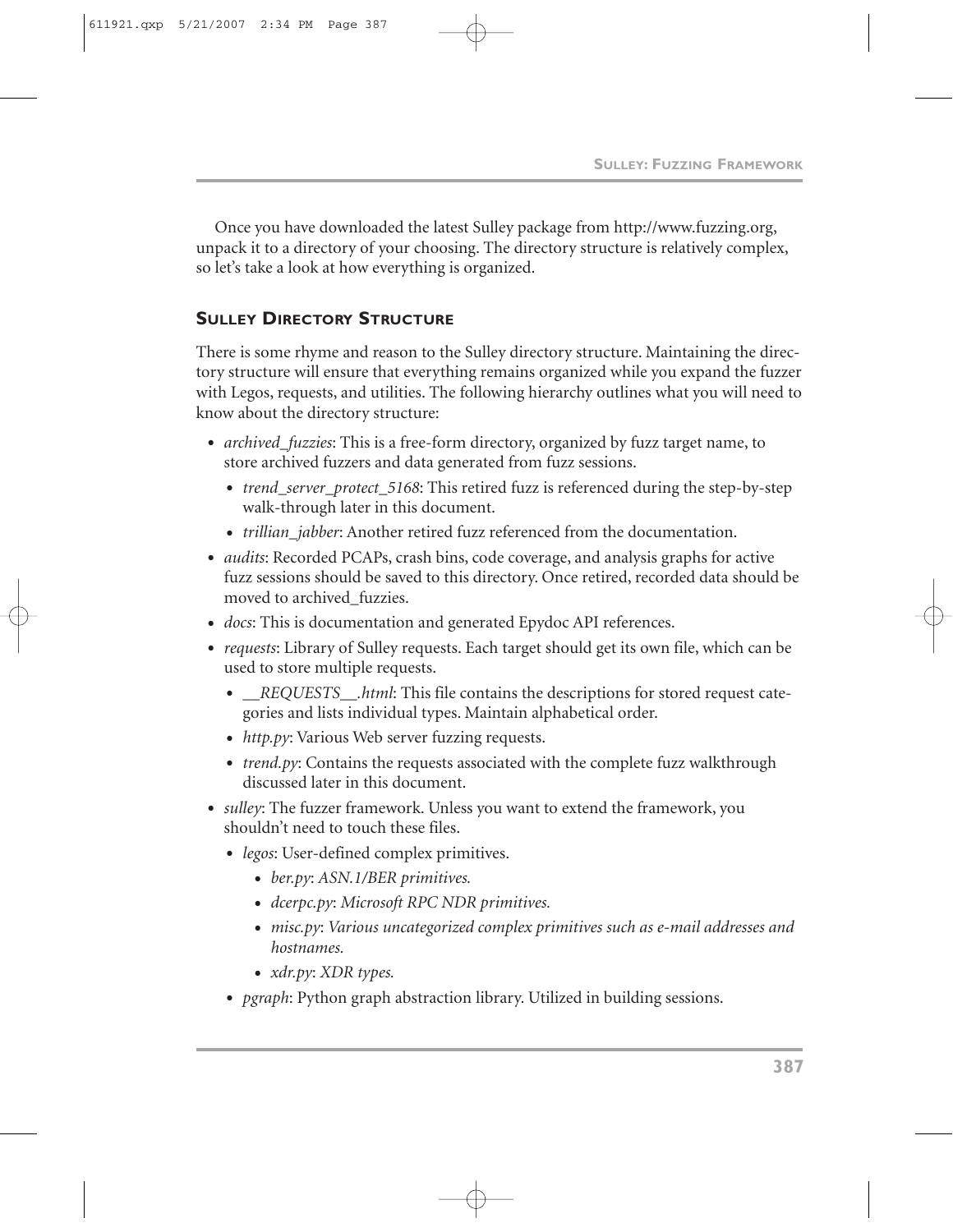Once you have downloaded the latest Sulley package from http://www.fuzzing.org, unpack it to a directory of your choosing. The directory structure is relatively complex, so let's take a look at how everything is organized.

## Sulley Directory Structure

There is some rhyme and reason to the Sulley directory structure. Maintaining the directory structure will ensure that everything remains organized while you expand the fuzzer with Legos, requests, and utilities. The following hierarchy outlines what you will need to know about the directory structure:

- *archived_fuzzies*: This is a free-form directory, organized by fuzz target name, to store archived fuzzers and data generated from fuzz sessions.
  - *trend_server_protect_5168*: This retired fuzz is referenced during the step-by-step walk-through later in this document.
  - *trillian_jabber*: Another retired fuzz referenced from the documentation.
- *audits*: Recorded PCAPs, crash bins, code coverage, and analysis graphs for active fuzz sessions should be saved to this directory. Once retired, recorded data should be moved to archived_fuzzies.
- *docs*: This is documentation and generated Epydoc API references.
- *requests*: Library of Sulley requests. Each target should get its own file, which can be used to store multiple requests.
  - *__REQUESTS__.html*: This file contains the descriptions for stored request categories and lists individual types. Maintain alphabetical order.
  - *http.py*: Various Web server fuzzing requests.
  - *trend.py*: Contains the requests associated with the complete fuzz walkthrough discussed later in this document.
- *sulley*: The fuzzer framework. Unless you want to extend the framework, you shouldn't need to touch these files.
  - *legos*: User-defined complex primitives.
    - *ber.py*: *ASN.1/BER primitives.*
    - *dcerpc.py*: *Microsoft RPC NDR primitives.*
    - *misc.py*: *Various uncategorized complex primitives such as e-mail addresses and hostnames.*
    - *xdr.py*: *XDR types.*
  - *pgraph*: Python graph abstraction library. Utilized in building sessions.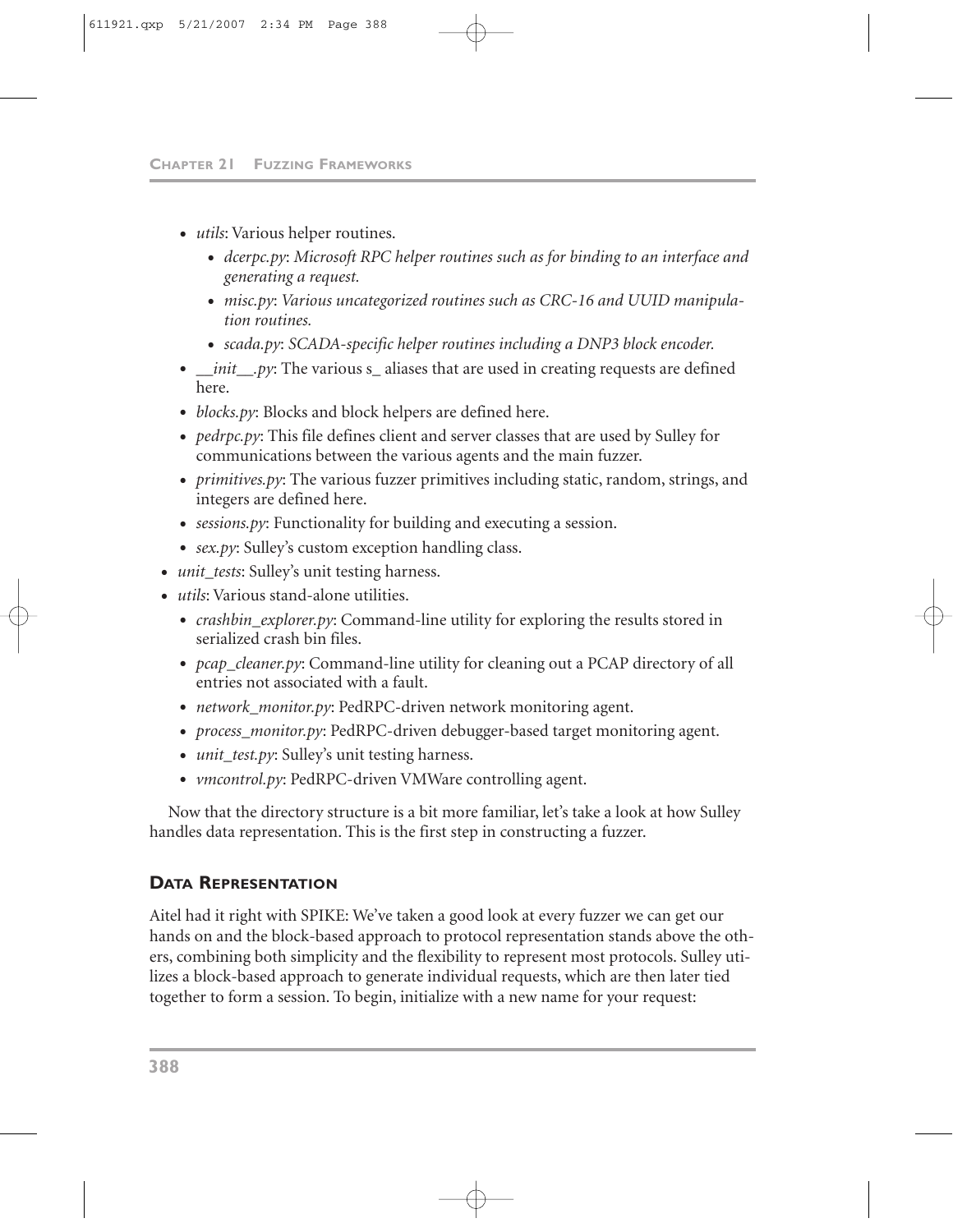- *utils*: Various helper routines.
  - *dcerpc.py*: *Microsoft RPC helper routines such as for binding to an interface and generating a request.*
  - *misc.py*: *Various uncategorized routines such as CRC-16 and UUID manipulation routines.*
  - *scada.py*: *SCADA-specific helper routines including a DNP3 block encoder.*
- *__init__.py*: The various s_ aliases that are used in creating requests are defined here.
- *blocks.py*: Blocks and block helpers are defined here.
- *pedrpc.py*: This file defines client and server classes that are used by Sulley for communications between the various agents and the main fuzzer.
- *primitives.py*: The various fuzzer primitives including static, random, strings, and integers are defined here.
- *sessions.py*: Functionality for building and executing a session.
- *sex.py*: Sulley's custom exception handling class.

- *unit_tests*: Sulley's unit testing harness.
- *utils*: Various stand-alone utilities.
  - *crashbin_explorer.py*: Command-line utility for exploring the results stored in serialized crash bin files.
  - *pcap_cleaner.py*: Command-line utility for cleaning out a PCAP directory of all entries not associated with a fault.
  - *network_monitor.py*: PedRPC-driven network monitoring agent.
  - *process_monitor.py*: PedRPC-driven debugger-based target monitoring agent.
  - *unit_test.py*: Sulley's unit testing harness.
  - *vmcontrol.py*: PedRPC-driven VMWare controlling agent.

Now that the directory structure is a bit more familiar, let's take a look at how Sulley handles data representation. This is the first step in constructing a fuzzer.

## Data Representation

Aitel had it right with SPIKE: We've taken a good look at every fuzzer we can get our hands on and the block-based approach to protocol representation stands above the others, combining both simplicity and the flexibility to represent most protocols. Sulley utilizes a block-based approach to generate individual requests, which are then later tied together to form a session. To begin, initialize with a new name for your request: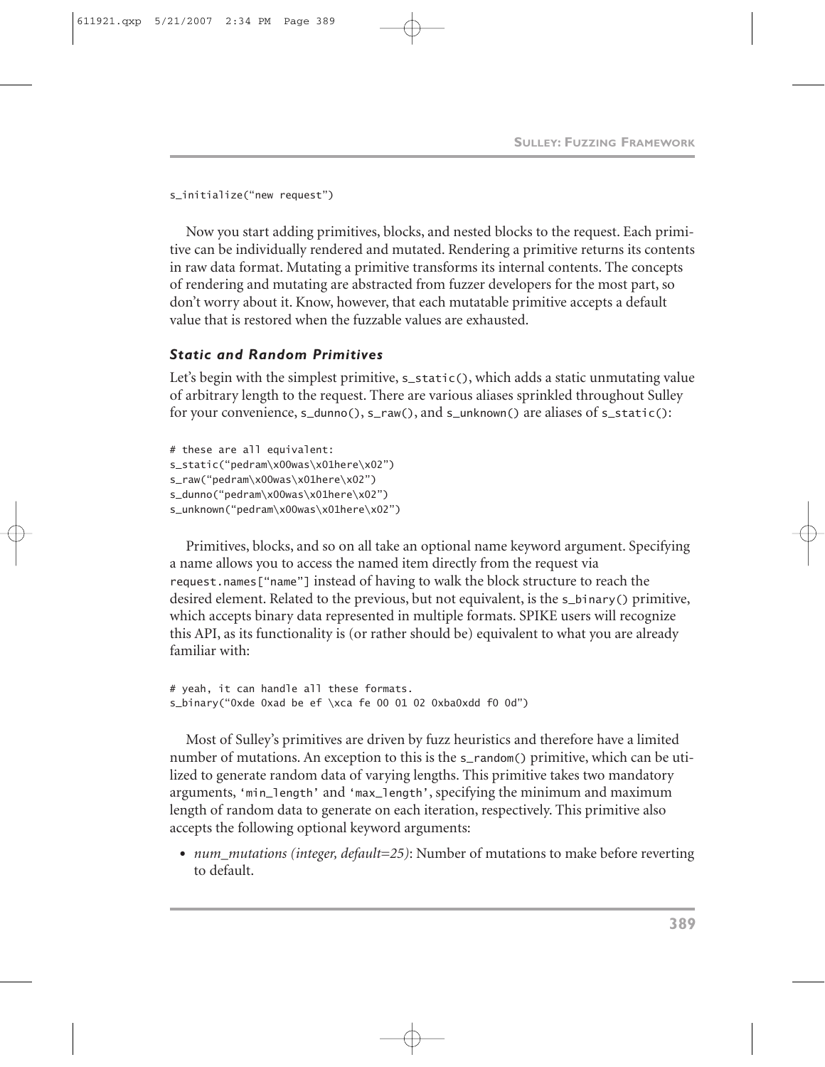```
s_initialize("new request")
```

Now you start adding primitives, blocks, and nested blocks to the request. Each primitive can be individually rendered and mutated. Rendering a primitive returns its contents in raw data format. Mutating a primitive transforms its internal contents. The concepts of rendering and mutating are abstracted from fuzzer developers for the most part, so don't worry about it. Know, however, that each mutatable primitive accepts a default value that is restored when the fuzzable values are exhausted.

### *Static and Random Primitives*

Let's begin with the simplest primitive, `s_static()`, which adds a static unmutating value of arbitrary length to the request. There are various aliases sprinkled throughout Sulley for your convenience, `s_dunno()`, `s_raw()`, and `s_unknown()` are aliases of `s_static()`:

```
# these are all equivalent:
s_static("pedram\x00was\x01here\x02")
s_raw("pedram\x00was\x01here\x02")
s_dunno("pedram\x00was\x01here\x02")
s_unknown("pedram\x00was\x01here\x02")
```

Primitives, blocks, and so on all take an optional name keyword argument. Specifying a name allows you to access the named item directly from the request via `request.names["name"]` instead of having to walk the block structure to reach the desired element. Related to the previous, but not equivalent, is the `s_binary()` primitive, which accepts binary data represented in multiple formats. SPIKE users will recognize this API, as its functionality is (or rather should be) equivalent to what you are already familiar with:

```
# yeah, it can handle all these formats.
s_binary("0xde 0xad be ef \xca fe 00 01 02 0xba0xdd f0 0d")
```

Most of Sulley's primitives are driven by fuzz heuristics and therefore have a limited number of mutations. An exception to this is the `s_random()` primitive, which can be utilized to generate random data of varying lengths. This primitive takes two mandatory arguments, `'min_length'` and `'max_length'`, specifying the minimum and maximum length of random data to generate on each iteration, respectively. This primitive also accepts the following optional keyword arguments:

- *num_mutations (integer, default=25)*: Number of mutations to make before reverting to default.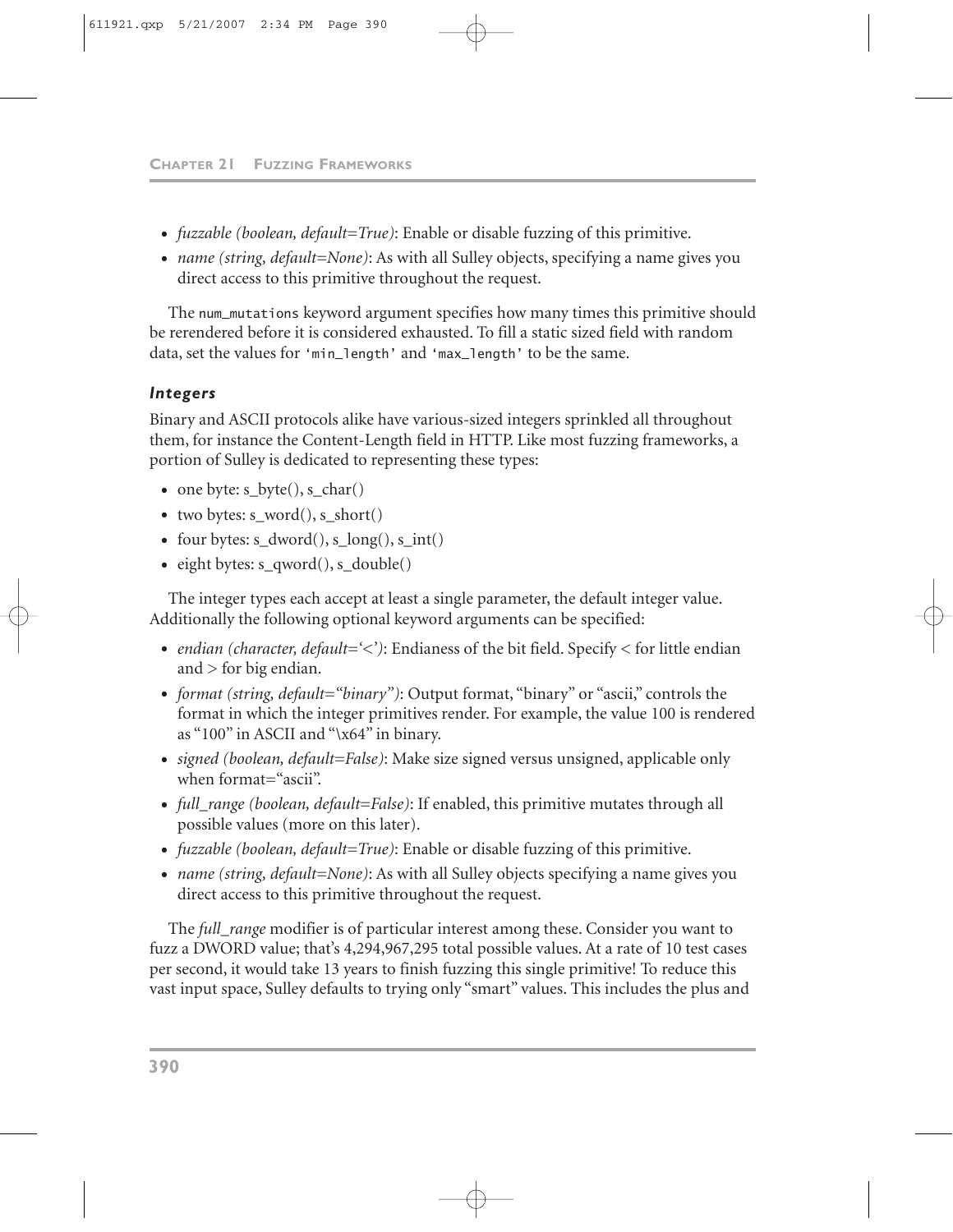- *fuzzable (boolean, default=True)*: Enable or disable fuzzing of this primitive.
- *name (string, default=None)*: As with all Sulley objects, specifying a name gives you direct access to this primitive throughout the request.

The `num_mutations` keyword argument specifies how many times this primitive should be rerendered before it is considered exhausted. To fill a static sized field with random data, set the values for `'min_length'` and `'max_length'` to be the same.

### *Integers*

Binary and ASCII protocols alike have various-sized integers sprinkled all throughout them, for instance the Content-Length field in HTTP. Like most fuzzing frameworks, a portion of Sulley is dedicated to representing these types:

- one byte: s_byte(), s_char()
- two bytes: s_word(), s_short()
- four bytes: s_dword(), s_long(), s_int()
- eight bytes: s_qword(), s_double()

The integer types each accept at least a single parameter, the default integer value. Additionally the following optional keyword arguments can be specified:

- *endian (character, default='<')*: Endianess of the bit field. Specify < for little endian and > for big endian.
- *format (string, default="binary")*: Output format, "binary" or "ascii," controls the format in which the integer primitives render. For example, the value 100 is rendered as "100" in ASCII and "\x64" in binary.
- *signed (boolean, default=False)*: Make size signed versus unsigned, applicable only when format="ascii".
- *full_range (boolean, default=False)*: If enabled, this primitive mutates through all possible values (more on this later).
- *fuzzable (boolean, default=True)*: Enable or disable fuzzing of this primitive.
- *name (string, default=None)*: As with all Sulley objects specifying a name gives you direct access to this primitive throughout the request.

The *full_range* modifier is of particular interest among these. Consider you want to fuzz a DWORD value; that's 4,294,967,295 total possible values. At a rate of 10 test cases per second, it would take 13 years to finish fuzzing this single primitive! To reduce this vast input space, Sulley defaults to trying only "smart" values. This includes the plus and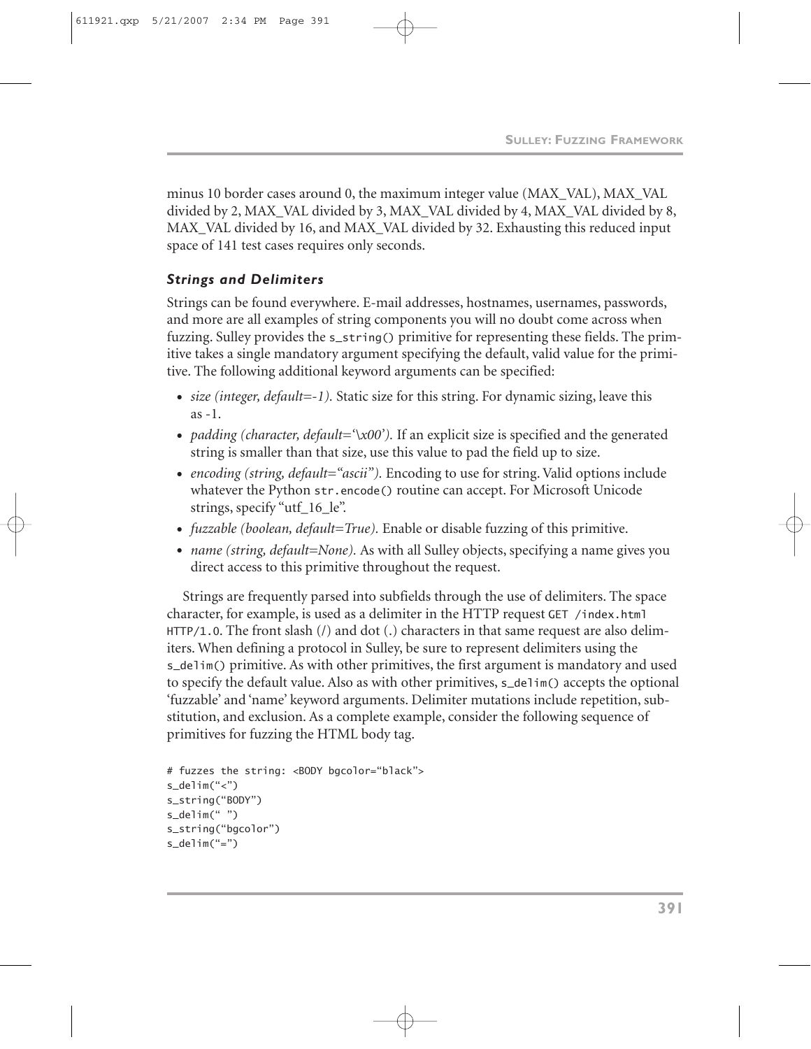minus 10 border cases around 0, the maximum integer value (MAX_VAL), MAX_VAL divided by 2, MAX_VAL divided by 3, MAX_VAL divided by 4, MAX_VAL divided by 8, MAX_VAL divided by 16, and MAX_VAL divided by 32. Exhausting this reduced input space of 141 test cases requires only seconds.

### *Strings and Delimiters*

Strings can be found everywhere. E-mail addresses, hostnames, usernames, passwords, and more are all examples of string components you will no doubt come across when fuzzing. Sulley provides the `s_string()` primitive for representing these fields. The primitive takes a single mandatory argument specifying the default, valid value for the primitive. The following additional keyword arguments can be specified:

- *size (integer, default=-1).* Static size for this string. For dynamic sizing, leave this as -1.
- *padding (character, default='\x00').* If an explicit size is specified and the generated string is smaller than that size, use this value to pad the field up to size.
- *encoding (string, default="ascii").* Encoding to use for string. Valid options include whatever the Python `str.encode()` routine can accept. For Microsoft Unicode strings, specify "utf_16_le".
- *fuzzable (boolean, default=True).* Enable or disable fuzzing of this primitive.
- *name (string, default=None).* As with all Sulley objects, specifying a name gives you direct access to this primitive throughout the request.

Strings are frequently parsed into subfields through the use of delimiters. The space character, for example, is used as a delimiter in the HTTP request `GET /index.html HTTP/1.0`. The front slash (/) and dot (.) characters in that same request are also delimiters. When defining a protocol in Sulley, be sure to represent delimiters using the `s_delim()` primitive. As with other primitives, the first argument is mandatory and used to specify the default value. Also as with other primitives, `s_delim()` accepts the optional 'fuzzable' and 'name' keyword arguments. Delimiter mutations include repetition, substitution, and exclusion. As a complete example, consider the following sequence of primitives for fuzzing the HTML body tag.

```
# fuzzes the string: <BODY bgcolor="black">
s_delim("<")
s_string("BODY")
s_delim(" ")
s_string("bgcolor")
s_delim("=")
```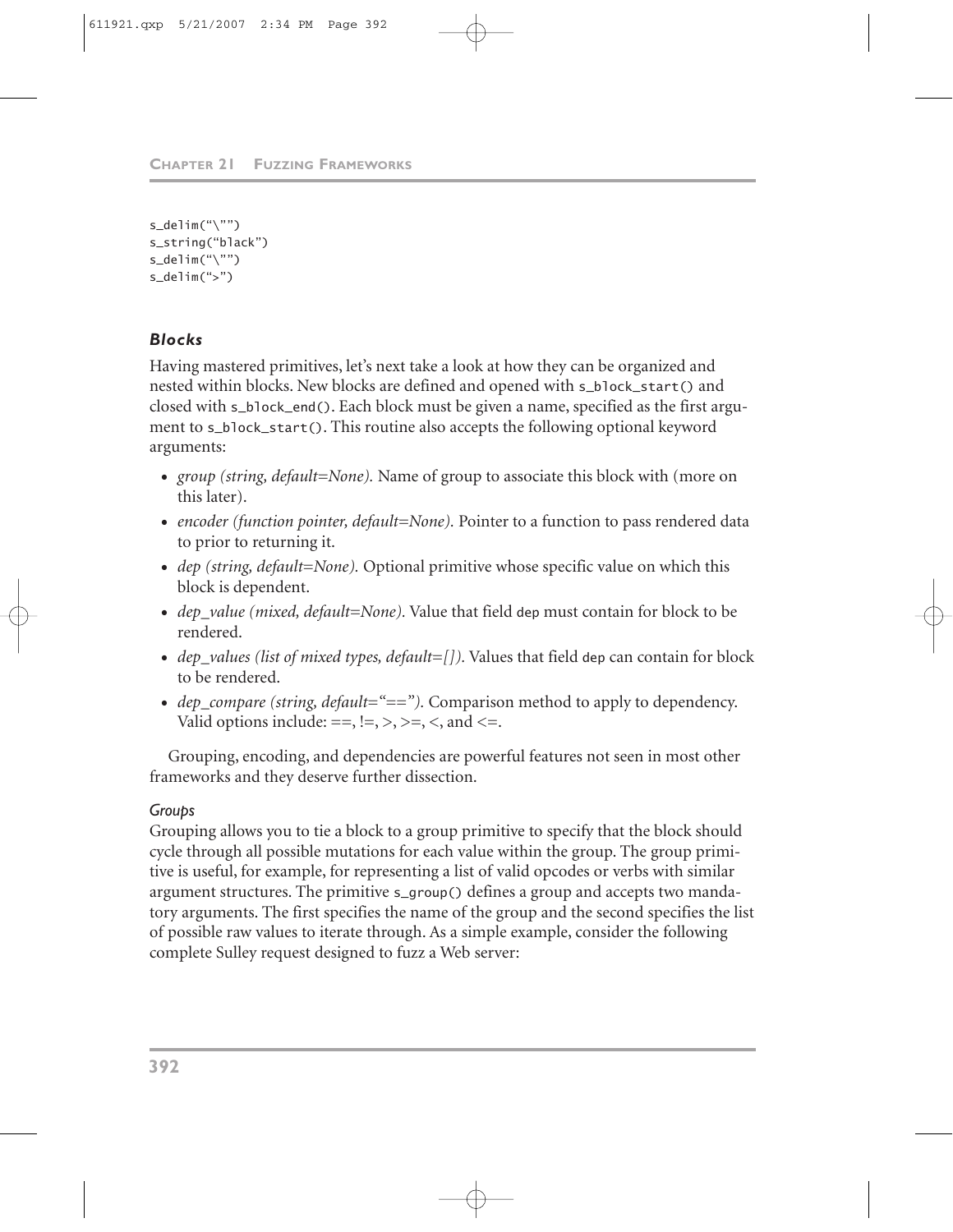```
s_delim("\"")
s_string("black")
s_delim("\"")
s_delim(">")
```

### Blocks

Having mastered primitives, let's next take a look at how they can be organized and nested within blocks. New blocks are defined and opened with `s_block_start()` and closed with `s_block_end()`. Each block must be given a name, specified as the first argument to `s_block_start()`. This routine also accepts the following optional keyword arguments:

- *group (string, default=None).* Name of group to associate this block with (more on this later).
- *encoder (function pointer, default=None).* Pointer to a function to pass rendered data to prior to returning it.
- *dep (string, default=None).* Optional primitive whose specific value on which this block is dependent.
- *dep_value (mixed, default=None).* Value that field `dep` must contain for block to be rendered.
- *dep_values (list of mixed types, default=[]).* Values that field `dep` can contain for block to be rendered.
- *dep_compare (string, default="==").* Comparison method to apply to dependency. Valid options include: ==, !=, >, >=, <, and <=.

Grouping, encoding, and dependencies are powerful features not seen in most other frameworks and they deserve further dissection.

#### Groups

Grouping allows you to tie a block to a group primitive to specify that the block should cycle through all possible mutations for each value within the group. The group primitive is useful, for example, for representing a list of valid opcodes or verbs with similar argument structures. The primitive `s_group()` defines a group and accepts two mandatory arguments. The first specifies the name of the group and the second specifies the list of possible raw values to iterate through. As a simple example, consider the following complete Sulley request designed to fuzz a Web server: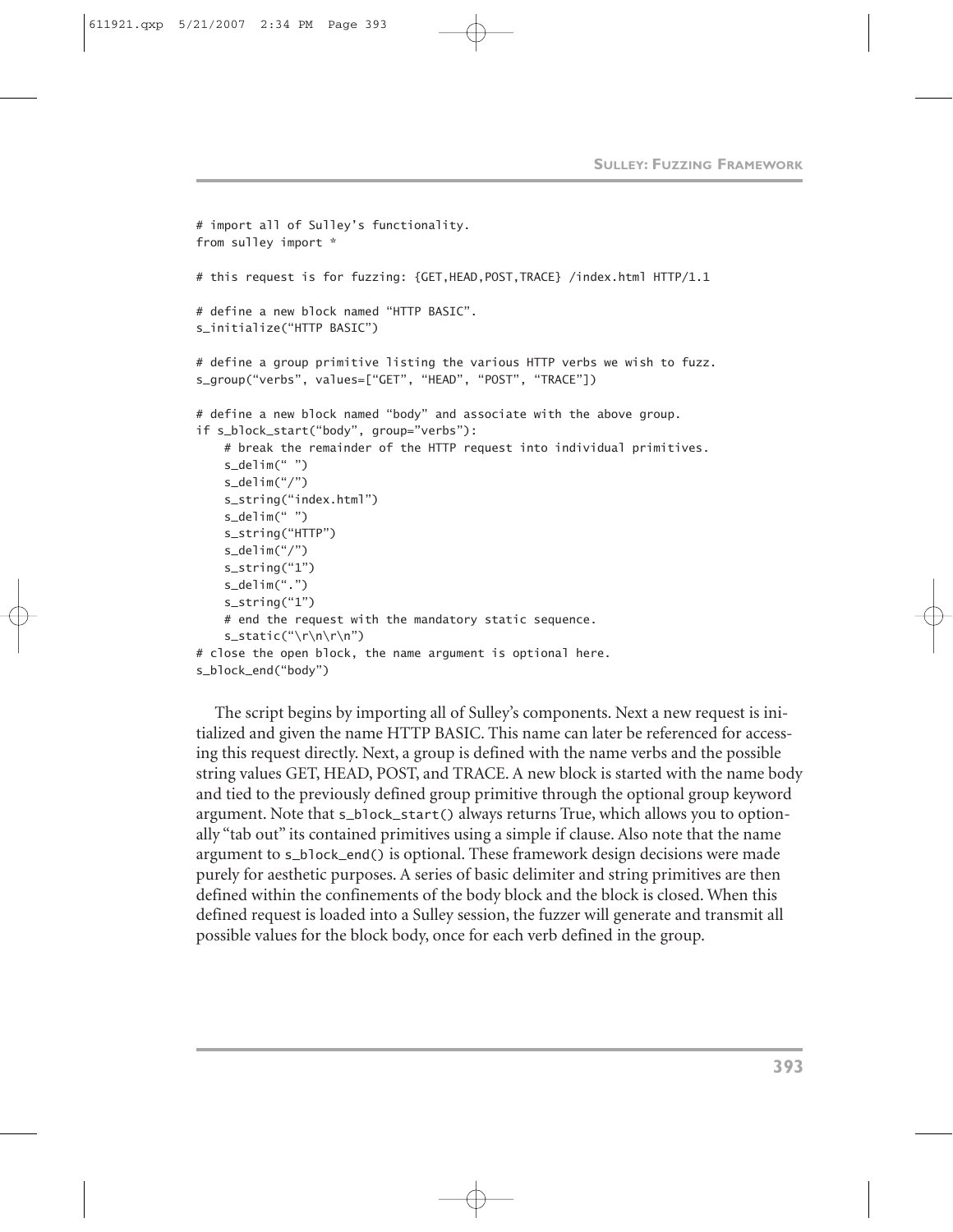```
# import all of Sulley's functionality.
from sulley import *

# this request is for fuzzing: {GET,HEAD,POST,TRACE} /index.html HTTP/1.1

# define a new block named "HTTP BASIC".
s_initialize("HTTP BASIC")

# define a group primitive listing the various HTTP verbs we wish to fuzz.
s_group("verbs", values=["GET", "HEAD", "POST", "TRACE"])

# define a new block named "body" and associate with the above group.
if s_block_start("body", group="verbs"):
    # break the remainder of the HTTP request into individual primitives.
    s_delim(" ")
    s_delim("/")
    s_string("index.html")
    s_delim(" ")
    s_string("HTTP")
    s_delim("/")
    s_string("1")
    s_delim(".")
    s_string("1")
    # end the request with the mandatory static sequence.
    s_static("\r\n\r\n")
# close the open block, the name argument is optional here.
s_block_end("body")
```

The script begins by importing all of Sulley's components. Next a new request is initialized and given the name HTTP BASIC. This name can later be referenced for accessing this request directly. Next, a group is defined with the name verbs and the possible string values GET, HEAD, POST, and TRACE. A new block is started with the name body and tied to the previously defined group primitive through the optional group keyword argument. Note that `s_block_start()` always returns True, which allows you to optionally "tab out" its contained primitives using a simple if clause. Also note that the name argument to `s_block_end()` is optional. These framework design decisions were made purely for aesthetic purposes. A series of basic delimiter and string primitives are then defined within the confinements of the body block and the block is closed. When this defined request is loaded into a Sulley session, the fuzzer will generate and transmit all possible values for the block body, once for each verb defined in the group.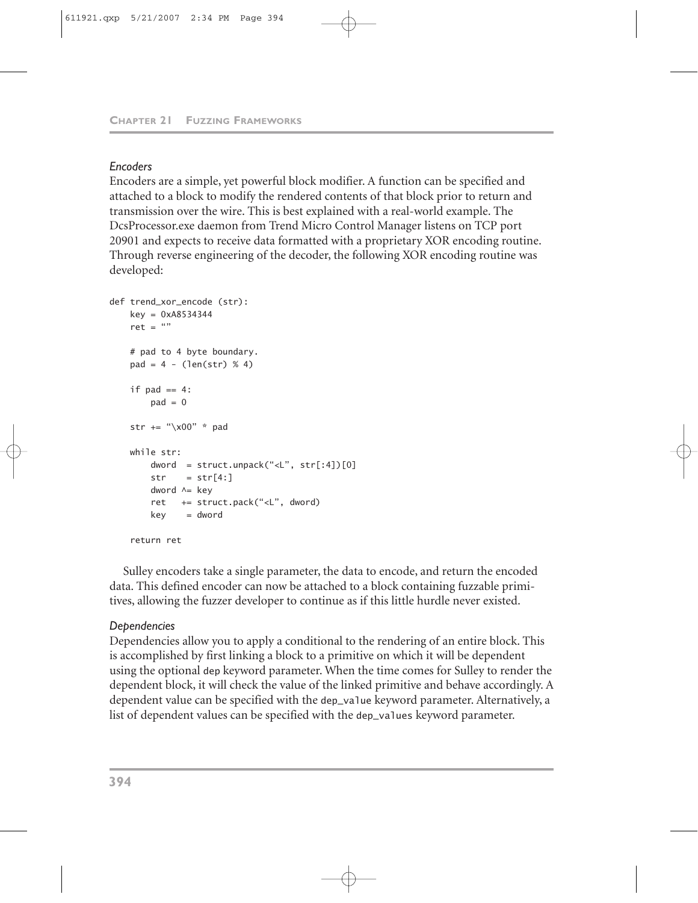### *Encoders*

Encoders are a simple, yet powerful block modifier. A function can be specified and attached to a block to modify the rendered contents of that block prior to return and transmission over the wire. This is best explained with a real-world example. The DcsProcessor.exe daemon from Trend Micro Control Manager listens on TCP port 20901 and expects to receive data formatted with a proprietary XOR encoding routine. Through reverse engineering of the decoder, the following XOR encoding routine was developed:

```
def trend_xor_encode (str):
    key = 0xA8534344
    ret = ""

    # pad to 4 byte boundary.
    pad = 4 - (len(str) % 4)

    if pad == 4:
        pad = 0

    str += "\x00" * pad

    while str:
        dword  = struct.unpack("<L", str[:4])[0]
        str    = str[4:]
        dword ^= key
        ret   += struct.pack("<L", dword)
        key    = dword

    return ret
```

Sulley encoders take a single parameter, the data to encode, and return the encoded data. This defined encoder can now be attached to a block containing fuzzable primitives, allowing the fuzzer developer to continue as if this little hurdle never existed.

### *Dependencies*

Dependencies allow you to apply a conditional to the rendering of an entire block. This is accomplished by first linking a block to a primitive on which it will be dependent using the optional `dep` keyword parameter. When the time comes for Sulley to render the dependent block, it will check the value of the linked primitive and behave accordingly. A dependent value can be specified with the `dep_value` keyword parameter. Alternatively, a list of dependent values can be specified with the `dep_values` keyword parameter.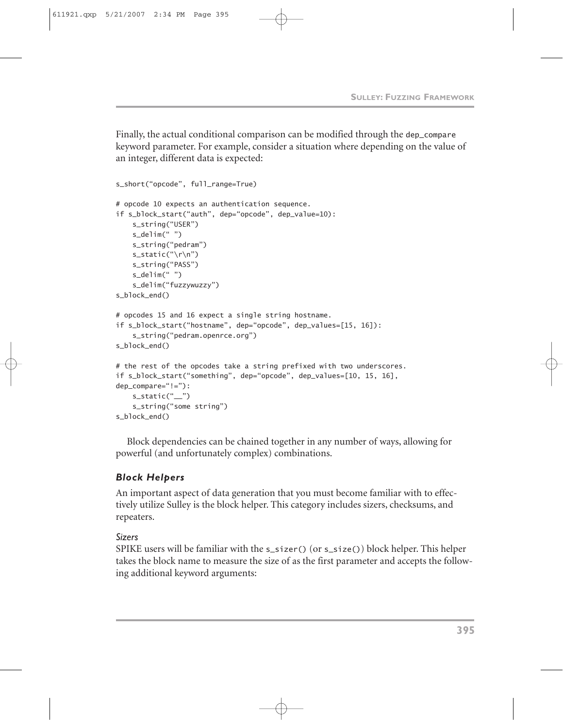Finally, the actual conditional comparison can be modified through the `dep_compare` keyword parameter. For example, consider a situation where depending on the value of an integer, different data is expected:

```
s_short("opcode", full_range=True)

# opcode 10 expects an authentication sequence.
if s_block_start("auth", dep="opcode", dep_value=10):
    s_string("USER")
    s_delim(" ")
    s_string("pedram")
    s_static("\r\n")
    s_string("PASS")
    s_delim(" ")
    s_delim("fuzzywuzzy")
s_block_end()

# opcodes 15 and 16 expect a single string hostname.
if s_block_start("hostname", dep="opcode", dep_values=[15, 16]):
    s_string("pedram.openrce.org")
s_block_end()

# the rest of the opcodes take a string prefixed with two underscores.
if s_block_start("something", dep="opcode", dep_values=[10, 15, 16],
dep_compare="!="):
    s_static("__")
    s_string("some string")
s_block_end()
```

Block dependencies can be chained together in any number of ways, allowing for powerful (and unfortunately complex) combinations.

### *Block Helpers*

An important aspect of data generation that you must become familiar with to effectively utilize Sulley is the block helper. This category includes sizers, checksums, and repeaters.

#### *Sizers*

SPIKE users will be familiar with the `s_sizer()` (or `s_size()`) block helper. This helper takes the block name to measure the size of as the first parameter and accepts the following additional keyword arguments: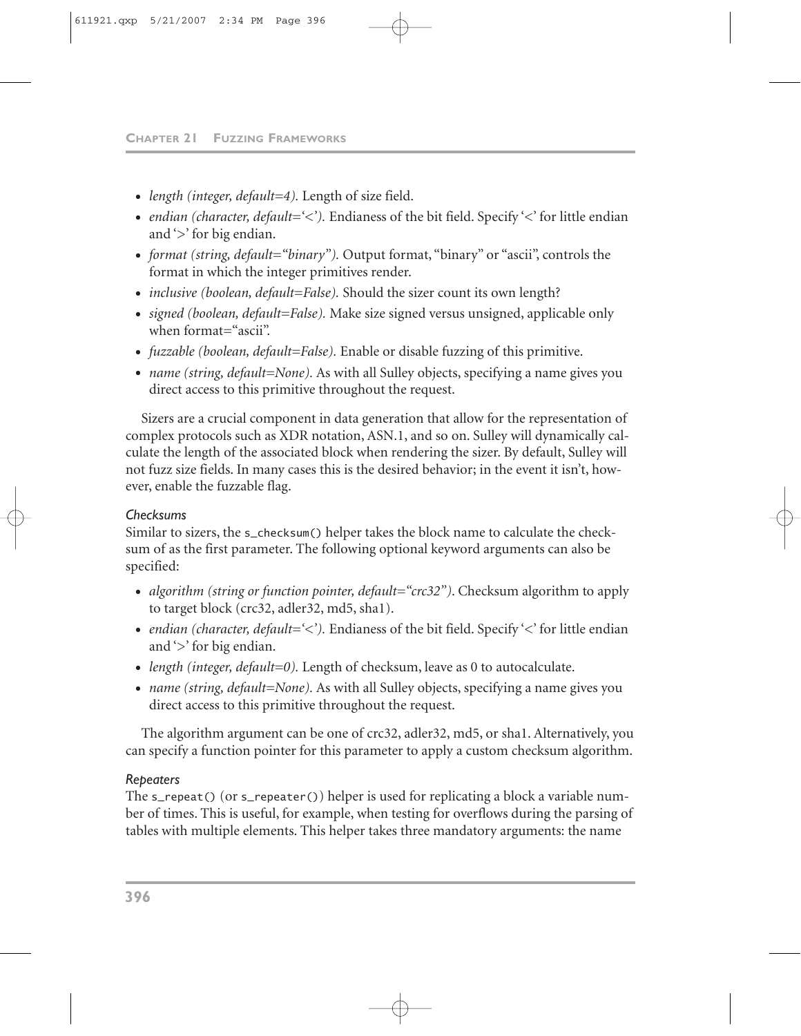- *length (integer, default=4).* Length of size field.
- *endian (character, default='<').* Endianess of the bit field. Specify '<' for little endian and '>' for big endian.
- *format (string, default="binary").* Output format, "binary" or "ascii", controls the format in which the integer primitives render.
- *inclusive (boolean, default=False).* Should the sizer count its own length?
- *signed (boolean, default=False).* Make size signed versus unsigned, applicable only when format="ascii".
- *fuzzable (boolean, default=False).* Enable or disable fuzzing of this primitive.
- *name (string, default=None).* As with all Sulley objects, specifying a name gives you direct access to this primitive throughout the request.

Sizers are a crucial component in data generation that allow for the representation of complex protocols such as XDR notation, ASN.1, and so on. Sulley will dynamically calculate the length of the associated block when rendering the sizer. By default, Sulley will not fuzz size fields. In many cases this is the desired behavior; in the event it isn't, however, enable the fuzzable flag.

#### *Checksums*

Similar to sizers, the `s_checksum()` helper takes the block name to calculate the checksum of as the first parameter. The following optional keyword arguments can also be specified:

- *algorithm (string or function pointer, default="crc32").* Checksum algorithm to apply to target block (crc32, adler32, md5, sha1).
- *endian (character, default='<').* Endianess of the bit field. Specify '<' for little endian and '>' for big endian.
- *length (integer, default=0).* Length of checksum, leave as 0 to autocalculate.
- *name (string, default=None).* As with all Sulley objects, specifying a name gives you direct access to this primitive throughout the request.

The algorithm argument can be one of crc32, adler32, md5, or sha1. Alternatively, you can specify a function pointer for this parameter to apply a custom checksum algorithm.

#### *Repeaters*

The `s_repeat()` (or `s_repeater()`) helper is used for replicating a block a variable number of times. This is useful, for example, when testing for overflows during the parsing of tables with multiple elements. This helper takes three mandatory arguments: the name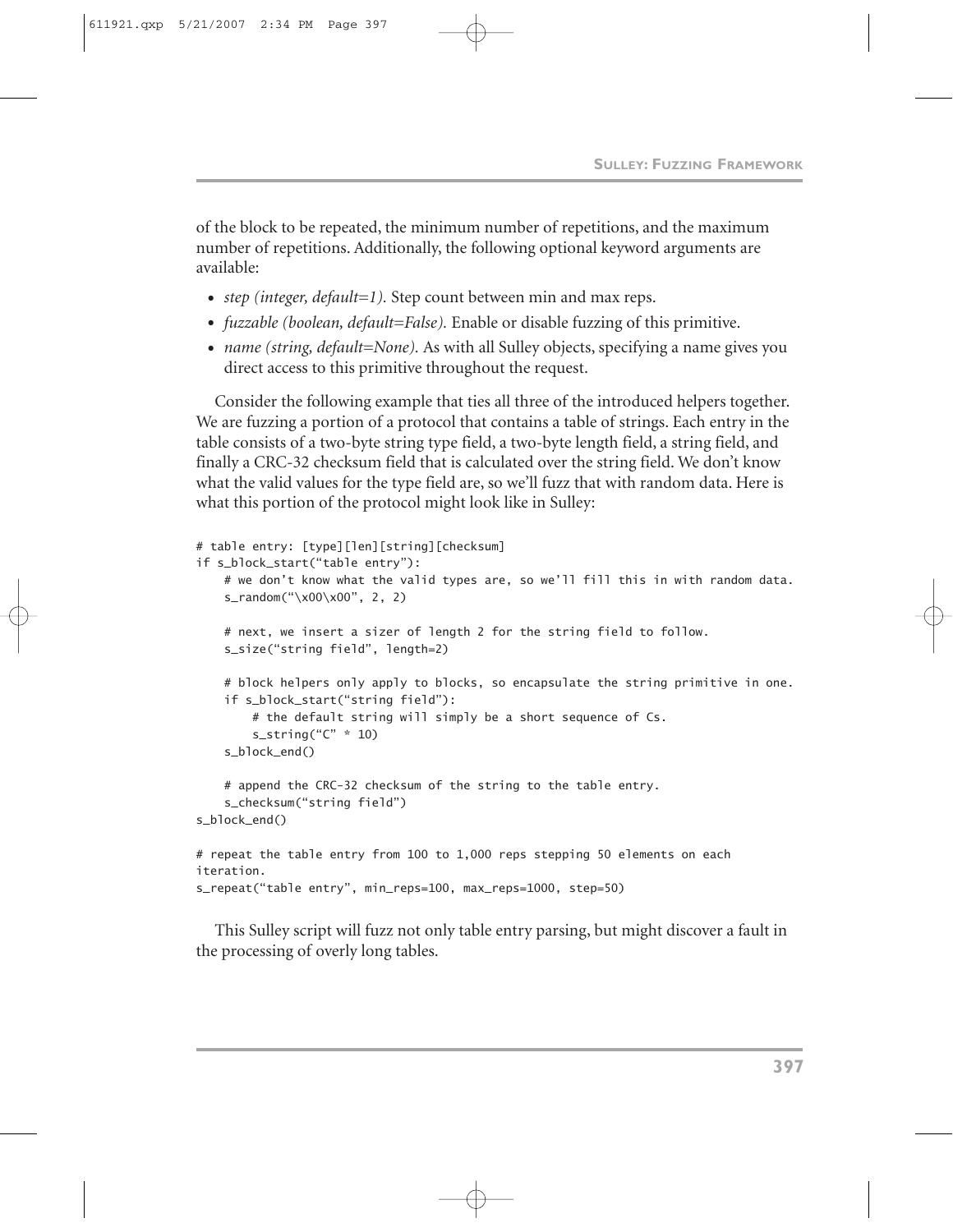of the block to be repeated, the minimum number of repetitions, and the maximum number of repetitions. Additionally, the following optional keyword arguments are available:

- *step (integer, default=1).* Step count between min and max reps.
- *fuzzable (boolean, default=False).* Enable or disable fuzzing of this primitive.
- *name (string, default=None).* As with all Sulley objects, specifying a name gives you direct access to this primitive throughout the request.

Consider the following example that ties all three of the introduced helpers together. We are fuzzing a portion of a protocol that contains a table of strings. Each entry in the table consists of a two-byte string type field, a two-byte length field, a string field, and finally a CRC-32 checksum field that is calculated over the string field. We don't know what the valid values for the type field are, so we'll fuzz that with random data. Here is what this portion of the protocol might look like in Sulley:

```
# table entry: [type][len][string][checksum]
if s_block_start("table entry"):
    # we don't know what the valid types are, so we'll fill this in with random data.
    s_random("\x00\x00", 2, 2)

    # next, we insert a sizer of length 2 for the string field to follow.
    s_size("string field", length=2)

    # block helpers only apply to blocks, so encapsulate the string primitive in one.
    if s_block_start("string field"):
        # the default string will simply be a short sequence of Cs.
        s_string("C" * 10)
    s_block_end()

    # append the CRC-32 checksum of the string to the table entry.
    s_checksum("string field")
s_block_end()

# repeat the table entry from 100 to 1,000 reps stepping 50 elements on each
iteration.
s_repeat("table entry", min_reps=100, max_reps=1000, step=50)
```

This Sulley script will fuzz not only table entry parsing, but might discover a fault in the processing of overly long tables.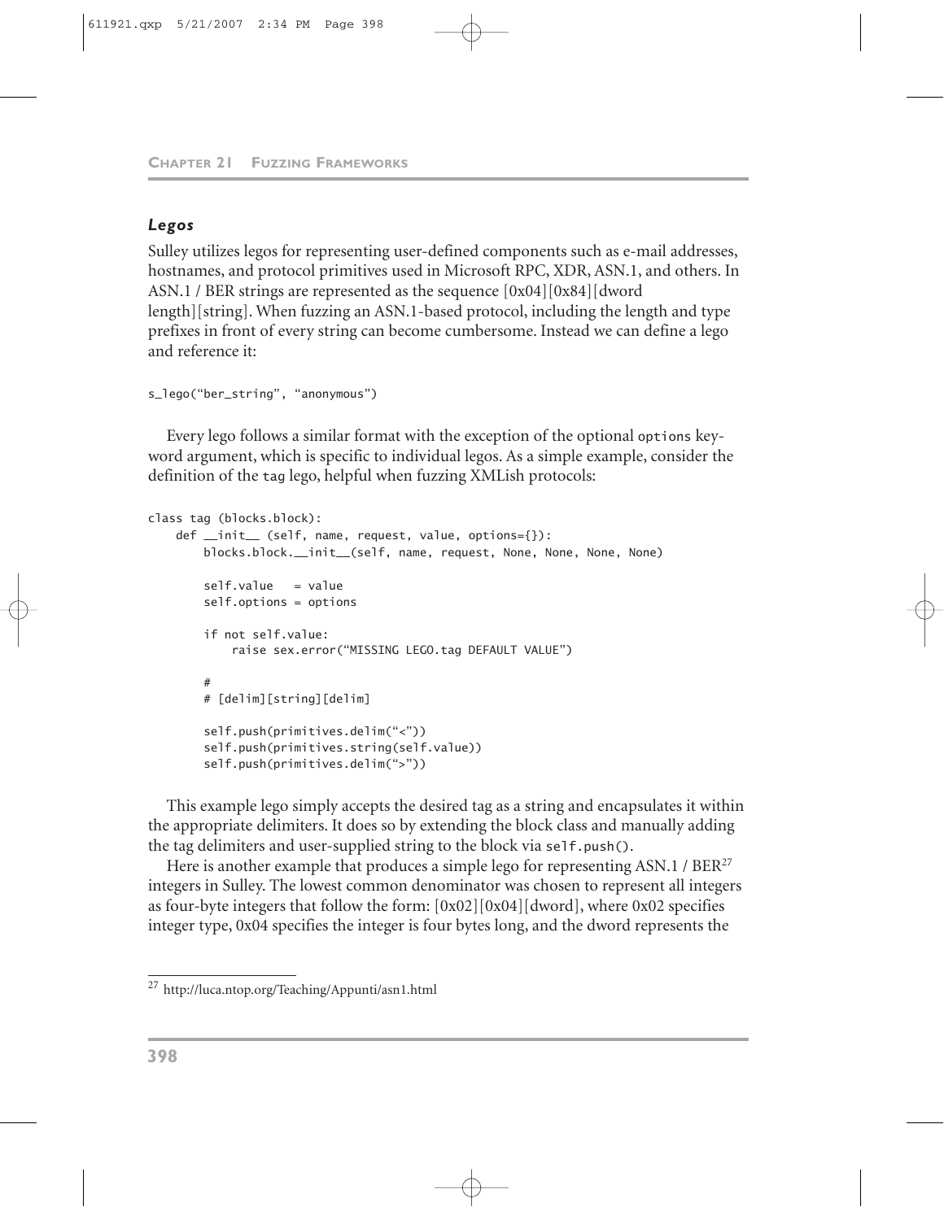### *Legos*

Sulley utilizes legos for representing user-defined components such as e-mail addresses, hostnames, and protocol primitives used in Microsoft RPC, XDR, ASN.1, and others. In ASN.1 / BER strings are represented as the sequence [0x04][0x84][dword length][string]. When fuzzing an ASN.1-based protocol, including the length and type prefixes in front of every string can become cumbersome. Instead we can define a lego and reference it:

```
s_lego("ber_string", "anonymous")
```

Every lego follows a similar format with the exception of the optional `options` keyword argument, which is specific to individual legos. As a simple example, consider the definition of the `tag` lego, helpful when fuzzing XMLish protocols:

```
class tag (blocks.block):
    def __init__ (self, name, request, value, options={}):
        blocks.block.__init__(self, name, request, None, None, None, None)

        self.value   = value
        self.options = options

        if not self.value:
            raise sex.error("MISSING LEGO.tag DEFAULT VALUE")

        #
        # [delim][string][delim]

        self.push(primitives.delim("<"))
        self.push(primitives.string(self.value))
        self.push(primitives.delim(">"))
```

This example lego simply accepts the desired tag as a string and encapsulates it within the appropriate delimiters. It does so by extending the block class and manually adding the tag delimiters and user-supplied string to the block via `self.push()`.

Here is another example that produces a simple lego for representing ASN.1 / BER[27] integers in Sulley. The lowest common denominator was chosen to represent all integers as four-byte integers that follow the form: [0x02][0x04][dword], where 0x02 specifies integer type, 0x04 specifies the integer is four bytes long, and the dword represents the

[27] http://luca.ntop.org/Teaching/Appunti/asn1.html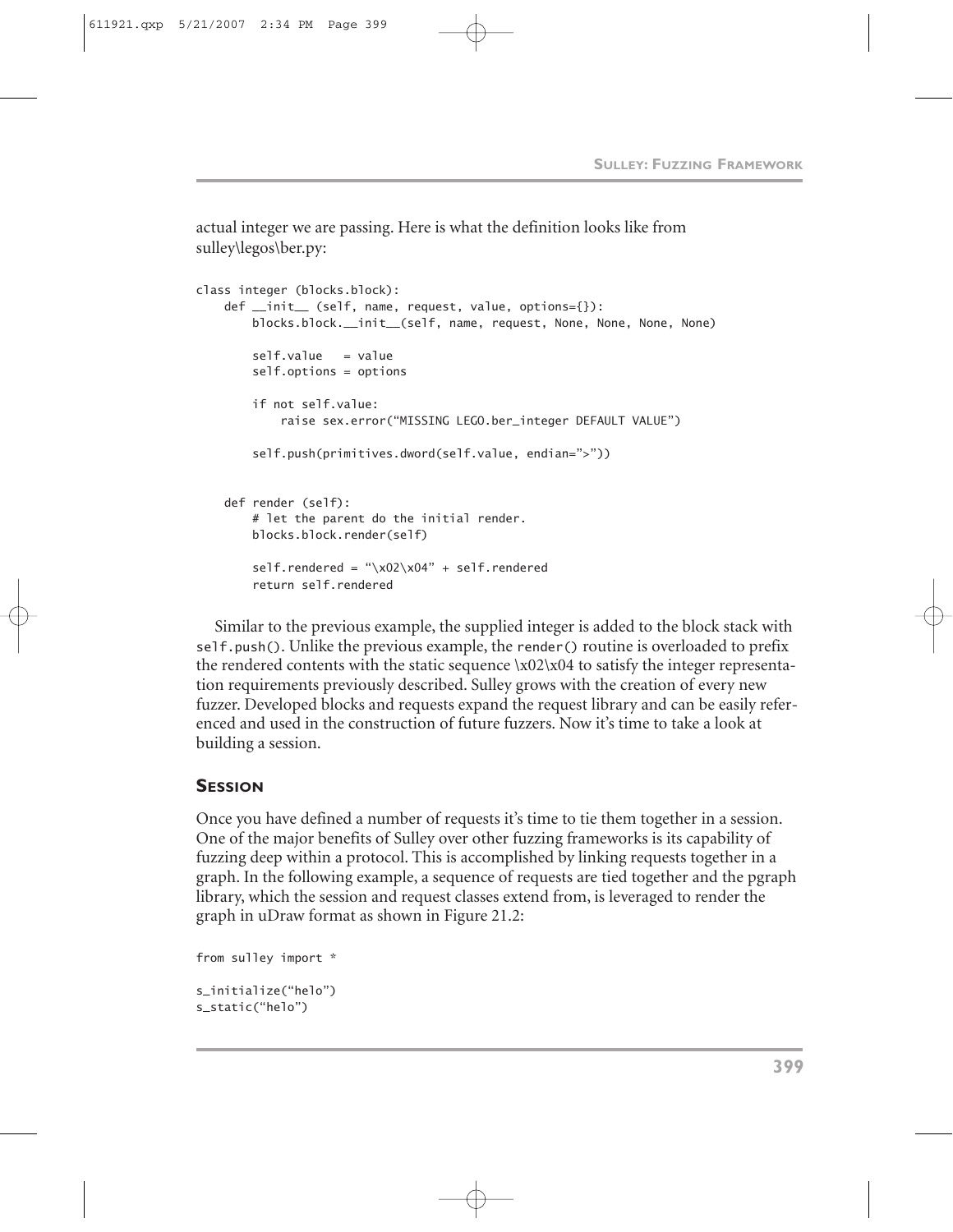actual integer we are passing. Here is what the definition looks like from sulley\legos\ber.py:

```
class integer (blocks.block):
    def __init__ (self, name, request, value, options={}):
        blocks.block.__init__(self, name, request, None, None, None, None)

        self.value   = value
        self.options = options

        if not self.value:
            raise sex.error("MISSING LEGO.ber_integer DEFAULT VALUE")

        self.push(primitives.dword(self.value, endian=">"))


    def render (self):
        # let the parent do the initial render.
        blocks.block.render(self)

        self.rendered = "\x02\x04" + self.rendered
        return self.rendered
```

Similar to the previous example, the supplied integer is added to the block stack with `self.push()`. Unlike the previous example, the `render()` routine is overloaded to prefix the rendered contents with the static sequence \x02\x04 to satisfy the integer representation requirements previously described. Sulley grows with the creation of every new fuzzer. Developed blocks and requests expand the request library and can be easily referenced and used in the construction of future fuzzers. Now it's time to take a look at building a session.

## Session

Once you have defined a number of requests it's time to tie them together in a session. One of the major benefits of Sulley over other fuzzing frameworks is its capability of fuzzing deep within a protocol. This is accomplished by linking requests together in a graph. In the following example, a sequence of requests are tied together and the pgraph library, which the session and request classes extend from, is leveraged to render the graph in uDraw format as shown in Figure 21.2:

```
from sulley import *

s_initialize("helo")
s_static("helo")
```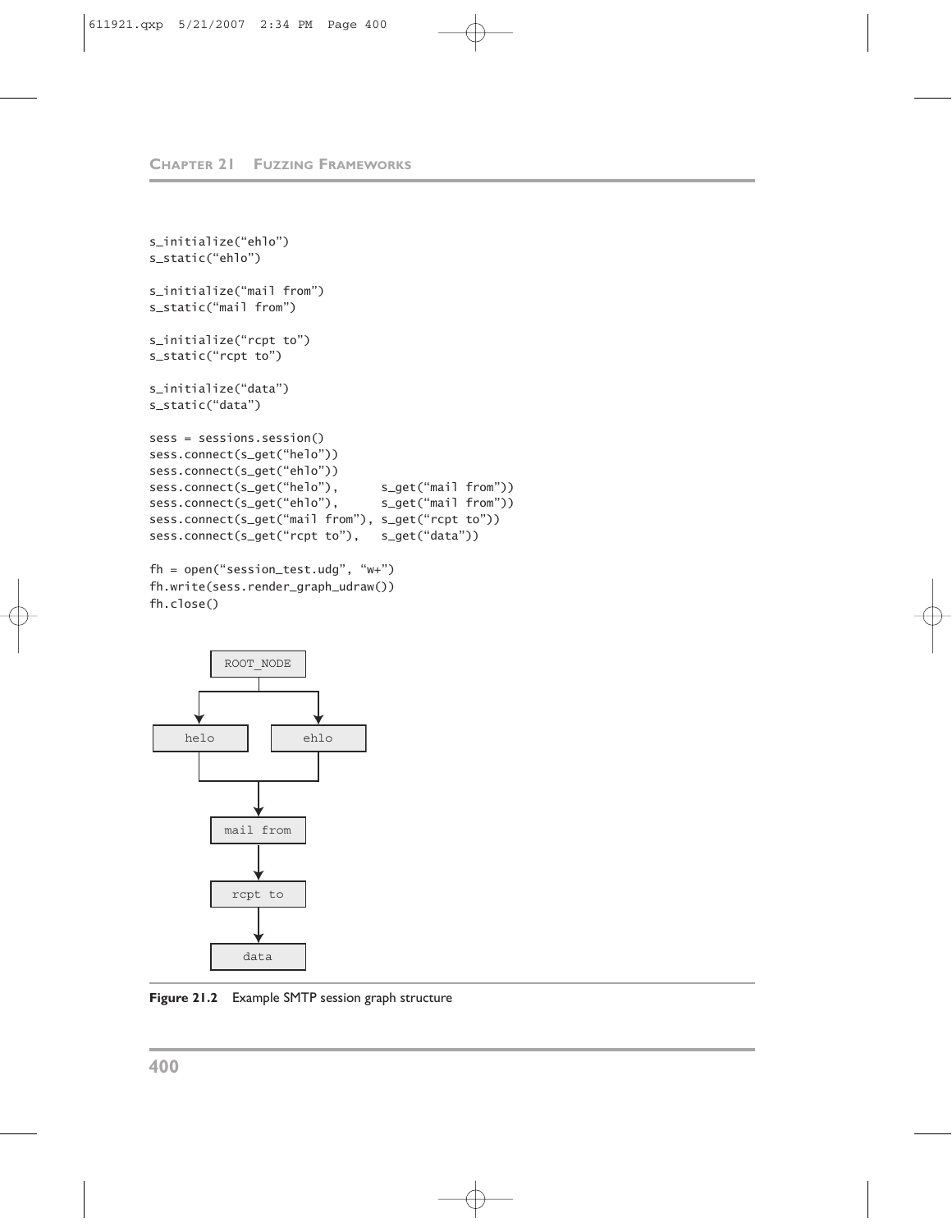```
s_initialize("ehlo")
s_static("ehlo")

s_initialize("mail from")
s_static("mail from")

s_initialize("rcpt to")
s_static("rcpt to")

s_initialize("data")
s_static("data")

sess = sessions.session()
sess.connect(s_get("helo"))
sess.connect(s_get("ehlo"))
sess.connect(s_get("helo"),      s_get("mail from"))
sess.connect(s_get("ehlo"),      s_get("mail from"))
sess.connect(s_get("mail from"), s_get("rcpt to"))
sess.connect(s_get("rcpt to"),   s_get("data"))

fh = open("session_test.udg", "w+")
fh.write(sess.render_graph_udraw())
fh.close()
```

```
        ROOT_NODE
       /         \
    helo         ehlo
       \         /
        mail from
            |
         rcpt to
            |
          data
```

**Figure 21.2** Example SMTP session graph structure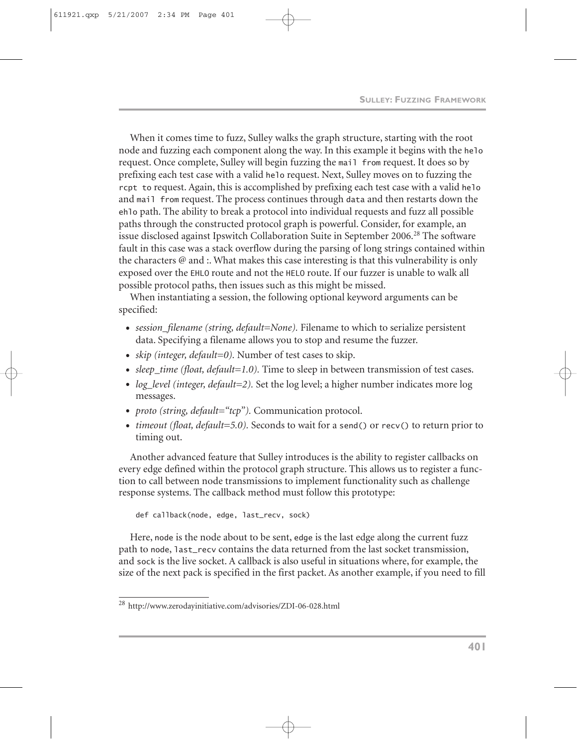When it comes time to fuzz, Sulley walks the graph structure, starting with the root node and fuzzing each component along the way. In this example it begins with the `helo` request. Once complete, Sulley will begin fuzzing the `mail from` request. It does so by prefixing each test case with a valid `helo` request. Next, Sulley moves on to fuzzing the `rcpt to` request. Again, this is accomplished by prefixing each test case with a valid `helo` and `mail from` request. The process continues through `data` and then restarts down the `ehlo` path. The ability to break a protocol into individual requests and fuzz all possible paths through the constructed protocol graph is powerful. Consider, for example, an issue disclosed against Ipswitch Collaboration Suite in September 2006.[28] The software fault in this case was a stack overflow during the parsing of long strings contained within the characters @ and :. What makes this case interesting is that this vulnerability is only exposed over the `EHLO` route and not the `HELO` route. If our fuzzer is unable to walk all possible protocol paths, then issues such as this might be missed.

When instantiating a session, the following optional keyword arguments can be specified:

- *session_filename (string, default=None).* Filename to which to serialize persistent data. Specifying a filename allows you to stop and resume the fuzzer.
- *skip (integer, default=0).* Number of test cases to skip.
- *sleep_time (float, default=1.0).* Time to sleep in between transmission of test cases.
- *log_level (integer, default=2).* Set the log level; a higher number indicates more log messages.
- *proto (string, default="tcp").* Communication protocol.
- *timeout (float, default=5.0).* Seconds to wait for a `send()` or `recv()` to return prior to timing out.

Another advanced feature that Sulley introduces is the ability to register callbacks on every edge defined within the protocol graph structure. This allows us to register a function to call between node transmissions to implement functionality such as challenge response systems. The callback method must follow this prototype:

```
def callback(node, edge, last_recv, sock)
```

Here, `node` is the node about to be sent, `edge` is the last edge along the current fuzz path to `node`, `last_recv` contains the data returned from the last socket transmission, and `sock` is the live socket. A callback is also useful in situations where, for example, the size of the next pack is specified in the first packet. As another example, if you need to fill

[28] http://www.zerodayinitiative.com/advisories/ZDI-06-028.html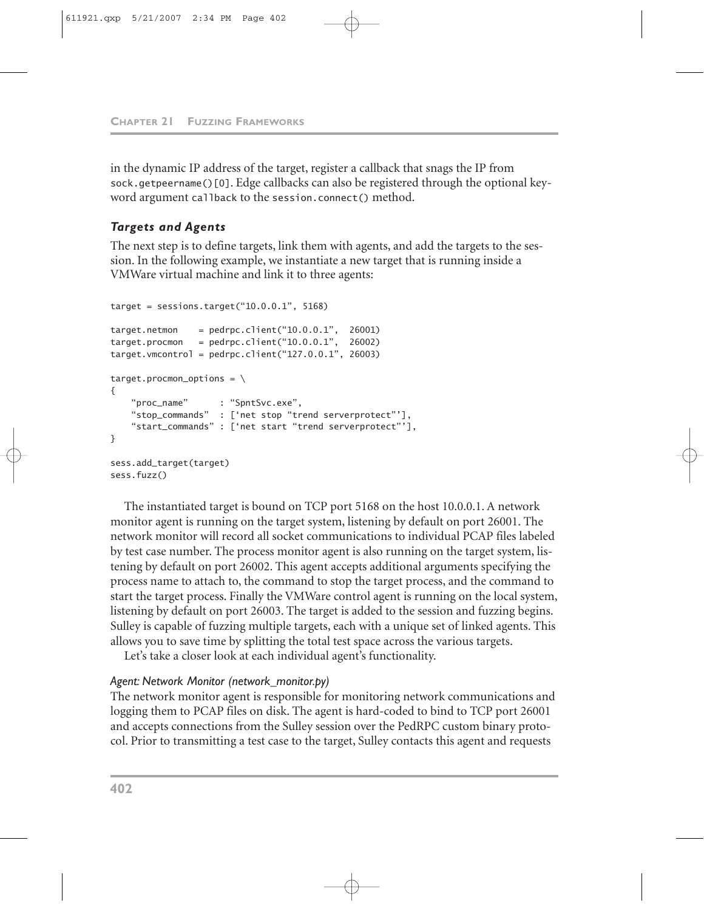in the dynamic IP address of the target, register a callback that snags the IP from `sock.getpeername()[0]`. Edge callbacks can also be registered through the optional keyword argument `callback` to the `session.connect()` method.

### *Targets and Agents*

The next step is to define targets, link them with agents, and add the targets to the session. In the following example, we instantiate a new target that is running inside a VMWare virtual machine and link it to three agents:

```
target = sessions.target("10.0.0.1", 5168)

target.netmon    = pedrpc.client("10.0.0.1",  26001)
target.procmon   = pedrpc.client("10.0.0.1",  26002)
target.vmcontrol = pedrpc.client("127.0.0.1", 26003)

target.procmon_options = \
{
    "proc_name"      : "SpntSvc.exe",
    "stop_commands"  : ['net stop "trend serverprotect"'],
    "start_commands" : ['net start "trend serverprotect"'],
}

sess.add_target(target)
sess.fuzz()
```

The instantiated target is bound on TCP port 5168 on the host 10.0.0.1. A network monitor agent is running on the target system, listening by default on port 26001. The network monitor will record all socket communications to individual PCAP files labeled by test case number. The process monitor agent is also running on the target system, listening by default on port 26002. This agent accepts additional arguments specifying the process name to attach to, the command to stop the target process, and the command to start the target process. Finally the VMWare control agent is running on the local system, listening by default on port 26003. The target is added to the session and fuzzing begins. Sulley is capable of fuzzing multiple targets, each with a unique set of linked agents. This allows you to save time by splitting the total test space across the various targets.

Let's take a closer look at each individual agent's functionality.

#### *Agent: Network Monitor (network_monitor.py)*

The network monitor agent is responsible for monitoring network communications and logging them to PCAP files on disk. The agent is hard-coded to bind to TCP port 26001 and accepts connections from the Sulley session over the PedRPC custom binary protocol. Prior to transmitting a test case to the target, Sulley contacts this agent and requests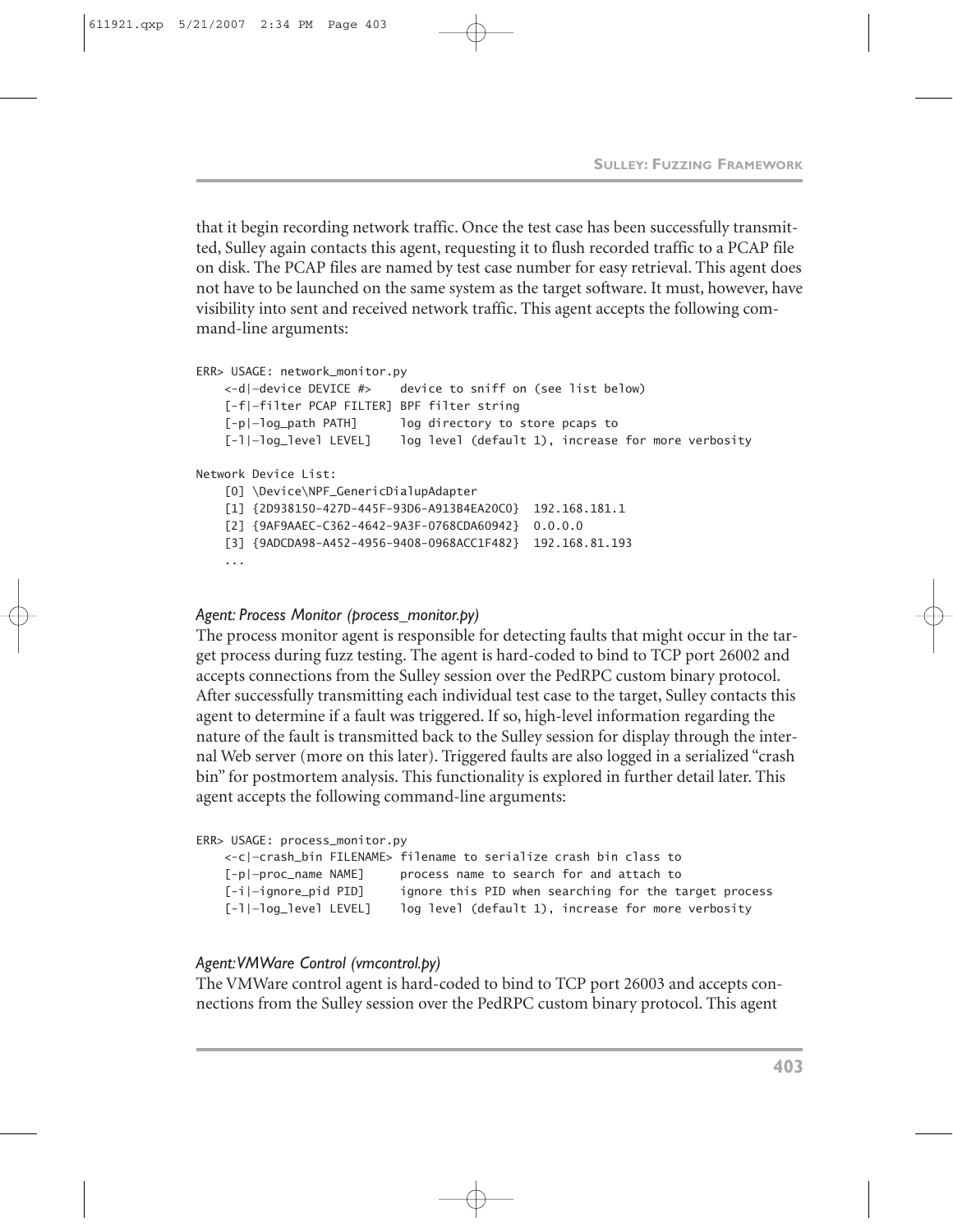that it begin recording network traffic. Once the test case has been successfully transmitted, Sulley again contacts this agent, requesting it to flush recorded traffic to a PCAP file on disk. The PCAP files are named by test case number for easy retrieval. This agent does not have to be launched on the same system as the target software. It must, however, have visibility into sent and received network traffic. This agent accepts the following command-line arguments:

```
ERR> USAGE: network_monitor.py
    <-d|—device DEVICE #>    device to sniff on (see list below)
    [-f|—filter PCAP FILTER] BPF filter string
    [-p|—log_path PATH]      log directory to store pcaps to
    [-l|—log_level LEVEL]    log level (default 1), increase for more verbosity

Network Device List:
    [0] \Device\NPF_GenericDialupAdapter
    [1] {2D938150-427D-445F-93D6-A913B4EA20C0}  192.168.181.1
    [2] {9AF9AAEC-C362-4642-9A3F-0768CDA60942}  0.0.0.0
    [3] {9ADCDA98-A452-4956-9408-0968ACC1F482}  192.168.81.193
    ...
```

#### *Agent: Process Monitor (process_monitor.py)*

The process monitor agent is responsible for detecting faults that might occur in the target process during fuzz testing. The agent is hard-coded to bind to TCP port 26002 and accepts connections from the Sulley session over the PedRPC custom binary protocol. After successfully transmitting each individual test case to the target, Sulley contacts this agent to determine if a fault was triggered. If so, high-level information regarding the nature of the fault is transmitted back to the Sulley session for display through the internal Web server (more on this later). Triggered faults are also logged in a serialized "crash bin" for postmortem analysis. This functionality is explored in further detail later. This agent accepts the following command-line arguments:

```
ERR> USAGE: process_monitor.py
    <-c|—crash_bin FILENAME> filename to serialize crash bin class to
    [-p|—proc_name NAME]     process name to search for and attach to
    [-i|—ignore_pid PID]     ignore this PID when searching for the target process
    [-l|—log_level LEVEL]    log level (default 1), increase for more verbosity
```

#### *Agent:VMWare Control (vmcontrol.py)*

The VMWare control agent is hard-coded to bind to TCP port 26003 and accepts connections from the Sulley session over the PedRPC custom binary protocol. This agent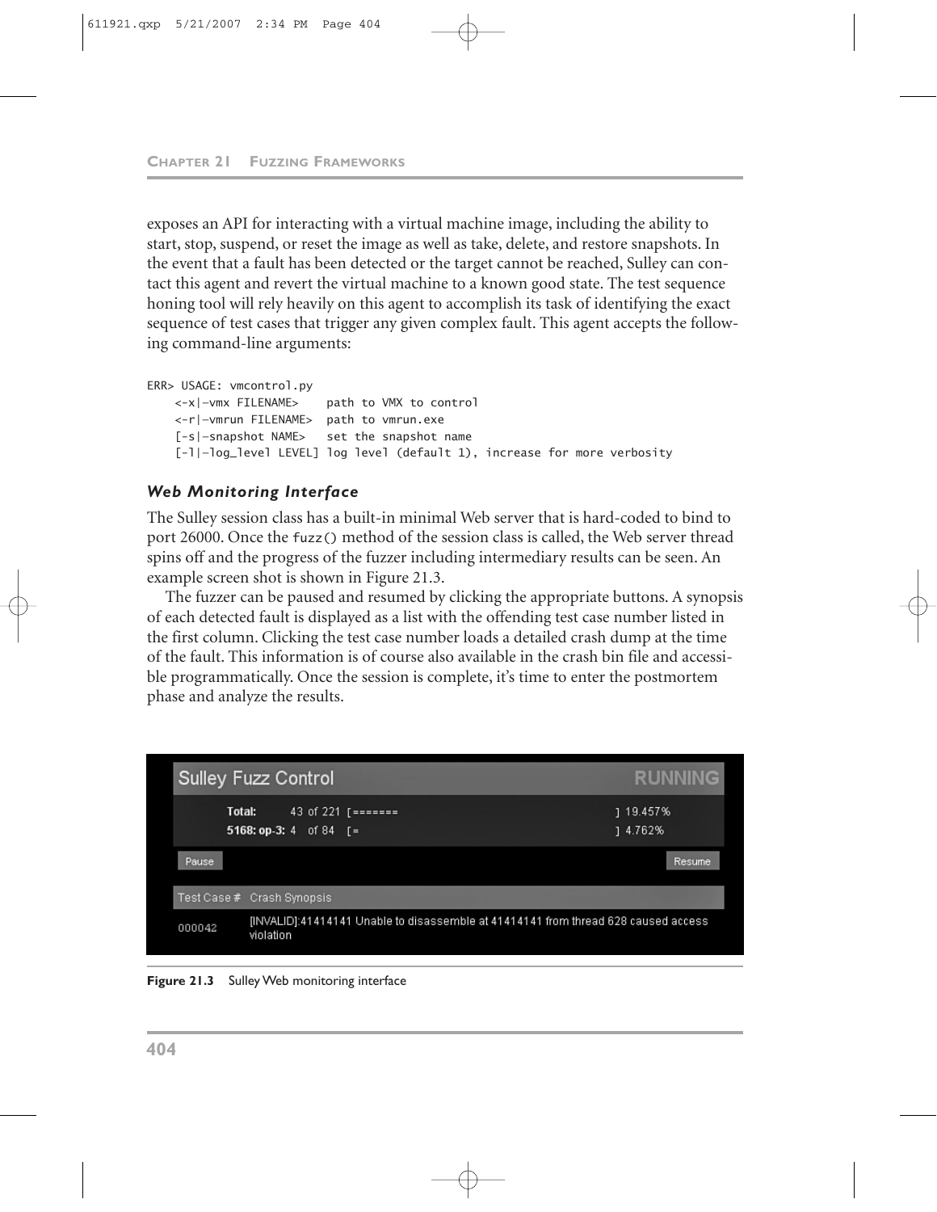exposes an API for interacting with a virtual machine image, including the ability to start, stop, suspend, or reset the image as well as take, delete, and restore snapshots. In the event that a fault has been detected or the target cannot be reached, Sulley can contact this agent and revert the virtual machine to a known good state. The test sequence honing tool will rely heavily on this agent to accomplish its task of identifying the exact sequence of test cases that trigger any given complex fault. This agent accepts the following command-line arguments:

```
ERR> USAGE: vmcontrol.py
    <-x|—vmx FILENAME>    path to VMX to control
    <-r|—vmrun FILENAME>  path to vmrun.exe
    [-s|—snapshot NAME>   set the snapshot name
    [-l|—log_level LEVEL] log level (default 1), increase for more verbosity
```

### *Web Monitoring Interface*

The Sulley session class has a built-in minimal Web server that is hard-coded to bind to port 26000. Once the `fuzz()` method of the session class is called, the Web server thread spins off and the progress of the fuzzer including intermediary results can be seen. An example screen shot is shown in Figure 21.3.

The fuzzer can be paused and resumed by clicking the appropriate buttons. A synopsis of each detected fault is displayed as a list with the offending test case number listed in the first column. Clicking the test case number loads a detailed crash dump at the time of the fault. This information is of course also available in the crash bin file and accessible programmatically. Once the session is complete, it's time to enter the postmortem phase and analyze the results.

**Figure 21.3** Sulley Web monitoring interface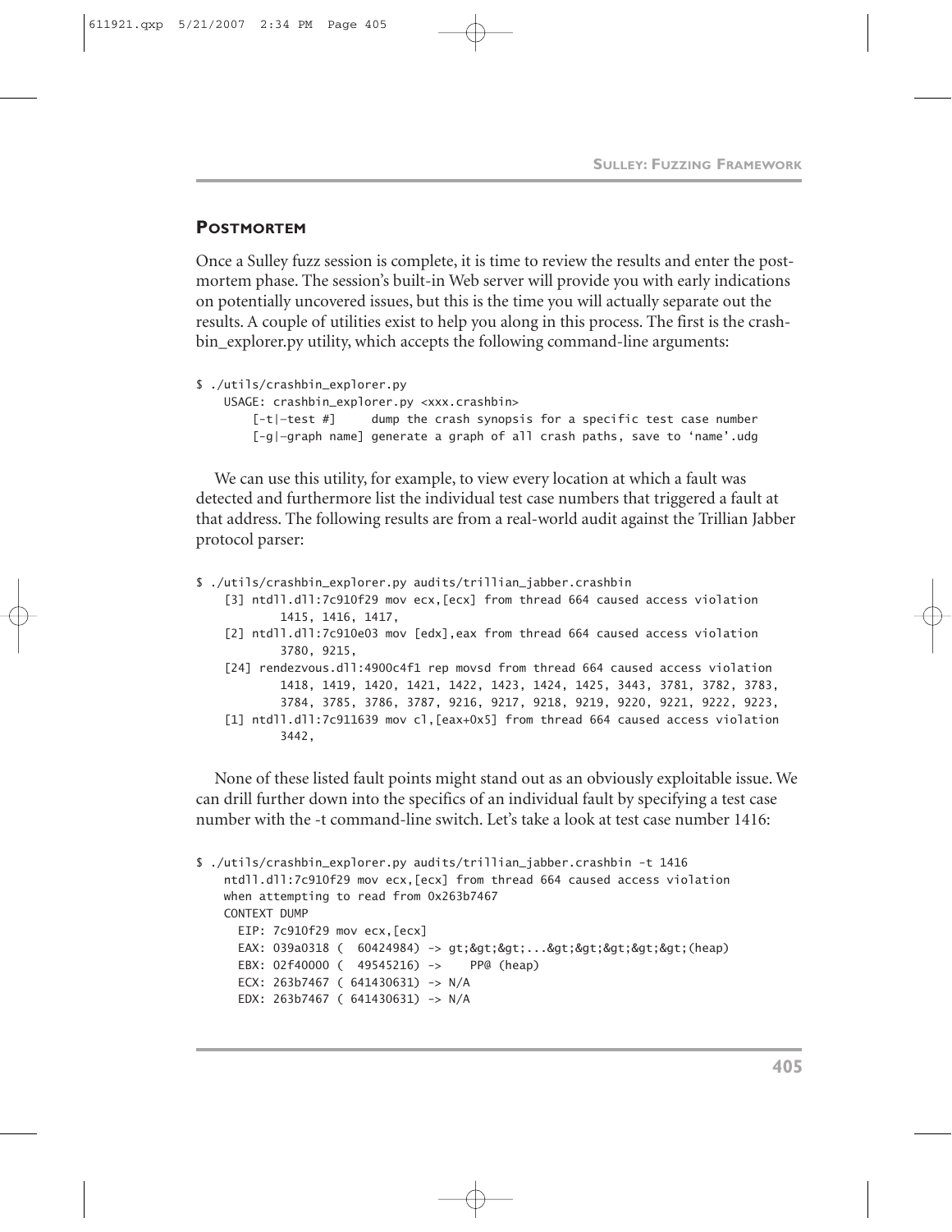## POSTMORTEM

Once a Sulley fuzz session is complete, it is time to review the results and enter the postmortem phase. The session's built-in Web server will provide you with early indications on potentially uncovered issues, but this is the time you will actually separate out the results. A couple of utilities exist to help you along in this process. The first is the crashbin_explorer.py utility, which accepts the following command-line arguments:

```
$ ./utils/crashbin_explorer.py
    USAGE: crashbin_explorer.py <xxx.crashbin>
        [-t|—test #]     dump the crash synopsis for a specific test case number
        [-g|—graph name] generate a graph of all crash paths, save to 'name'.udg
```

We can use this utility, for example, to view every location at which a fault was detected and furthermore list the individual test case numbers that triggered a fault at that address. The following results are from a real-world audit against the Trillian Jabber protocol parser:

```
$ ./utils/crashbin_explorer.py audits/trillian_jabber.crashbin
    [3] ntdll.dll:7c910f29 mov ecx,[ecx] from thread 664 caused access violation
            1415, 1416, 1417,
    [2] ntdll.dll:7c910e03 mov [edx],eax from thread 664 caused access violation
            3780, 9215,
    [24] rendezvous.dll:4900c4f1 rep movsd from thread 664 caused access violation
            1418, 1419, 1420, 1421, 1422, 1423, 1424, 1425, 3443, 3781, 3782, 3783,
            3784, 3785, 3786, 3787, 9216, 9217, 9218, 9219, 9220, 9221, 9222, 9223,
    [1] ntdll.dll:7c911639 mov cl,[eax+0x5] from thread 664 caused access violation
            3442,
```

None of these listed fault points might stand out as an obviously exploitable issue. We can drill further down into the specifics of an individual fault by specifying a test case number with the -t command-line switch. Let's take a look at test case number 1416:

```
$ ./utils/crashbin_explorer.py audits/trillian_jabber.crashbin -t 1416
    ntdll.dll:7c910f29 mov ecx,[ecx] from thread 664 caused access violation
    when attempting to read from 0x263b7467
    CONTEXT DUMP
      EIP: 7c910f29 mov ecx,[ecx]
      EAX: 039a0318 (  60424984) -> gt;&gt;&gt;...&gt;&gt;&gt;&gt;&gt;(heap)
      EBX: 02f40000 (  49545216) ->    PP@ (heap)
      ECX: 263b7467 ( 641430631) -> N/A
      EDX: 263b7467 ( 641430631) -> N/A
```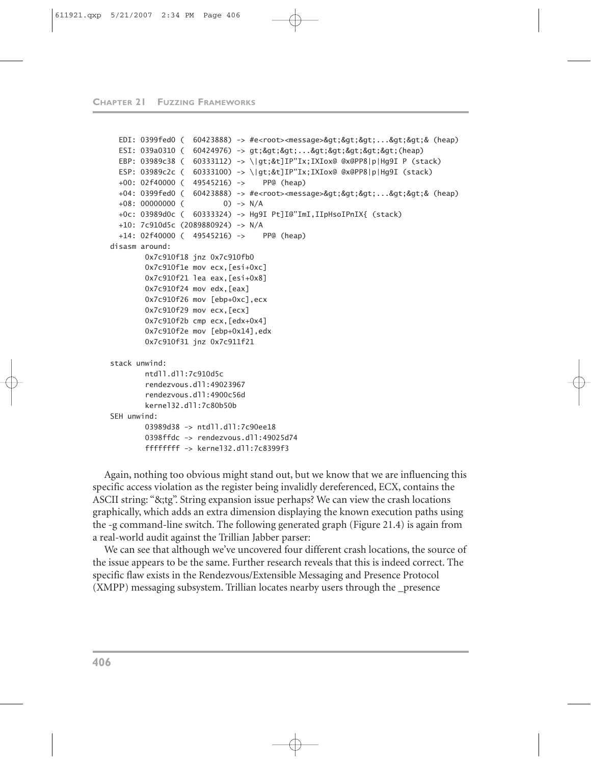```
  EDI: 0399fed0 (  60423888) -> #e<root><message>&gt;&gt;&gt;...&gt;&gt;& (heap)
  ESI: 039a0310 (  60424976) -> gt;&gt;&gt;...&gt;&gt;&gt;&gt;&gt;(heap)
  EBP: 03989c38 (  60333112) -> \|gt;&t]IP"Ix;IXIox@ @x@PP8|p|Hg9I P (stack)
  ESP: 03989c2c (  60333100) -> \|gt;&t]IP"Ix;IXIox@ @x@PP8|p|Hg9I (stack)
  +00: 02f40000 (  49545216) ->    PP@ (heap)
  +04: 0399fed0 (  60423888) -> #e<root><message>&gt;&gt;&gt;...&gt;&gt;& (heap)
  +08: 00000000 (         0) -> N/A
  +0c: 03989d0c (  60333324) -> Hg9I Pt]I@"ImI,IIpHsoIPnIX{ (stack)
  +10: 7c910d5c (2089880924) -> N/A
  +14: 02f40000 (  49545216) ->    PP@ (heap)
disasm around:
        0x7c910f18 jnz 0x7c910fb0
        0x7c910f1e mov ecx,[esi+0xc]
        0x7c910f21 lea eax,[esi+0x8]
        0x7c910f24 mov edx,[eax]
        0x7c910f26 mov [ebp+0xc],ecx
        0x7c910f29 mov ecx,[ecx]
        0x7c910f2b cmp ecx,[edx+0x4]
        0x7c910f2e mov [ebp+0x14],edx
        0x7c910f31 jnz 0x7c911f21

stack unwind:
        ntdll.dll:7c910d5c
        rendezvous.dll:49023967
        rendezvous.dll:4900c56d
        kernel32.dll:7c80b50b
SEH unwind:
        03989d38 -> ntdll.dll:7c90ee18
        0398ffdc -> rendezvous.dll:49025d74
        ffffffff -> kernel32.dll:7c8399f3
```

Again, nothing too obvious might stand out, but we know that we are influencing this specific access violation as the register being invalidly dereferenced, ECX, contains the ASCII string: "&;tg". String expansion issue perhaps? We can view the crash locations graphically, which adds an extra dimension displaying the known execution paths using the -g command-line switch. The following generated graph (Figure 21.4) is again from a real-world audit against the Trillian Jabber parser:

We can see that although we've uncovered four different crash locations, the source of the issue appears to be the same. Further research reveals that this is indeed correct. The specific flaw exists in the Rendezvous/Extensible Messaging and Presence Protocol (XMPP) messaging subsystem. Trillian locates nearby users through the _presence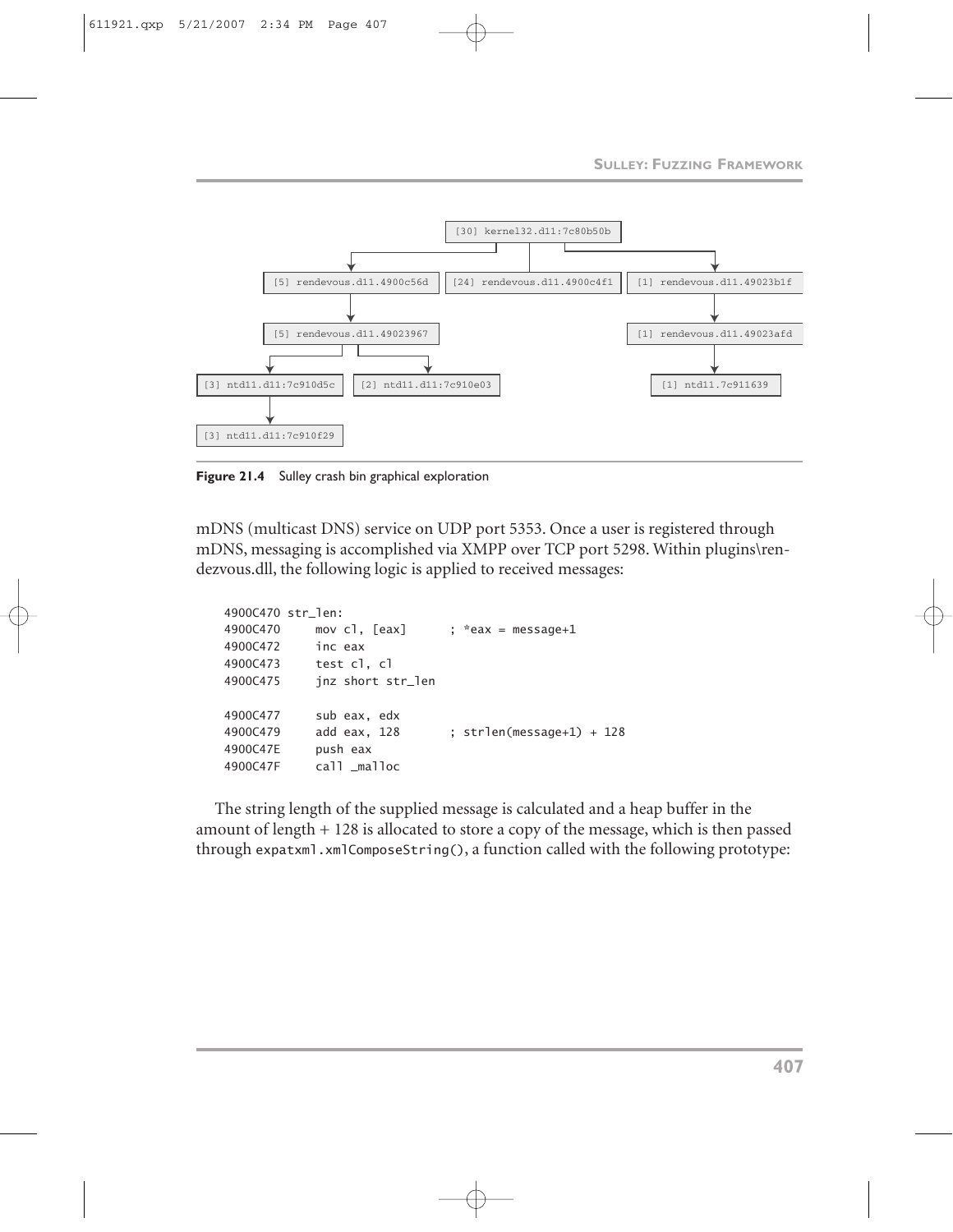```
                         [30] kernel32.dll:7c80b50b
                                      |
        +-----------------------------+-----------------------------+
        |                             |                             |
[5] rendevous.dll.4900c56d  [24] rendevous.dll.4900c4f1  [1] rendevous.dll.49023b1f
        |                                                           |
[5] rendevous.dll.49023967                                 [1] rendevous.dll.49023afd
        |                                                           |
   +----+--------------------+                                      |
   |                         |                                      |
[3] ntdll.dll:7c910d5c  [2] ntdll.dll:7c910e03              [1] ntdll.7c911639
   |
[3] ntdll.dll:7c910f29
```

**Figure 21.4** Sulley crash bin graphical exploration

mDNS (multicast DNS) service on UDP port 5353. Once a user is registered through mDNS, messaging is accomplished via XMPP over TCP port 5298. Within plugins\rendezvous.dll, the following logic is applied to received messages:

```
4900C470 str_len:
4900C470     mov cl, [eax]      ; *eax = message+1
4900C472     inc eax
4900C473     test cl, cl
4900C475     jnz short str_len

4900C477     sub eax, edx
4900C479     add eax, 128       ; strlen(message+1) + 128
4900C47E     push eax
4900C47F     call _malloc
```

The string length of the supplied message is calculated and a heap buffer in the amount of length + 128 is allocated to store a copy of the message, which is then passed through `expatxml.xmlComposeString()`, a function called with the following prototype: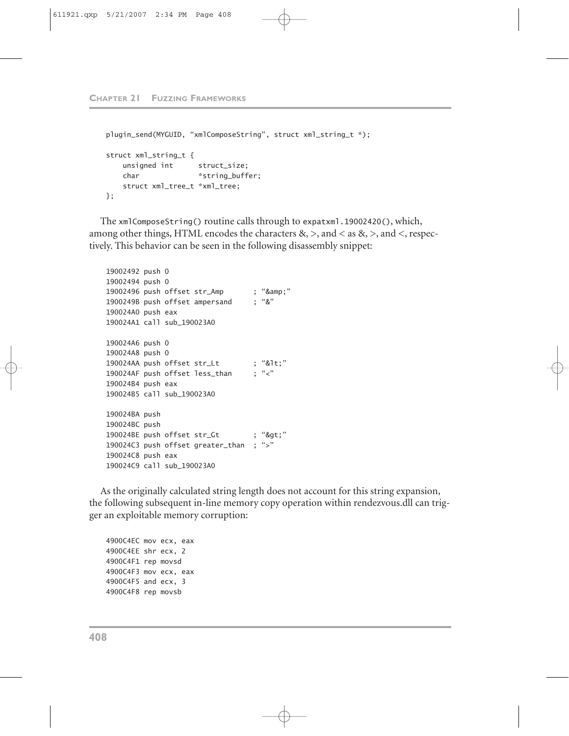```
plugin_send(MYGUID, "xmlComposeString", struct xml_string_t *);

struct xml_string_t {
    unsigned int      struct_size;
    char              *string_buffer;
    struct xml_tree_t *xml_tree;
};
```

The `xmlComposeString()` routine calls through to `expatxml.19002420()`, which, among other things, HTML encodes the characters &, >, and < as &, >, and <, respectively. This behavior can be seen in the following disassembly snippet:

```
19002492 push 0
19002494 push 0
19002496 push offset str_Amp       ; "&amp;"
1900249B push offset ampersand     ; "&"
190024A0 push eax
190024A1 call sub_190023A0

190024A6 push 0
190024A8 push 0
190024AA push offset str_Lt        ; "&lt;"
190024AF push offset less_than     ; "<"
190024B4 push eax
190024B5 call sub_190023A0

190024BA push
190024BC push
190024BE push offset str_Gt        ; "&gt;"
190024C3 push offset greater_than  ; ">"
190024C8 push eax
190024C9 call sub_190023A0
```

As the originally calculated string length does not account for this string expansion, the following subsequent in-line memory copy operation within rendezvous.dll can trigger an exploitable memory corruption:

```
4900C4EC mov ecx, eax
4900C4EE shr ecx, 2
4900C4F1 rep movsd
4900C4F3 mov ecx, eax
4900C4F5 and ecx, 3
4900C4F8 rep movsb
```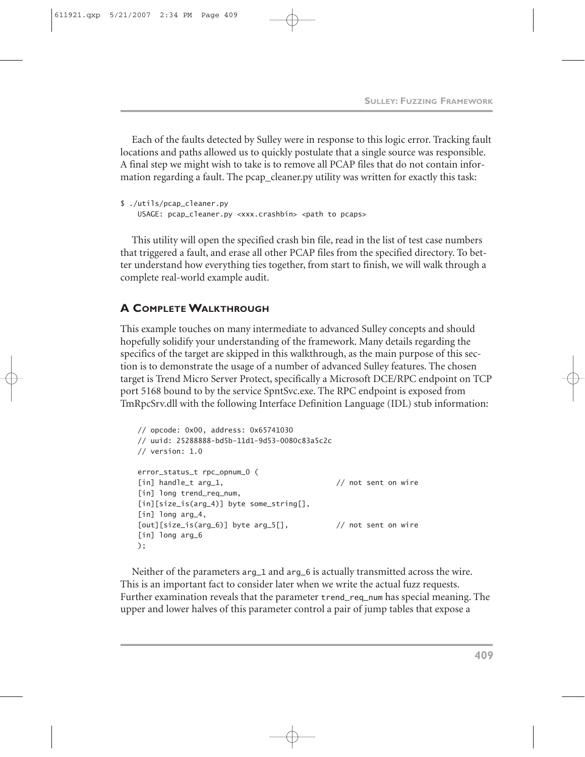Each of the faults detected by Sulley were in response to this logic error. Tracking fault locations and paths allowed us to quickly postulate that a single source was responsible. A final step we might wish to take is to remove all PCAP files that do not contain information regarding a fault. The pcap_cleaner.py utility was written for exactly this task:

```
$ ./utils/pcap_cleaner.py
    USAGE: pcap_cleaner.py <xxx.crashbin> <path to pcaps>
```

This utility will open the specified crash bin file, read in the list of test case numbers that triggered a fault, and erase all other PCAP files from the specified directory. To better understand how everything ties together, from start to finish, we will walk through a complete real-world example audit.

## A Complete Walkthrough

This example touches on many intermediate to advanced Sulley concepts and should hopefully solidify your understanding of the framework. Many details regarding the specifics of the target are skipped in this walkthrough, as the main purpose of this section is to demonstrate the usage of a number of advanced Sulley features. The chosen target is Trend Micro Server Protect, specifically a Microsoft DCE/RPC endpoint on TCP port 5168 bound to by the service SpntSvc.exe. The RPC endpoint is exposed from TmRpcSrv.dll with the following Interface Definition Language (IDL) stub information:

```
// opcode: 0x00, address: 0x65741030
// uuid: 25288888-bd5b-11d1-9d53-0080c83a5c2c
// version: 1.0

error_status_t rpc_opnum_0 (
[in] handle_t arg_1,                          // not sent on wire
[in] long trend_req_num,
[in][size_is(arg_4)] byte some_string[],
[in] long arg_4,
[out][size_is(arg_6)] byte arg_5[],           // not sent on wire
[in] long arg_6
);
```

Neither of the parameters arg_1 and arg_6 is actually transmitted across the wire. This is an important fact to consider later when we write the actual fuzz requests. Further examination reveals that the parameter trend_req_num has special meaning. The upper and lower halves of this parameter control a pair of jump tables that expose a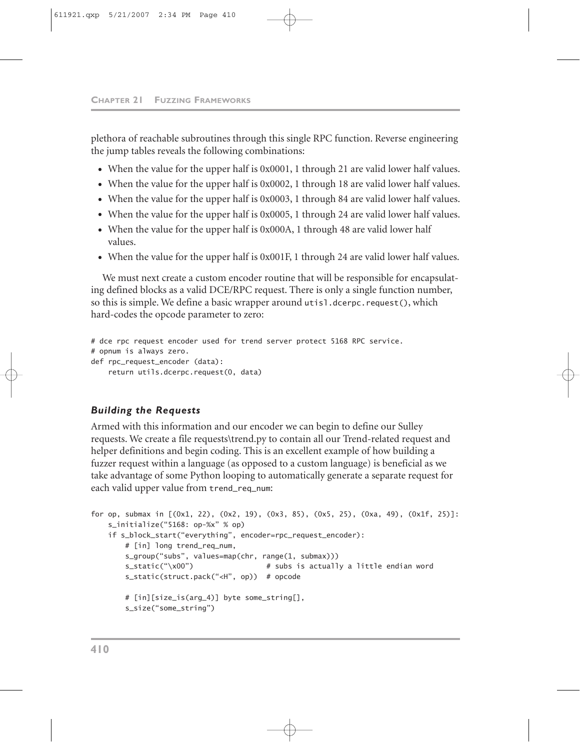plethora of reachable subroutines through this single RPC function. Reverse engineering the jump tables reveals the following combinations:

- When the value for the upper half is 0x0001, 1 through 21 are valid lower half values.
- When the value for the upper half is 0x0002, 1 through 18 are valid lower half values.
- When the value for the upper half is 0x0003, 1 through 84 are valid lower half values.
- When the value for the upper half is 0x0005, 1 through 24 are valid lower half values.
- When the value for the upper half is 0x000A, 1 through 48 are valid lower half values.
- When the value for the upper half is 0x001F, 1 through 24 are valid lower half values.

We must next create a custom encoder routine that will be responsible for encapsulating defined blocks as a valid DCE/RPC request. There is only a single function number, so this is simple. We define a basic wrapper around `utisl.dcerpc.request()`, which hard-codes the opcode parameter to zero:

```
# dce rpc request encoder used for trend server protect 5168 RPC service.
# opnum is always zero.
def rpc_request_encoder (data):
    return utils.dcerpc.request(0, data)
```

### *Building the Requests*

Armed with this information and our encoder we can begin to define our Sulley requests. We create a file requests\trend.py to contain all our Trend-related request and helper definitions and begin coding. This is an excellent example of how building a fuzzer request within a language (as opposed to a custom language) is beneficial as we take advantage of some Python looping to automatically generate a separate request for each valid upper value from `trend_req_num`:

```
for op, submax in [(0x1, 22), (0x2, 19), (0x3, 85), (0x5, 25), (0xa, 49), (0x1f, 25)]:
    s_initialize("5168: op-%x" % op)
    if s_block_start("everything", encoder=rpc_request_encoder):
        # [in] long trend_req_num,
        s_group("subs", values=map(chr, range(1, submax)))
        s_static("\x00")                 # subs is actually a little endian word
        s_static(struct.pack("<H", op))  # opcode

        # [in][size_is(arg_4)] byte some_string[],
        s_size("some_string")
```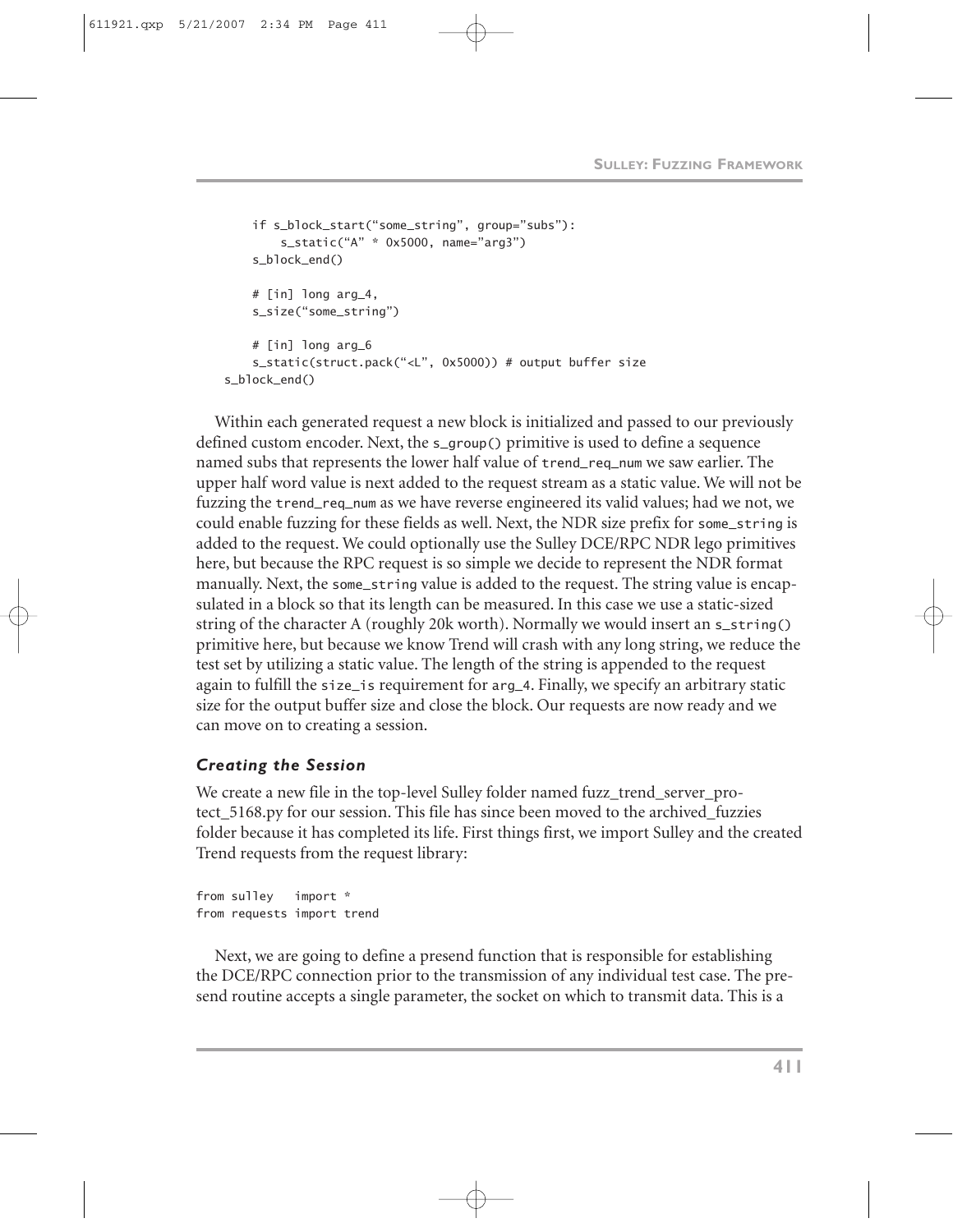```
    if s_block_start("some_string", group="subs"):
        s_static("A" * 0x5000, name="arg3")
    s_block_end()

    # [in] long arg_4,
    s_size("some_string")

    # [in] long arg_6
    s_static(struct.pack("<L", 0x5000)) # output buffer size
s_block_end()
```

Within each generated request a new block is initialized and passed to our previously defined custom encoder. Next, the `s_group()` primitive is used to define a sequence named subs that represents the lower half value of `trend_req_num` we saw earlier. The upper half word value is next added to the request stream as a static value. We will not be fuzzing the `trend_req_num` as we have reverse engineered its valid values; had we not, we could enable fuzzing for these fields as well. Next, the NDR size prefix for `some_string` is added to the request. We could optionally use the Sulley DCE/RPC NDR lego primitives here, but because the RPC request is so simple we decide to represent the NDR format manually. Next, the `some_string` value is added to the request. The string value is encapsulated in a block so that its length can be measured. In this case we use a static-sized string of the character A (roughly 20k worth). Normally we would insert an `s_string()` primitive here, but because we know Trend will crash with any long string, we reduce the test set by utilizing a static value. The length of the string is appended to the request again to fulfill the `size_is` requirement for `arg_4`. Finally, we specify an arbitrary static size for the output buffer size and close the block. Our requests are now ready and we can move on to creating a session.

### *Creating the Session*

We create a new file in the top-level Sulley folder named fuzz_trend_server_protect_5168.py for our session. This file has since been moved to the archived_fuzzies folder because it has completed its life. First things first, we import Sulley and the created Trend requests from the request library:

```
from sulley   import *
from requests import trend
```

Next, we are going to define a presend function that is responsible for establishing the DCE/RPC connection prior to the transmission of any individual test case. The presend routine accepts a single parameter, the socket on which to transmit data. This is a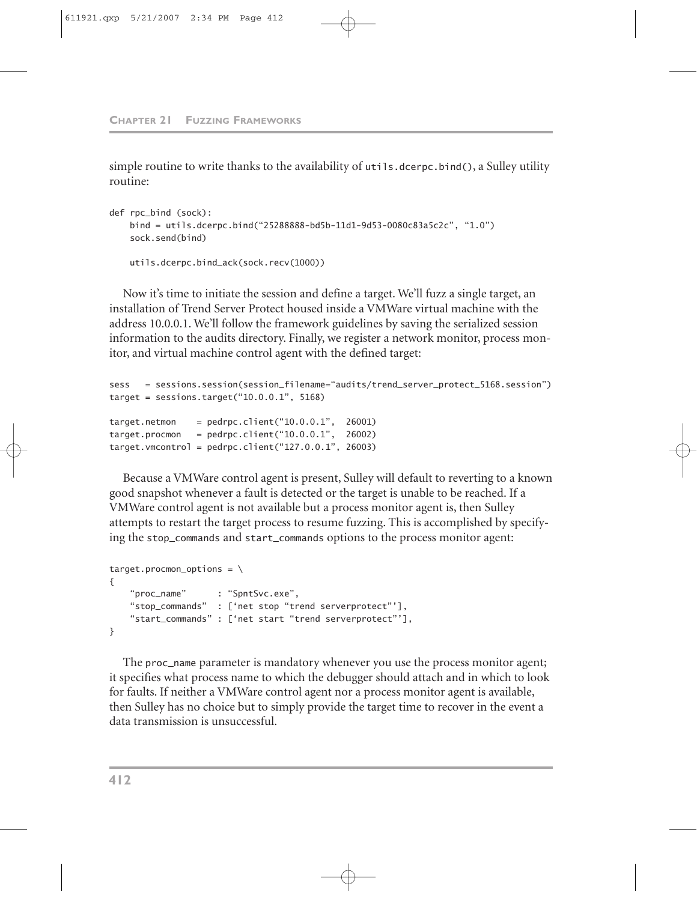simple routine to write thanks to the availability of `utils.dcerpc.bind()`, a Sulley utility routine:

```
def rpc_bind (sock):
    bind = utils.dcerpc.bind("25288888-bd5b-11d1-9d53-0080c83a5c2c", "1.0")
    sock.send(bind)

    utils.dcerpc.bind_ack(sock.recv(1000))
```

Now it's time to initiate the session and define a target. We'll fuzz a single target, an installation of Trend Server Protect housed inside a VMWare virtual machine with the address 10.0.0.1. We'll follow the framework guidelines by saving the serialized session information to the audits directory. Finally, we register a network monitor, process monitor, and virtual machine control agent with the defined target:

```
sess   = sessions.session(session_filename="audits/trend_server_protect_5168.session")
target = sessions.target("10.0.0.1", 5168)

target.netmon    = pedrpc.client("10.0.0.1",  26001)
target.procmon   = pedrpc.client("10.0.0.1",  26002)
target.vmcontrol = pedrpc.client("127.0.0.1", 26003)
```

Because a VMWare control agent is present, Sulley will default to reverting to a known good snapshot whenever a fault is detected or the target is unable to be reached. If a VMWare control agent is not available but a process monitor agent is, then Sulley attempts to restart the target process to resume fuzzing. This is accomplished by specifying the `stop_commands` and `start_commands` options to the process monitor agent:

```
target.procmon_options = \
{
    "proc_name"      : "SpntSvc.exe",
    "stop_commands"  : ['net stop "trend serverprotect"'],
    "start_commands" : ['net start "trend serverprotect"'],
}
```

The `proc_name` parameter is mandatory whenever you use the process monitor agent; it specifies what process name to which the debugger should attach and in which to look for faults. If neither a VMWare control agent nor a process monitor agent is available, then Sulley has no choice but to simply provide the target time to recover in the event a data transmission is unsuccessful.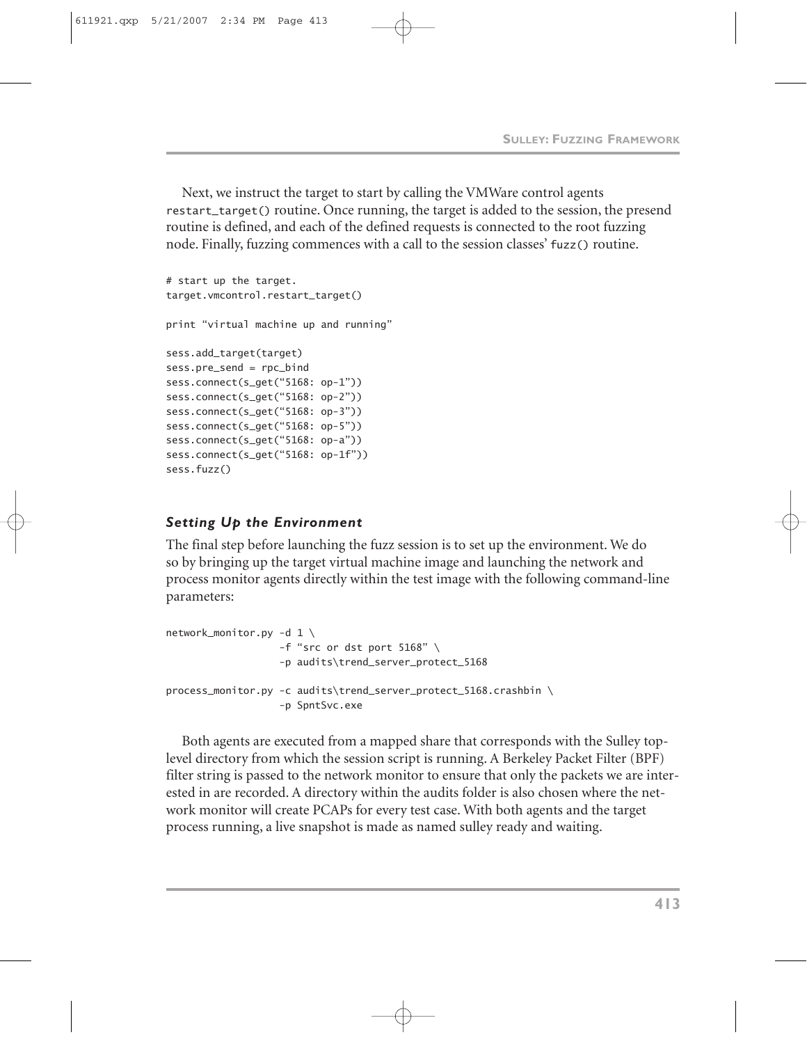Next, we instruct the target to start by calling the VMWare control agents `restart_target()` routine. Once running, the target is added to the session, the presend routine is defined, and each of the defined requests is connected to the root fuzzing node. Finally, fuzzing commences with a call to the session classes' `fuzz()` routine.

```
# start up the target.
target.vmcontrol.restart_target()

print "virtual machine up and running"

sess.add_target(target)
sess.pre_send = rpc_bind
sess.connect(s_get("5168: op-1"))
sess.connect(s_get("5168: op-2"))
sess.connect(s_get("5168: op-3"))
sess.connect(s_get("5168: op-5"))
sess.connect(s_get("5168: op-a"))
sess.connect(s_get("5168: op-1f"))
sess.fuzz()
```

### *Setting Up the Environment*

The final step before launching the fuzz session is to set up the environment. We do so by bringing up the target virtual machine image and launching the network and process monitor agents directly within the test image with the following command-line parameters:

```
network_monitor.py -d 1 \
                   -f "src or dst port 5168" \
                   -p audits\trend_server_protect_5168

process_monitor.py -c audits\trend_server_protect_5168.crashbin \
                   -p SpntSvc.exe
```

Both agents are executed from a mapped share that corresponds with the Sulley top-level directory from which the session script is running. A Berkeley Packet Filter (BPF) filter string is passed to the network monitor to ensure that only the packets we are interested in are recorded. A directory within the audits folder is also chosen where the network monitor will create PCAPs for every test case. With both agents and the target process running, a live snapshot is made as named sulley ready and waiting.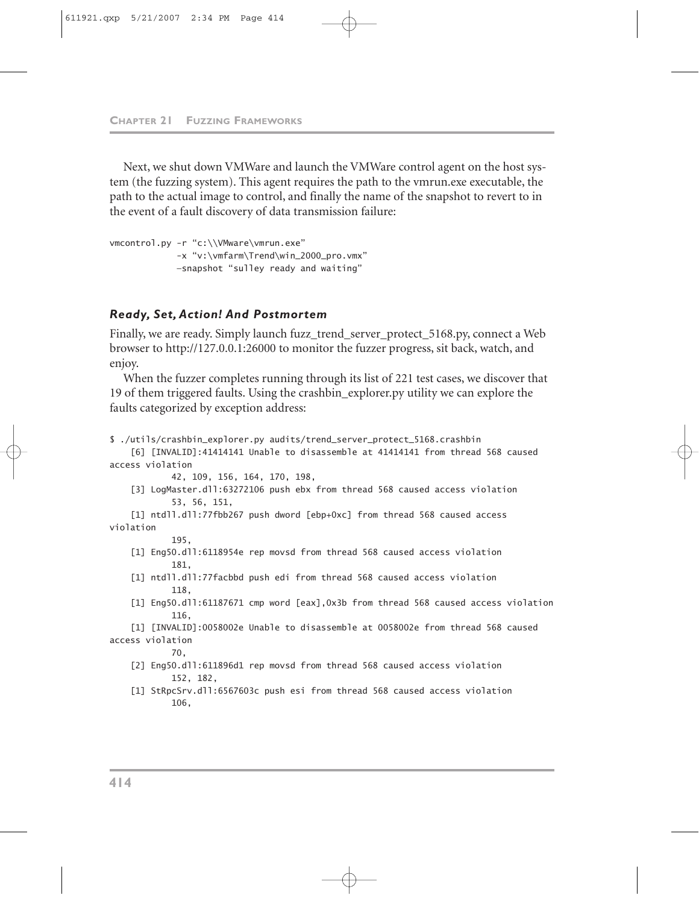Next, we shut down VMWare and launch the VMWare control agent on the host system (the fuzzing system). This agent requires the path to the vmrun.exe executable, the path to the actual image to control, and finally the name of the snapshot to revert to in the event of a fault discovery of data transmission failure:

```
vmcontrol.py -r "c:\\VMware\vmrun.exe"
             -x "v:\vmfarm\Trend\win_2000_pro.vmx"
             —snapshot "sulley ready and waiting"
```

### *Ready, Set, Action! And Postmortem*

Finally, we are ready. Simply launch fuzz_trend_server_protect_5168.py, connect a Web browser to http://127.0.0.1:26000 to monitor the fuzzer progress, sit back, watch, and enjoy.

When the fuzzer completes running through its list of 221 test cases, we discover that 19 of them triggered faults. Using the crashbin_explorer.py utility we can explore the faults categorized by exception address:

```
$ ./utils/crashbin_explorer.py audits/trend_server_protect_5168.crashbin
    [6] [INVALID]:41414141 Unable to disassemble at 41414141 from thread 568 caused
access violation
            42, 109, 156, 164, 170, 198,
    [3] LogMaster.dll:63272106 push ebx from thread 568 caused access violation
            53, 56, 151,
    [1] ntdll.dll:77fbb267 push dword [ebp+0xc] from thread 568 caused access
violation
            195,
    [1] Eng50.dll:6118954e rep movsd from thread 568 caused access violation
            181,
    [1] ntdll.dll:77facbbd push edi from thread 568 caused access violation
            118,
    [1] Eng50.dll:61187671 cmp word [eax],0x3b from thread 568 caused access violation
            116,
    [1] [INVALID]:0058002e Unable to disassemble at 0058002e from thread 568 caused
access violation
            70,
    [2] Eng50.dll:611896d1 rep movsd from thread 568 caused access violation
            152, 182,
    [1] StRpcSrv.dll:6567603c push esi from thread 568 caused access violation
            106,
```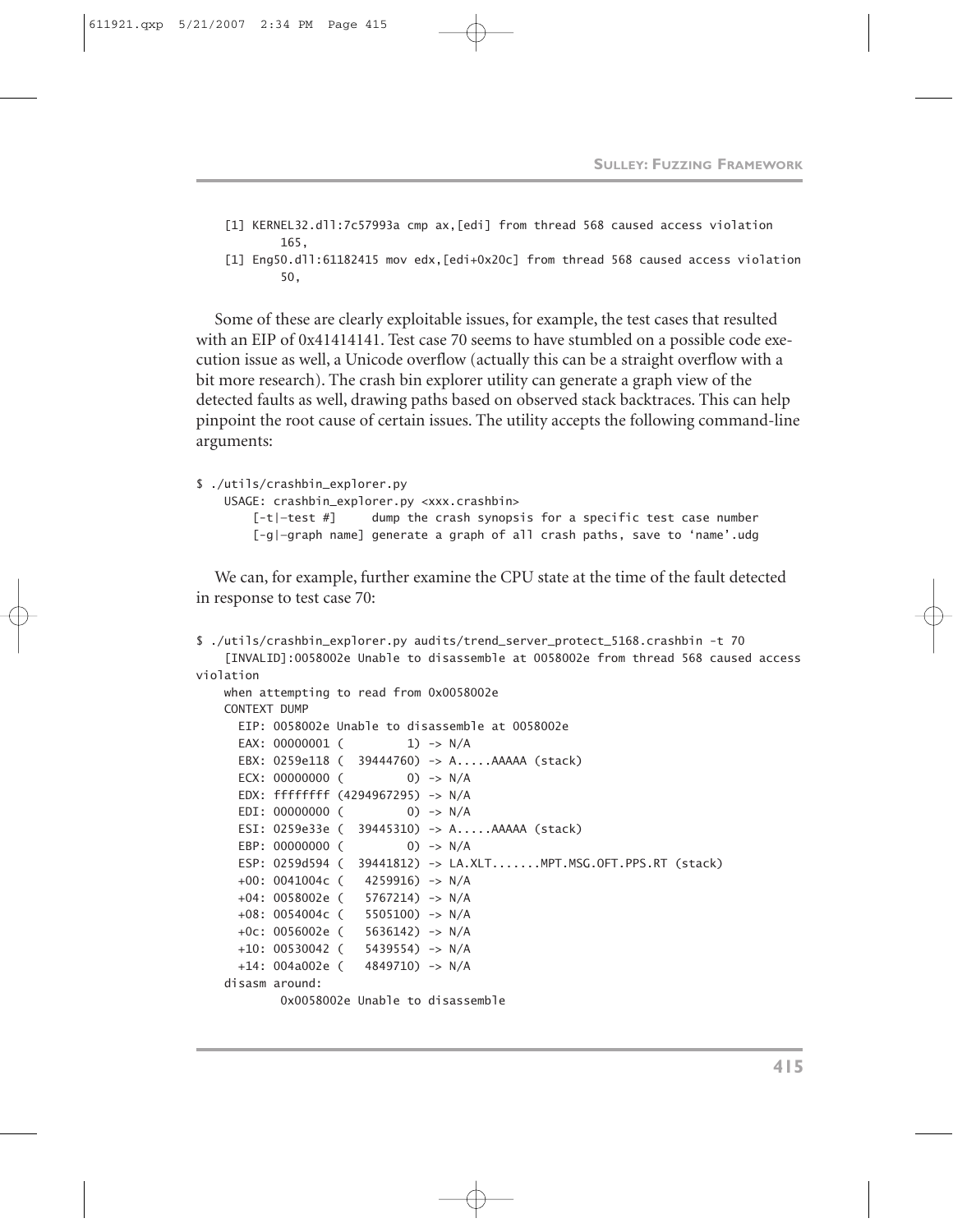```
    [1] KERNEL32.dll:7c57993a cmp ax,[edi] from thread 568 caused access violation
            165,
    [1] Eng50.dll:61182415 mov edx,[edi+0x20c] from thread 568 caused access violation
            50,
```

Some of these are clearly exploitable issues, for example, the test cases that resulted with an EIP of 0x41414141. Test case 70 seems to have stumbled on a possible code execution issue as well, a Unicode overflow (actually this can be a straight overflow with a bit more research). The crash bin explorer utility can generate a graph view of the detected faults as well, drawing paths based on observed stack backtraces. This can help pinpoint the root cause of certain issues. The utility accepts the following command-line arguments:

```
$ ./utils/crashbin_explorer.py
    USAGE: crashbin_explorer.py <xxx.crashbin>
        [-t|—test #]     dump the crash synopsis for a specific test case number
        [-g|—graph name] generate a graph of all crash paths, save to 'name'.udg
```

We can, for example, further examine the CPU state at the time of the fault detected in response to test case 70:

```
$ ./utils/crashbin_explorer.py audits/trend_server_protect_5168.crashbin -t 70
    [INVALID]:0058002e Unable to disassemble at 0058002e from thread 568 caused access
violation
    when attempting to read from 0x0058002e
    CONTEXT DUMP
      EIP: 0058002e Unable to disassemble at 0058002e
      EAX: 00000001 (         1) -> N/A
      EBX: 0259e118 (  39444760) -> A.....AAAAA (stack)
      ECX: 00000000 (         0) -> N/A
      EDX: ffffffff (4294967295) -> N/A
      EDI: 00000000 (         0) -> N/A
      ESI: 0259e33e (  39445310) -> A.....AAAAA (stack)
      EBP: 00000000 (         0) -> N/A
      ESP: 0259d594 (  39441812) -> LA.XLT.......MPT.MSG.OFT.PPS.RT (stack)
      +00: 0041004c (   4259916) -> N/A
      +04: 0058002e (   5767214) -> N/A
      +08: 0054004c (   5505100) -> N/A
      +0c: 0056002e (   5636142) -> N/A
      +10: 00530042 (   5439554) -> N/A
      +14: 004a002e (   4849710) -> N/A
    disasm around:
            0x0058002e Unable to disassemble
```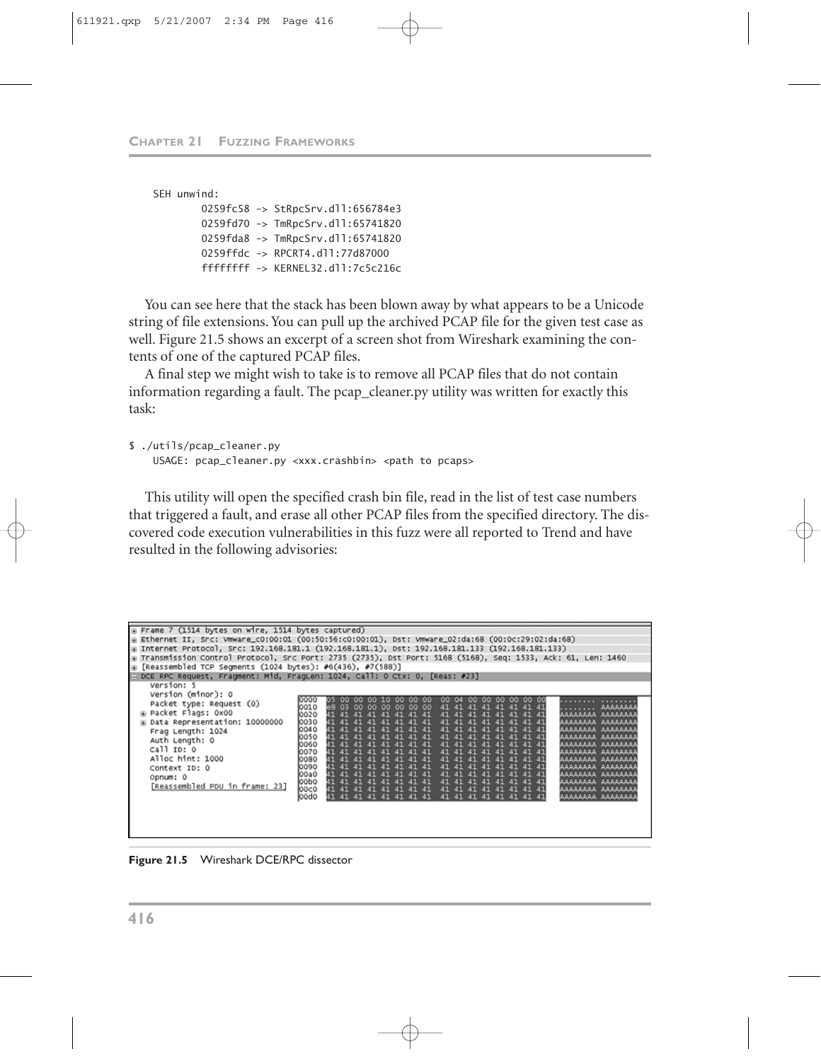```
SEH unwind:
        0259fc58 -> StRpcSrv.dll:656784e3
        0259fd70 -> TmRpcSrv.dll:65741820
        0259fda8 -> TmRpcSrv.dll:65741820
        0259ffdc -> RPCRT4.dll:77d87000
        ffffffff -> KERNEL32.dll:7c5c216c
```

You can see here that the stack has been blown away by what appears to be a Unicode string of file extensions. You can pull up the archived PCAP file for the given test case as well. Figure 21.5 shows an excerpt of a screen shot from Wireshark examining the contents of one of the captured PCAP files.

A final step we might wish to take is to remove all PCAP files that do not contain information regarding a fault. The pcap_cleaner.py utility was written for exactly this task:

```
$ ./utils/pcap_cleaner.py
    USAGE: pcap_cleaner.py <xxx.crashbin> <path to pcaps>
```

This utility will open the specified crash bin file, read in the list of test case numbers that triggered a fault, and erase all other PCAP files from the specified directory. The discovered code execution vulnerabilities in this fuzz were all reported to Trend and have resulted in the following advisories:

```
+ Frame 7 (1514 bytes on wire, 1514 bytes captured)
+ Ethernet II, Src: Vmware_c0:00:01 (00:50:56:c0:00:01), Dst: Vmware_02:da:68 (00:0c:29:02:da:68)
+ Internet Protocol, Src: 192.168.181.1 (192.168.181.1), Dst: 192.168.181.133 (192.168.181.133)
+ Transmission Control Protocol, Src Port: 2735 (2735), Dst Port: 5168 (5168), Seq: 1533, Ack: 61, Len: 1460
+ [Reassembled TCP Segments (1024 bytes): #6(436), #7(588)]
- DCE RPC Request, Fragment: Mid, FragLen: 1024, Call: 0 Ctx: 0, [Reas: #23]
    Version: 5
    Version (minor): 0
    Packet type: Request (0)
  + Packet Flags: 0x00
  + Data Representation: 10000000
    Frag Length: 1024
    Auth Length: 0
    Call ID: 0
    Alloc hint: 1000
    Context ID: 0
    Opnum: 0
    [Reassembled PDU in frame: 23]

0000  05 00 00 00 10 00 00 00  00 04 00 00 00 00 00 00   ........ ........
0010  e8 03 00 00 00 00 00 00  41 41 41 41 41 41 41 41   ........ AAAAAAAA
0020  41 41 41 41 41 41 41 41  41 41 41 41 41 41 41 41   AAAAAAAA AAAAAAAA
0030  41 41 41 41 41 41 41 41  41 41 41 41 41 41 41 41   AAAAAAAA AAAAAAAA
0040  41 41 41 41 41 41 41 41  41 41 41 41 41 41 41 41   AAAAAAAA AAAAAAAA
0050  41 41 41 41 41 41 41 41  41 41 41 41 41 41 41 41   AAAAAAAA AAAAAAAA
0060  41 41 41 41 41 41 41 41  41 41 41 41 41 41 41 41   AAAAAAAA AAAAAAAA
0070  41 41 41 41 41 41 41 41  41 41 41 41 41 41 41 41   AAAAAAAA AAAAAAAA
0080  41 41 41 41 41 41 41 41  41 41 41 41 41 41 41 41   AAAAAAAA AAAAAAAA
0090  41 41 41 41 41 41 41 41  41 41 41 41 41 41 41 41   AAAAAAAA AAAAAAAA
00a0  41 41 41 41 41 41 41 41  41 41 41 41 41 41 41 41   AAAAAAAA AAAAAAAA
00b0  41 41 41 41 41 41 41 41  41 41 41 41 41 41 41 41   AAAAAAAA AAAAAAAA
00c0  41 41 41 41 41 41 41 41  41 41 41 41 41 41 41 41   AAAAAAAA AAAAAAAA
00d0  41 41 41 41 41 41 41 41  41 41 41 41 41 41 41 41   AAAAAAAA AAAAAAAA
```

**Figure 21.5** Wireshark DCE/RPC dissector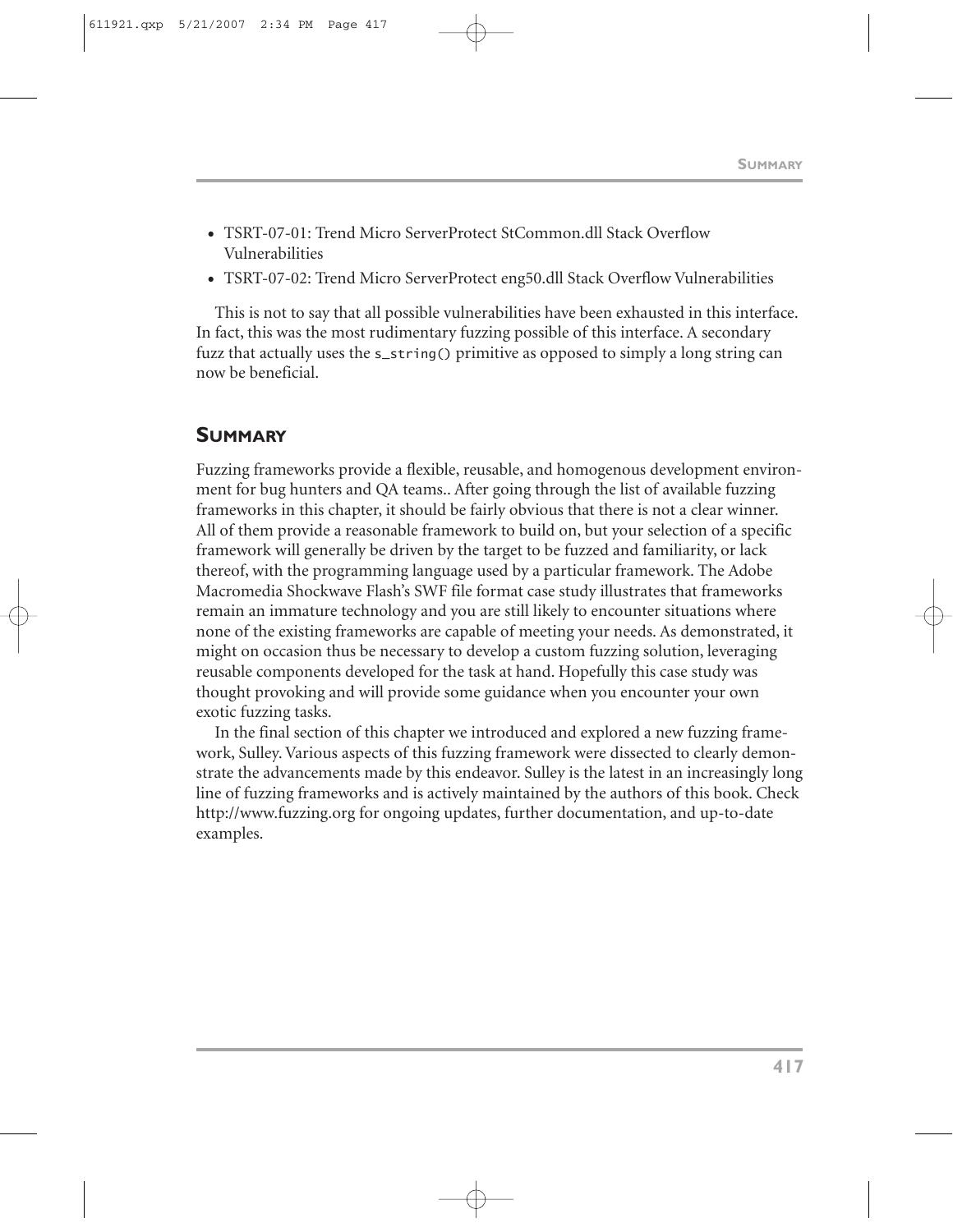- TSRT-07-01: Trend Micro ServerProtect StCommon.dll Stack Overflow Vulnerabilities
- TSRT-07-02: Trend Micro ServerProtect eng50.dll Stack Overflow Vulnerabilities

This is not to say that all possible vulnerabilities have been exhausted in this interface. In fact, this was the most rudimentary fuzzing possible of this interface. A secondary fuzz that actually uses the `s_string()` primitive as opposed to simply a long string can now be beneficial.

## SUMMARY

Fuzzing frameworks provide a flexible, reusable, and homogenous development environment for bug hunters and QA teams.. After going through the list of available fuzzing frameworks in this chapter, it should be fairly obvious that there is not a clear winner. All of them provide a reasonable framework to build on, but your selection of a specific framework will generally be driven by the target to be fuzzed and familiarity, or lack thereof, with the programming language used by a particular framework. The Adobe Macromedia Shockwave Flash's SWF file format case study illustrates that frameworks remain an immature technology and you are still likely to encounter situations where none of the existing frameworks are capable of meeting your needs. As demonstrated, it might on occasion thus be necessary to develop a custom fuzzing solution, leveraging reusable components developed for the task at hand. Hopefully this case study was thought provoking and will provide some guidance when you encounter your own exotic fuzzing tasks.

In the final section of this chapter we introduced and explored a new fuzzing framework, Sulley. Various aspects of this fuzzing framework were dissected to clearly demonstrate the advancements made by this endeavor. Sulley is the latest in an increasingly long line of fuzzing frameworks and is actively maintained by the authors of this book. Check http://www.fuzzing.org for ongoing updates, further documentation, and up-to-date examples.